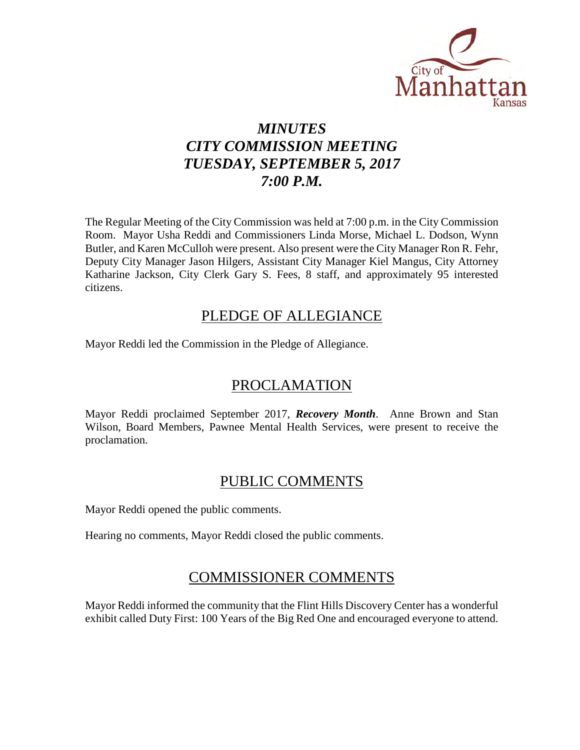City of Manhattan Kansas

# *MINUTES*
# *CITY COMMISSION MEETING*
# *TUESDAY, SEPTEMBER 5, 2017*
# *7:00 P.M.*

The Regular Meeting of the City Commission was held at 7:00 p.m. in the City Commission Room. Mayor Usha Reddi and Commissioners Linda Morse, Michael L. Dodson, Wynn Butler, and Karen McCulloh were present. Also present were the City Manager Ron R. Fehr, Deputy City Manager Jason Hilgers, Assistant City Manager Kiel Mangus, City Attorney Katharine Jackson, City Clerk Gary S. Fees, 8 staff, and approximately 95 interested citizens.

## PLEDGE OF ALLEGIANCE

Mayor Reddi led the Commission in the Pledge of Allegiance.

## PROCLAMATION

Mayor Reddi proclaimed September 2017, ***Recovery Month***. Anne Brown and Stan Wilson, Board Members, Pawnee Mental Health Services, were present to receive the proclamation.

## PUBLIC COMMENTS

Mayor Reddi opened the public comments.

Hearing no comments, Mayor Reddi closed the public comments.

## COMMISSIONER COMMENTS

Mayor Reddi informed the community that the Flint Hills Discovery Center has a wonderful exhibit called Duty First: 100 Years of the Big Red One and encouraged everyone to attend.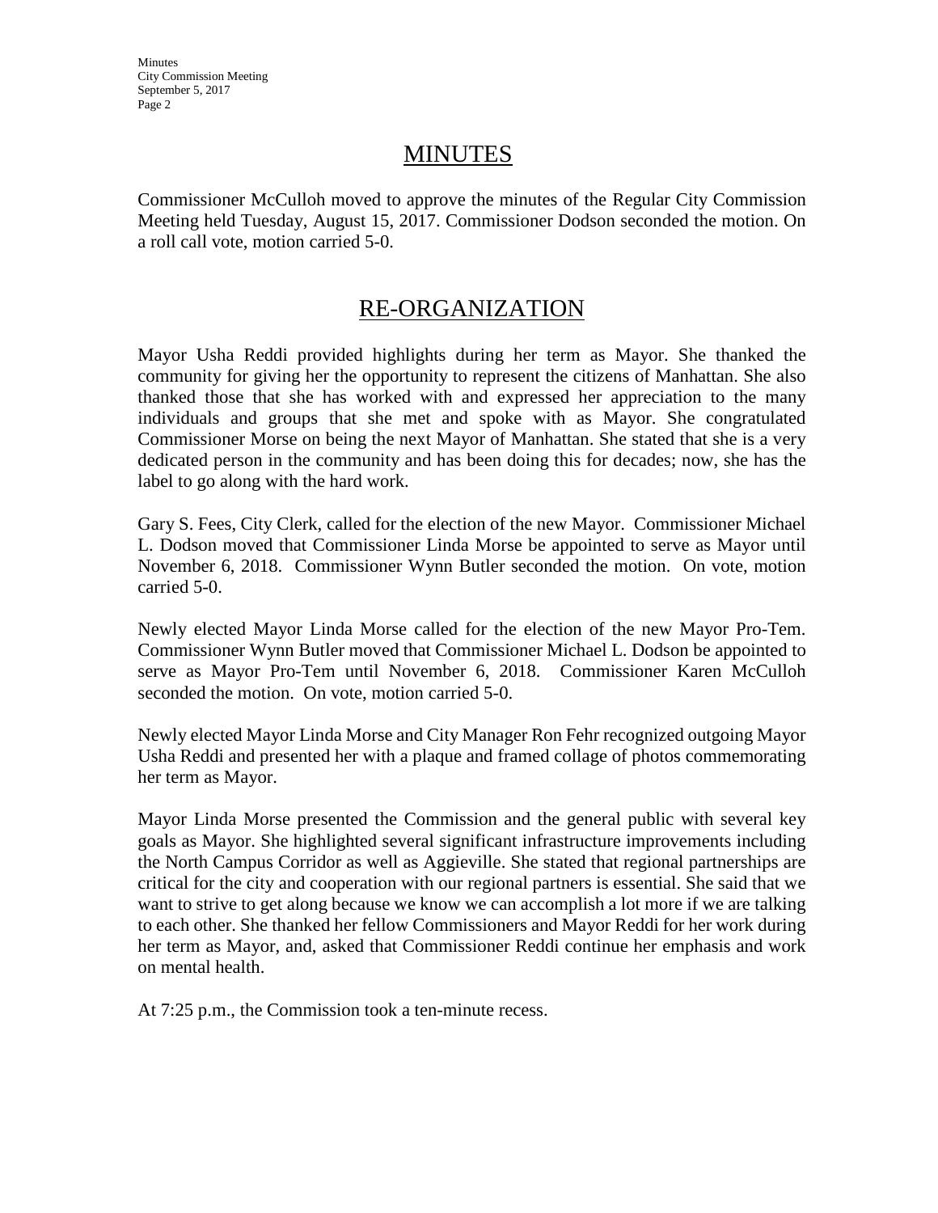## MINUTES

Commissioner McCulloh moved to approve the minutes of the Regular City Commission Meeting held Tuesday, August 15, 2017. Commissioner Dodson seconded the motion. On a roll call vote, motion carried 5-0.

## RE-ORGANIZATION

Mayor Usha Reddi provided highlights during her term as Mayor. She thanked the community for giving her the opportunity to represent the citizens of Manhattan. She also thanked those that she has worked with and expressed her appreciation to the many individuals and groups that she met and spoke with as Mayor. She congratulated Commissioner Morse on being the next Mayor of Manhattan. She stated that she is a very dedicated person in the community and has been doing this for decades; now, she has the label to go along with the hard work.

Gary S. Fees, City Clerk, called for the election of the new Mayor. Commissioner Michael L. Dodson moved that Commissioner Linda Morse be appointed to serve as Mayor until November 6, 2018. Commissioner Wynn Butler seconded the motion. On vote, motion carried 5-0.

Newly elected Mayor Linda Morse called for the election of the new Mayor Pro-Tem. Commissioner Wynn Butler moved that Commissioner Michael L. Dodson be appointed to serve as Mayor Pro-Tem until November 6, 2018. Commissioner Karen McCulloh seconded the motion. On vote, motion carried 5-0.

Newly elected Mayor Linda Morse and City Manager Ron Fehr recognized outgoing Mayor Usha Reddi and presented her with a plaque and framed collage of photos commemorating her term as Mayor.

Mayor Linda Morse presented the Commission and the general public with several key goals as Mayor. She highlighted several significant infrastructure improvements including the North Campus Corridor as well as Aggieville. She stated that regional partnerships are critical for the city and cooperation with our regional partners is essential. She said that we want to strive to get along because we know we can accomplish a lot more if we are talking to each other. She thanked her fellow Commissioners and Mayor Reddi for her work during her term as Mayor, and, asked that Commissioner Reddi continue her emphasis and work on mental health.

At 7:25 p.m., the Commission took a ten-minute recess.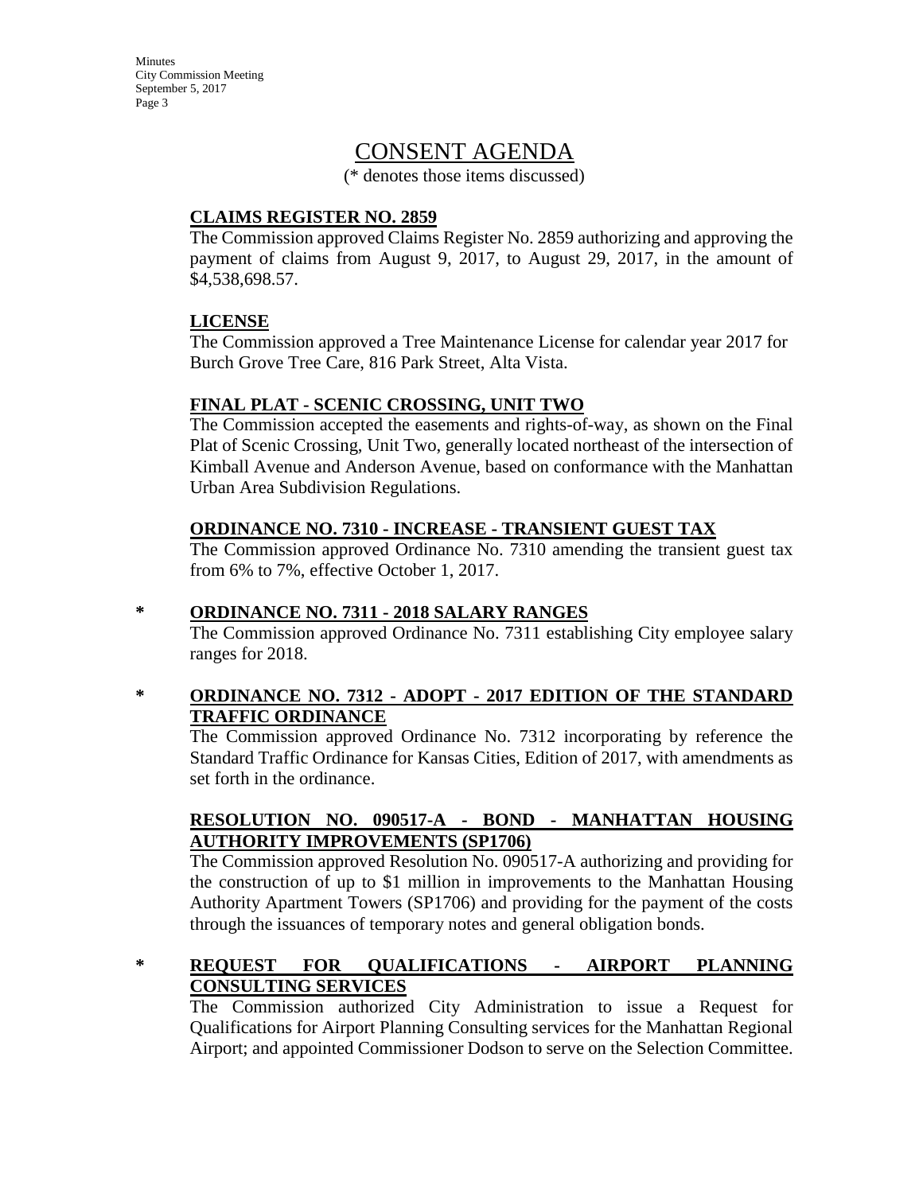# CONSENT AGENDA

(* denotes those items discussed)

**CLAIMS REGISTER NO. 2859**

The Commission approved Claims Register No. 2859 authorizing and approving the payment of claims from August 9, 2017, to August 29, 2017, in the amount of $4,538,698.57.

**LICENSE**

The Commission approved a Tree Maintenance License for calendar year 2017 for Burch Grove Tree Care, 816 Park Street, Alta Vista.

**FINAL PLAT - SCENIC CROSSING, UNIT TWO**

The Commission accepted the easements and rights-of-way, as shown on the Final Plat of Scenic Crossing, Unit Two, generally located northeast of the intersection of Kimball Avenue and Anderson Avenue, based on conformance with the Manhattan Urban Area Subdivision Regulations.

**ORDINANCE NO. 7310 - INCREASE - TRANSIENT GUEST TAX**

The Commission approved Ordinance No. 7310 amending the transient guest tax from 6% to 7%, effective October 1, 2017.

\* **ORDINANCE NO. 7311 - 2018 SALARY RANGES**

The Commission approved Ordinance No. 7311 establishing City employee salary ranges for 2018.

\* **ORDINANCE NO. 7312 - ADOPT - 2017 EDITION OF THE STANDARD TRAFFIC ORDINANCE**

The Commission approved Ordinance No. 7312 incorporating by reference the Standard Traffic Ordinance for Kansas Cities, Edition of 2017, with amendments as set forth in the ordinance.

**RESOLUTION NO. 090517-A - BOND - MANHATTAN HOUSING AUTHORITY IMPROVEMENTS (SP1706)**

The Commission approved Resolution No. 090517-A authorizing and providing for the construction of up to $1 million in improvements to the Manhattan Housing Authority Apartment Towers (SP1706) and providing for the payment of the costs through the issuances of temporary notes and general obligation bonds.

\* **REQUEST FOR QUALIFICATIONS - AIRPORT PLANNING CONSULTING SERVICES**

The Commission authorized City Administration to issue a Request for Qualifications for Airport Planning Consulting services for the Manhattan Regional Airport; and appointed Commissioner Dodson to serve on the Selection Committee.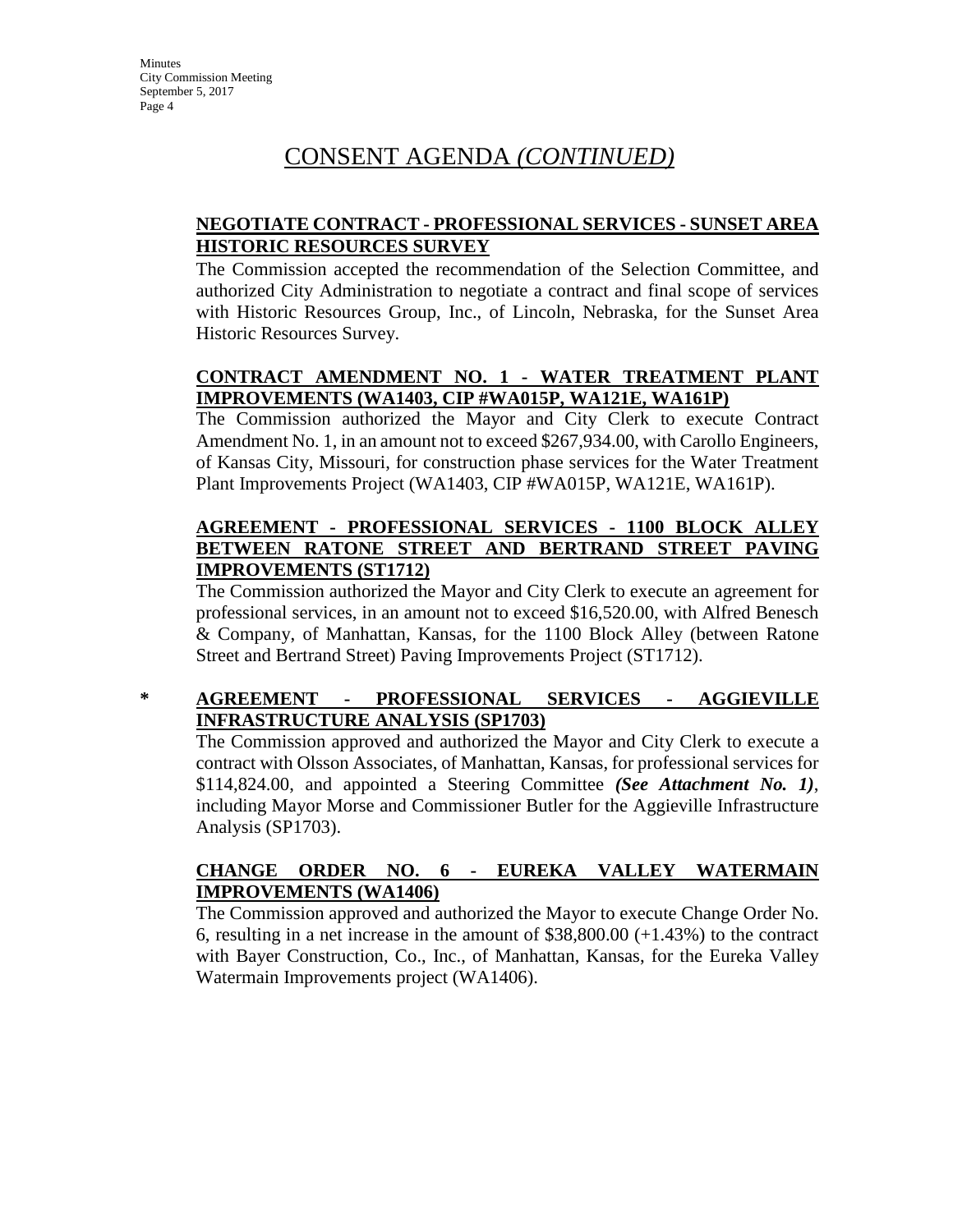# CONSENT AGENDA *(CONTINUED)*

**NEGOTIATE CONTRACT - PROFESSIONAL SERVICES - SUNSET AREA HISTORIC RESOURCES SURVEY**

The Commission accepted the recommendation of the Selection Committee, and authorized City Administration to negotiate a contract and final scope of services with Historic Resources Group, Inc., of Lincoln, Nebraska, for the Sunset Area Historic Resources Survey.

**CONTRACT AMENDMENT NO. 1 - WATER TREATMENT PLANT IMPROVEMENTS (WA1403, CIP #WA015P, WA121E, WA161P)**

The Commission authorized the Mayor and City Clerk to execute Contract Amendment No. 1, in an amount not to exceed $267,934.00, with Carollo Engineers, of Kansas City, Missouri, for construction phase services for the Water Treatment Plant Improvements Project (WA1403, CIP #WA015P, WA121E, WA161P).

**AGREEMENT - PROFESSIONAL SERVICES - 1100 BLOCK ALLEY BETWEEN RATONE STREET AND BERTRAND STREET PAVING IMPROVEMENTS (ST1712)**

The Commission authorized the Mayor and City Clerk to execute an agreement for professional services, in an amount not to exceed $16,520.00, with Alfred Benesch & Company, of Manhattan, Kansas, for the 1100 Block Alley (between Ratone Street and Bertrand Street) Paving Improvements Project (ST1712).

\* **AGREEMENT - PROFESSIONAL SERVICES - AGGIEVILLE INFRASTRUCTURE ANALYSIS (SP1703)**

The Commission approved and authorized the Mayor and City Clerk to execute a contract with Olsson Associates, of Manhattan, Kansas, for professional services for $114,824.00, and appointed a Steering Committee ***(See Attachment No. 1)***, including Mayor Morse and Commissioner Butler for the Aggieville Infrastructure Analysis (SP1703).

**CHANGE ORDER NO. 6 - EUREKA VALLEY WATERMAIN IMPROVEMENTS (WA1406)**

The Commission approved and authorized the Mayor to execute Change Order No. 6, resulting in a net increase in the amount of $38,800.00 (+1.43%) to the contract with Bayer Construction, Co., Inc., of Manhattan, Kansas, for the Eureka Valley Watermain Improvements project (WA1406).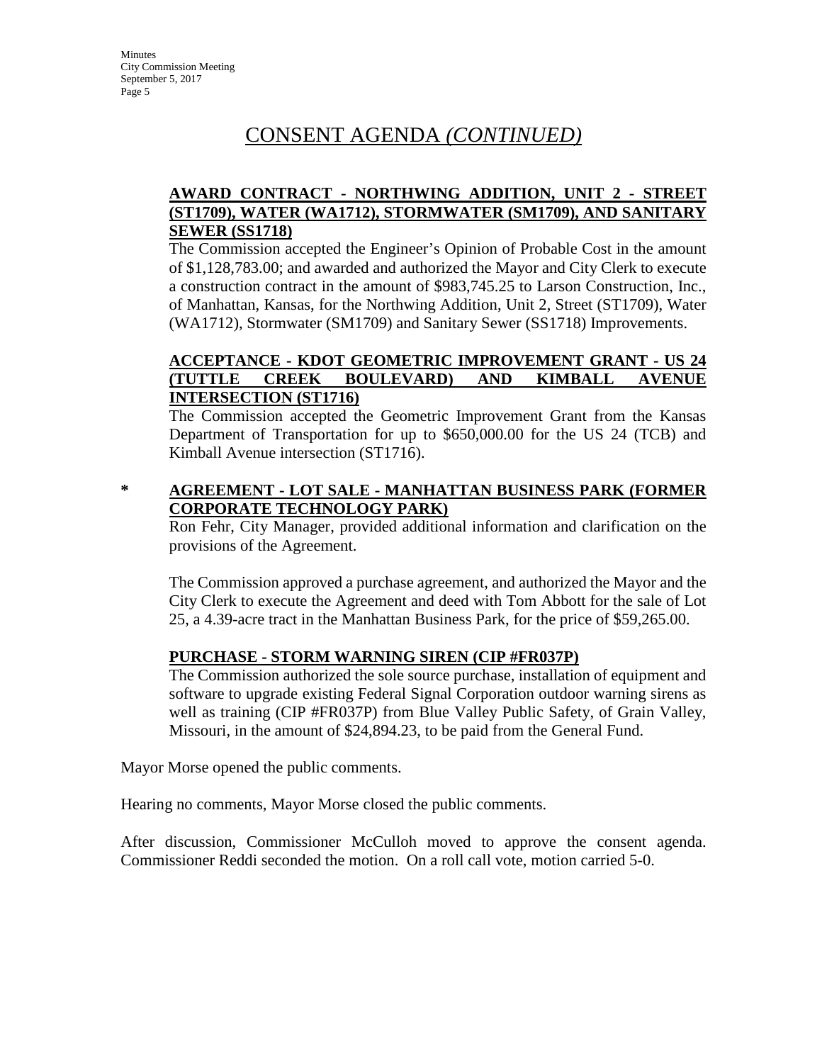# CONSENT AGENDA *(CONTINUED)*

**AWARD CONTRACT - NORTHWING ADDITION, UNIT 2 - STREET (ST1709), WATER (WA1712), STORMWATER (SM1709), AND SANITARY SEWER (SS1718)**

The Commission accepted the Engineer's Opinion of Probable Cost in the amount of $1,128,783.00; and awarded and authorized the Mayor and City Clerk to execute a construction contract in the amount of $983,745.25 to Larson Construction, Inc., of Manhattan, Kansas, for the Northwing Addition, Unit 2, Street (ST1709), Water (WA1712), Stormwater (SM1709) and Sanitary Sewer (SS1718) Improvements.

**ACCEPTANCE - KDOT GEOMETRIC IMPROVEMENT GRANT - US 24 (TUTTLE CREEK BOULEVARD) AND KIMBALL AVENUE INTERSECTION (ST1716)**

The Commission accepted the Geometric Improvement Grant from the Kansas Department of Transportation for up to $650,000.00 for the US 24 (TCB) and Kimball Avenue intersection (ST1716).

\* **AGREEMENT - LOT SALE - MANHATTAN BUSINESS PARK (FORMER CORPORATE TECHNOLOGY PARK)**

Ron Fehr, City Manager, provided additional information and clarification on the provisions of the Agreement.

The Commission approved a purchase agreement, and authorized the Mayor and the City Clerk to execute the Agreement and deed with Tom Abbott for the sale of Lot 25, a 4.39-acre tract in the Manhattan Business Park, for the price of $59,265.00.

**PURCHASE - STORM WARNING SIREN (CIP #FR037P)**

The Commission authorized the sole source purchase, installation of equipment and software to upgrade existing Federal Signal Corporation outdoor warning sirens as well as training (CIP #FR037P) from Blue Valley Public Safety, of Grain Valley, Missouri, in the amount of $24,894.23, to be paid from the General Fund.

Mayor Morse opened the public comments.

Hearing no comments, Mayor Morse closed the public comments.

After discussion, Commissioner McCulloh moved to approve the consent agenda. Commissioner Reddi seconded the motion. On a roll call vote, motion carried 5-0.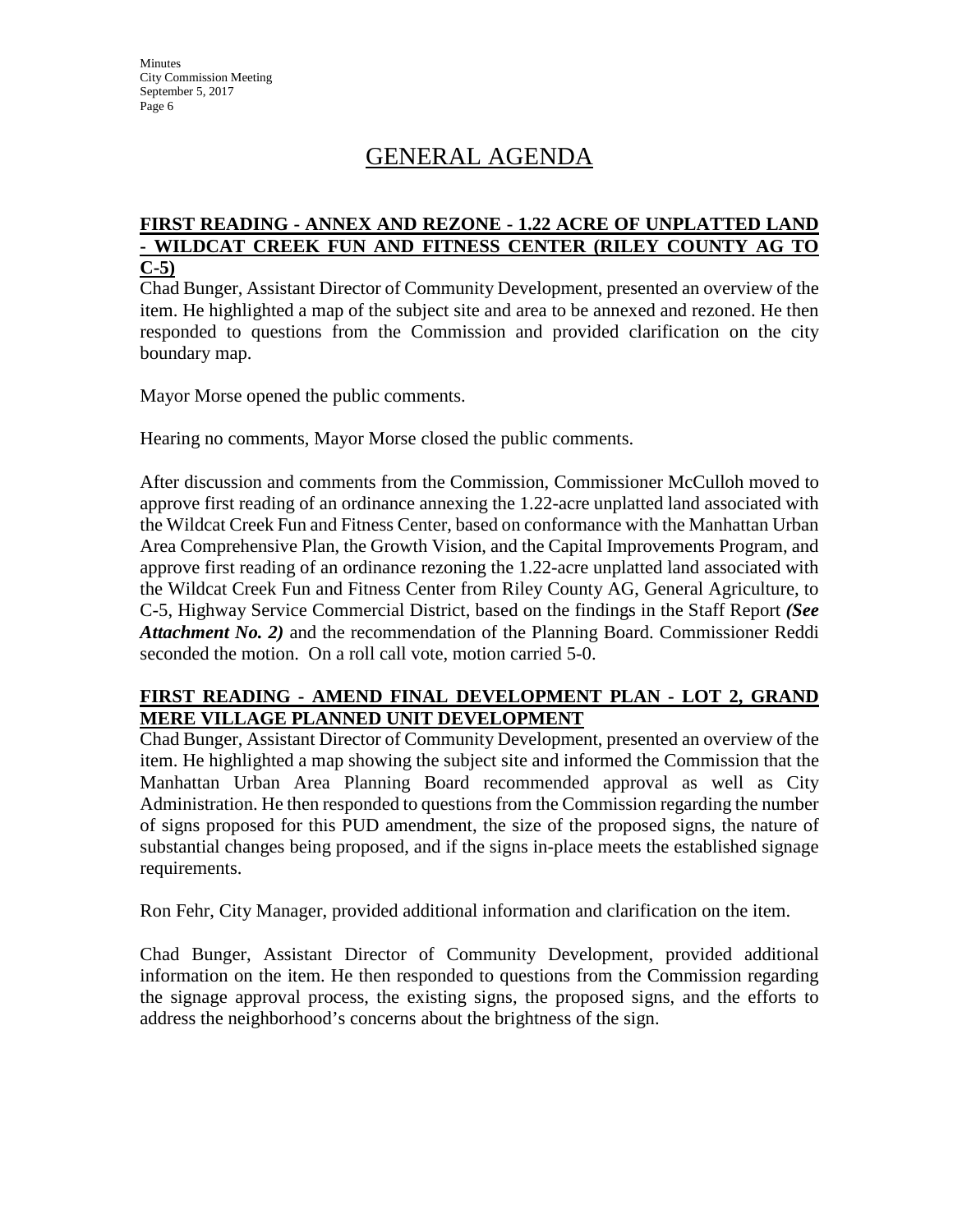# GENERAL AGENDA

**FIRST READING - ANNEX AND REZONE - 1.22 ACRE OF UNPLATTED LAND - WILDCAT CREEK FUN AND FITNESS CENTER (RILEY COUNTY AG TO C-5)**

Chad Bunger, Assistant Director of Community Development, presented an overview of the item. He highlighted a map of the subject site and area to be annexed and rezoned. He then responded to questions from the Commission and provided clarification on the city boundary map.

Mayor Morse opened the public comments.

Hearing no comments, Mayor Morse closed the public comments.

After discussion and comments from the Commission, Commissioner McCulloh moved to approve first reading of an ordinance annexing the 1.22-acre unplatted land associated with the Wildcat Creek Fun and Fitness Center, based on conformance with the Manhattan Urban Area Comprehensive Plan, the Growth Vision, and the Capital Improvements Program, and approve first reading of an ordinance rezoning the 1.22-acre unplatted land associated with the Wildcat Creek Fun and Fitness Center from Riley County AG, General Agriculture, to C-5, Highway Service Commercial District, based on the findings in the Staff Report ***(See Attachment No. 2)*** and the recommendation of the Planning Board. Commissioner Reddi seconded the motion. On a roll call vote, motion carried 5-0.

**FIRST READING - AMEND FINAL DEVELOPMENT PLAN - LOT 2, GRAND MERE VILLAGE PLANNED UNIT DEVELOPMENT**

Chad Bunger, Assistant Director of Community Development, presented an overview of the item. He highlighted a map showing the subject site and informed the Commission that the Manhattan Urban Area Planning Board recommended approval as well as City Administration. He then responded to questions from the Commission regarding the number of signs proposed for this PUD amendment, the size of the proposed signs, the nature of substantial changes being proposed, and if the signs in-place meets the established signage requirements.

Ron Fehr, City Manager, provided additional information and clarification on the item.

Chad Bunger, Assistant Director of Community Development, provided additional information on the item. He then responded to questions from the Commission regarding the signage approval process, the existing signs, the proposed signs, and the efforts to address the neighborhood's concerns about the brightness of the sign.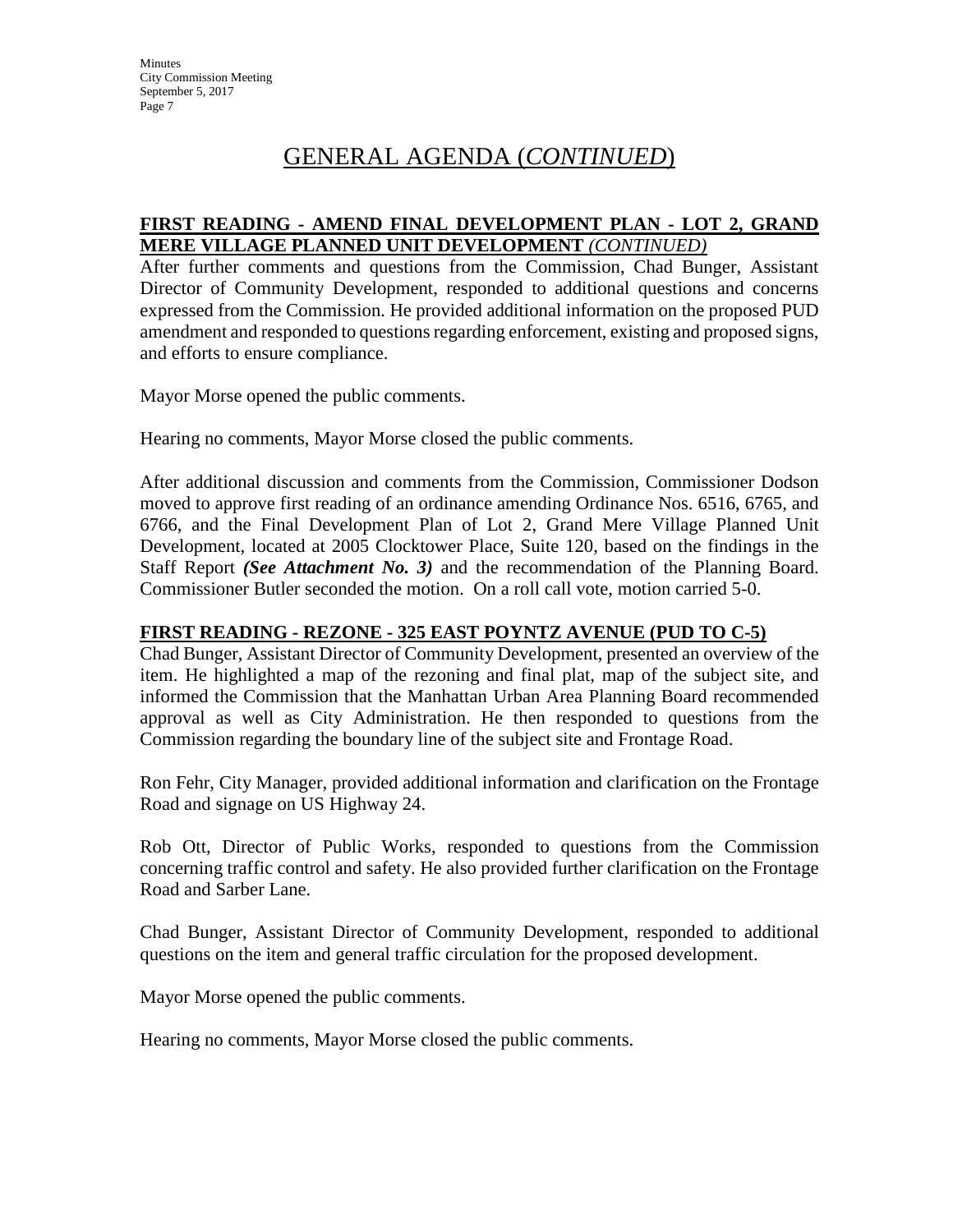# GENERAL AGENDA (*CONTINUED*)

**FIRST READING - AMEND FINAL DEVELOPMENT PLAN - LOT 2, GRAND MERE VILLAGE PLANNED UNIT DEVELOPMENT** ***(CONTINUED)***

After further comments and questions from the Commission, Chad Bunger, Assistant Director of Community Development, responded to additional questions and concerns expressed from the Commission. He provided additional information on the proposed PUD amendment and responded to questions regarding enforcement, existing and proposed signs, and efforts to ensure compliance.

Mayor Morse opened the public comments.

Hearing no comments, Mayor Morse closed the public comments.

After additional discussion and comments from the Commission, Commissioner Dodson moved to approve first reading of an ordinance amending Ordinance Nos. 6516, 6765, and 6766, and the Final Development Plan of Lot 2, Grand Mere Village Planned Unit Development, located at 2005 Clocktower Place, Suite 120, based on the findings in the Staff Report ***(See Attachment No. 3)*** and the recommendation of the Planning Board. Commissioner Butler seconded the motion. On a roll call vote, motion carried 5-0.

**FIRST READING - REZONE - 325 EAST POYNTZ AVENUE (PUD TO C-5)**

Chad Bunger, Assistant Director of Community Development, presented an overview of the item. He highlighted a map of the rezoning and final plat, map of the subject site, and informed the Commission that the Manhattan Urban Area Planning Board recommended approval as well as City Administration. He then responded to questions from the Commission regarding the boundary line of the subject site and Frontage Road.

Ron Fehr, City Manager, provided additional information and clarification on the Frontage Road and signage on US Highway 24.

Rob Ott, Director of Public Works, responded to questions from the Commission concerning traffic control and safety. He also provided further clarification on the Frontage Road and Sarber Lane.

Chad Bunger, Assistant Director of Community Development, responded to additional questions on the item and general traffic circulation for the proposed development.

Mayor Morse opened the public comments.

Hearing no comments, Mayor Morse closed the public comments.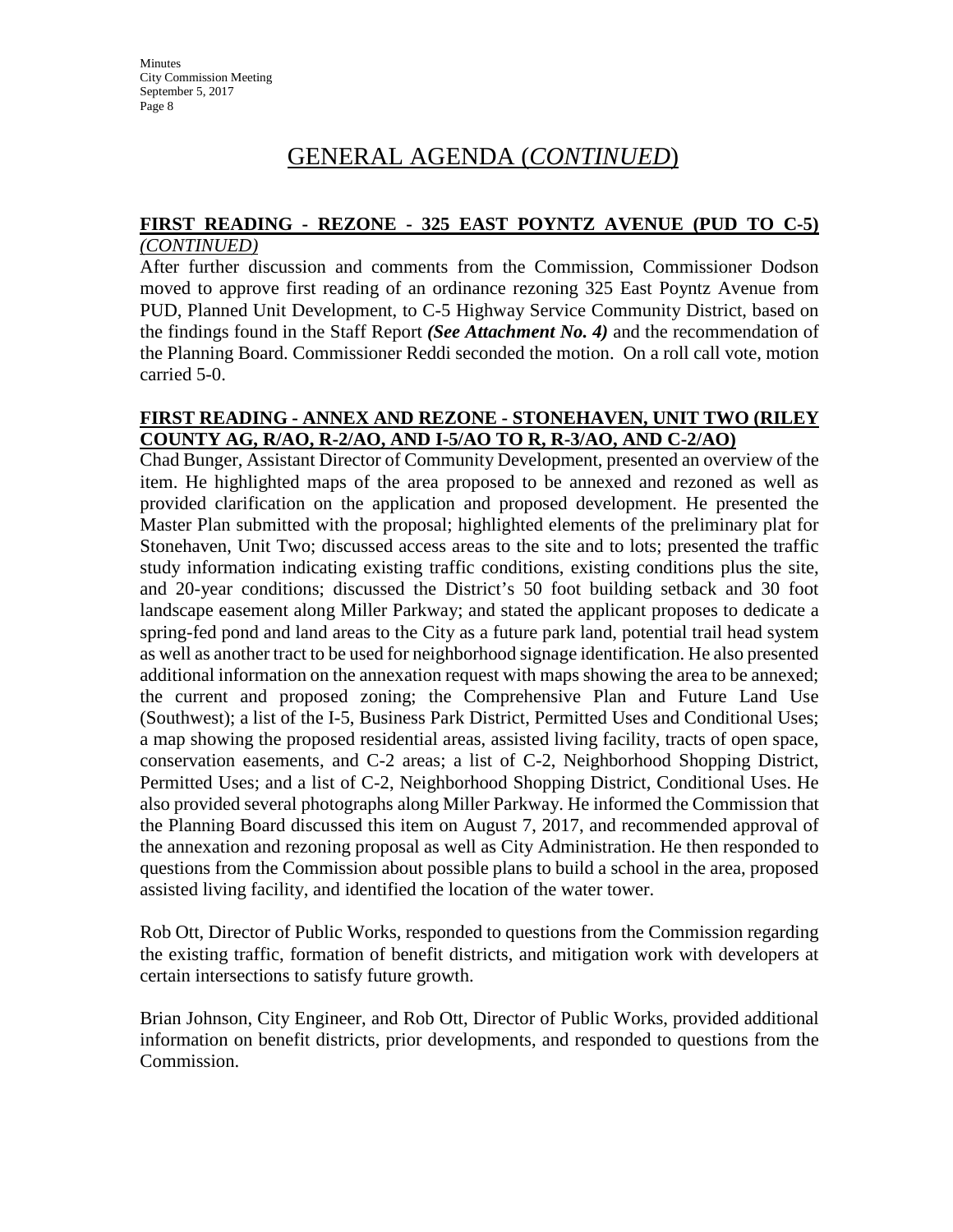## GENERAL AGENDA (*CONTINUED*)

**FIRST READING - REZONE - 325 EAST POYNTZ AVENUE (PUD TO C-5)** *(CONTINUED)*

After further discussion and comments from the Commission, Commissioner Dodson moved to approve first reading of an ordinance rezoning 325 East Poyntz Avenue from PUD, Planned Unit Development, to C-5 Highway Service Community District, based on the findings found in the Staff Report ***(See Attachment No. 4)*** and the recommendation of the Planning Board. Commissioner Reddi seconded the motion. On a roll call vote, motion carried 5-0.

**FIRST READING - ANNEX AND REZONE - STONEHAVEN, UNIT TWO (RILEY COUNTY AG, R/AO, R-2/AO, AND I-5/AO TO R, R-3/AO, AND C-2/AO)**

Chad Bunger, Assistant Director of Community Development, presented an overview of the item. He highlighted maps of the area proposed to be annexed and rezoned as well as provided clarification on the application and proposed development. He presented the Master Plan submitted with the proposal; highlighted elements of the preliminary plat for Stonehaven, Unit Two; discussed access areas to the site and to lots; presented the traffic study information indicating existing traffic conditions, existing conditions plus the site, and 20-year conditions; discussed the District's 50 foot building setback and 30 foot landscape easement along Miller Parkway; and stated the applicant proposes to dedicate a spring-fed pond and land areas to the City as a future park land, potential trail head system as well as another tract to be used for neighborhood signage identification. He also presented additional information on the annexation request with maps showing the area to be annexed; the current and proposed zoning; the Comprehensive Plan and Future Land Use (Southwest); a list of the I-5, Business Park District, Permitted Uses and Conditional Uses; a map showing the proposed residential areas, assisted living facility, tracts of open space, conservation easements, and C-2 areas; a list of C-2, Neighborhood Shopping District, Permitted Uses; and a list of C-2, Neighborhood Shopping District, Conditional Uses. He also provided several photographs along Miller Parkway. He informed the Commission that the Planning Board discussed this item on August 7, 2017, and recommended approval of the annexation and rezoning proposal as well as City Administration. He then responded to questions from the Commission about possible plans to build a school in the area, proposed assisted living facility, and identified the location of the water tower.

Rob Ott, Director of Public Works, responded to questions from the Commission regarding the existing traffic, formation of benefit districts, and mitigation work with developers at certain intersections to satisfy future growth.

Brian Johnson, City Engineer, and Rob Ott, Director of Public Works, provided additional information on benefit districts, prior developments, and responded to questions from the Commission.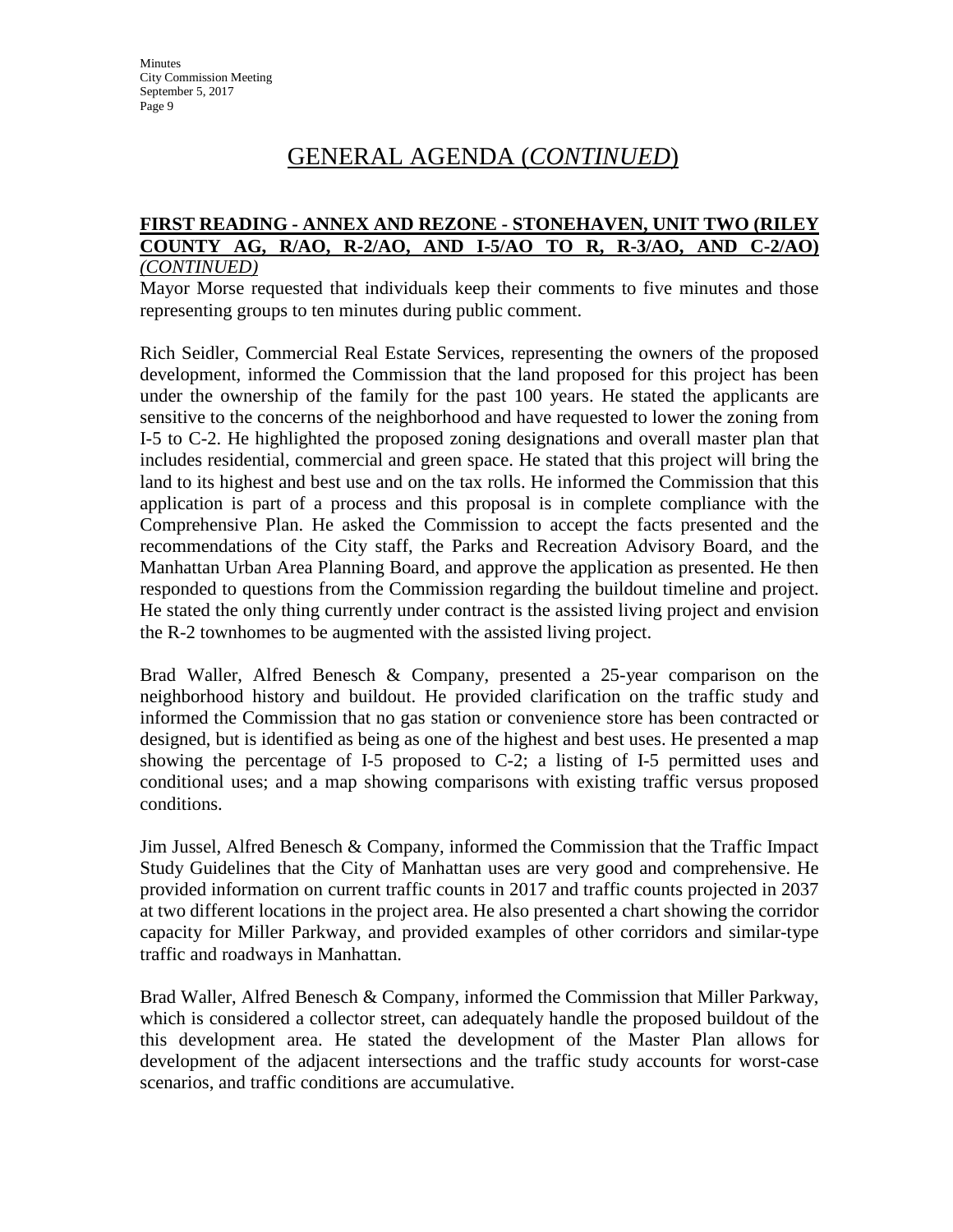# GENERAL AGENDA (*CONTINUED*)

**FIRST READING - ANNEX AND REZONE - STONEHAVEN, UNIT TWO (RILEY COUNTY AG, R/AO, R-2/AO, AND I-5/AO TO R, R-3/AO, AND C-2/AO)** *(CONTINUED)*

Mayor Morse requested that individuals keep their comments to five minutes and those representing groups to ten minutes during public comment.

Rich Seidler, Commercial Real Estate Services, representing the owners of the proposed development, informed the Commission that the land proposed for this project has been under the ownership of the family for the past 100 years. He stated the applicants are sensitive to the concerns of the neighborhood and have requested to lower the zoning from I-5 to C-2. He highlighted the proposed zoning designations and overall master plan that includes residential, commercial and green space. He stated that this project will bring the land to its highest and best use and on the tax rolls. He informed the Commission that this application is part of a process and this proposal is in complete compliance with the Comprehensive Plan. He asked the Commission to accept the facts presented and the recommendations of the City staff, the Parks and Recreation Advisory Board, and the Manhattan Urban Area Planning Board, and approve the application as presented. He then responded to questions from the Commission regarding the buildout timeline and project. He stated the only thing currently under contract is the assisted living project and envision the R-2 townhomes to be augmented with the assisted living project.

Brad Waller, Alfred Benesch & Company, presented a 25-year comparison on the neighborhood history and buildout. He provided clarification on the traffic study and informed the Commission that no gas station or convenience store has been contracted or designed, but is identified as being as one of the highest and best uses. He presented a map showing the percentage of I-5 proposed to C-2; a listing of I-5 permitted uses and conditional uses; and a map showing comparisons with existing traffic versus proposed conditions.

Jim Jussel, Alfred Benesch & Company, informed the Commission that the Traffic Impact Study Guidelines that the City of Manhattan uses are very good and comprehensive. He provided information on current traffic counts in 2017 and traffic counts projected in 2037 at two different locations in the project area. He also presented a chart showing the corridor capacity for Miller Parkway, and provided examples of other corridors and similar-type traffic and roadways in Manhattan.

Brad Waller, Alfred Benesch & Company, informed the Commission that Miller Parkway, which is considered a collector street, can adequately handle the proposed buildout of the this development area. He stated the development of the Master Plan allows for development of the adjacent intersections and the traffic study accounts for worst-case scenarios, and traffic conditions are accumulative.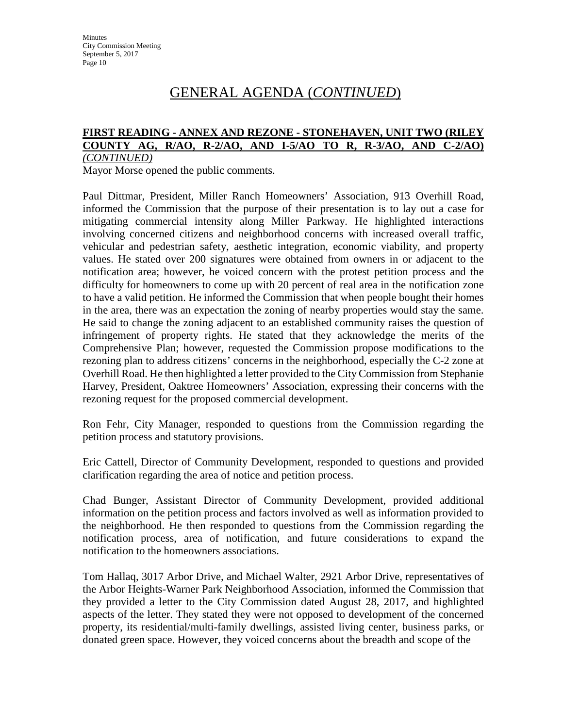# GENERAL AGENDA (*CONTINUED*)

**FIRST READING - ANNEX AND REZONE - STONEHAVEN, UNIT TWO (RILEY COUNTY AG, R/AO, R-2/AO, AND I-5/AO TO R, R-3/AO, AND C-2/AO)** *(CONTINUED)*

Mayor Morse opened the public comments.

Paul Dittmar, President, Miller Ranch Homeowners' Association, 913 Overhill Road, informed the Commission that the purpose of their presentation is to lay out a case for mitigating commercial intensity along Miller Parkway. He highlighted interactions involving concerned citizens and neighborhood concerns with increased overall traffic, vehicular and pedestrian safety, aesthetic integration, economic viability, and property values. He stated over 200 signatures were obtained from owners in or adjacent to the notification area; however, he voiced concern with the protest petition process and the difficulty for homeowners to come up with 20 percent of real area in the notification zone to have a valid petition. He informed the Commission that when people bought their homes in the area, there was an expectation the zoning of nearby properties would stay the same. He said to change the zoning adjacent to an established community raises the question of infringement of property rights. He stated that they acknowledge the merits of the Comprehensive Plan; however, requested the Commission propose modifications to the rezoning plan to address citizens' concerns in the neighborhood, especially the C-2 zone at Overhill Road. He then highlighted a letter provided to the City Commission from Stephanie Harvey, President, Oaktree Homeowners' Association, expressing their concerns with the rezoning request for the proposed commercial development.

Ron Fehr, City Manager, responded to questions from the Commission regarding the petition process and statutory provisions.

Eric Cattell, Director of Community Development, responded to questions and provided clarification regarding the area of notice and petition process.

Chad Bunger, Assistant Director of Community Development, provided additional information on the petition process and factors involved as well as information provided to the neighborhood. He then responded to questions from the Commission regarding the notification process, area of notification, and future considerations to expand the notification to the homeowners associations.

Tom Hallaq, 3017 Arbor Drive, and Michael Walter, 2921 Arbor Drive, representatives of the Arbor Heights-Warner Park Neighborhood Association, informed the Commission that they provided a letter to the City Commission dated August 28, 2017, and highlighted aspects of the letter. They stated they were not opposed to development of the concerned property, its residential/multi-family dwellings, assisted living center, business parks, or donated green space. However, they voiced concerns about the breadth and scope of the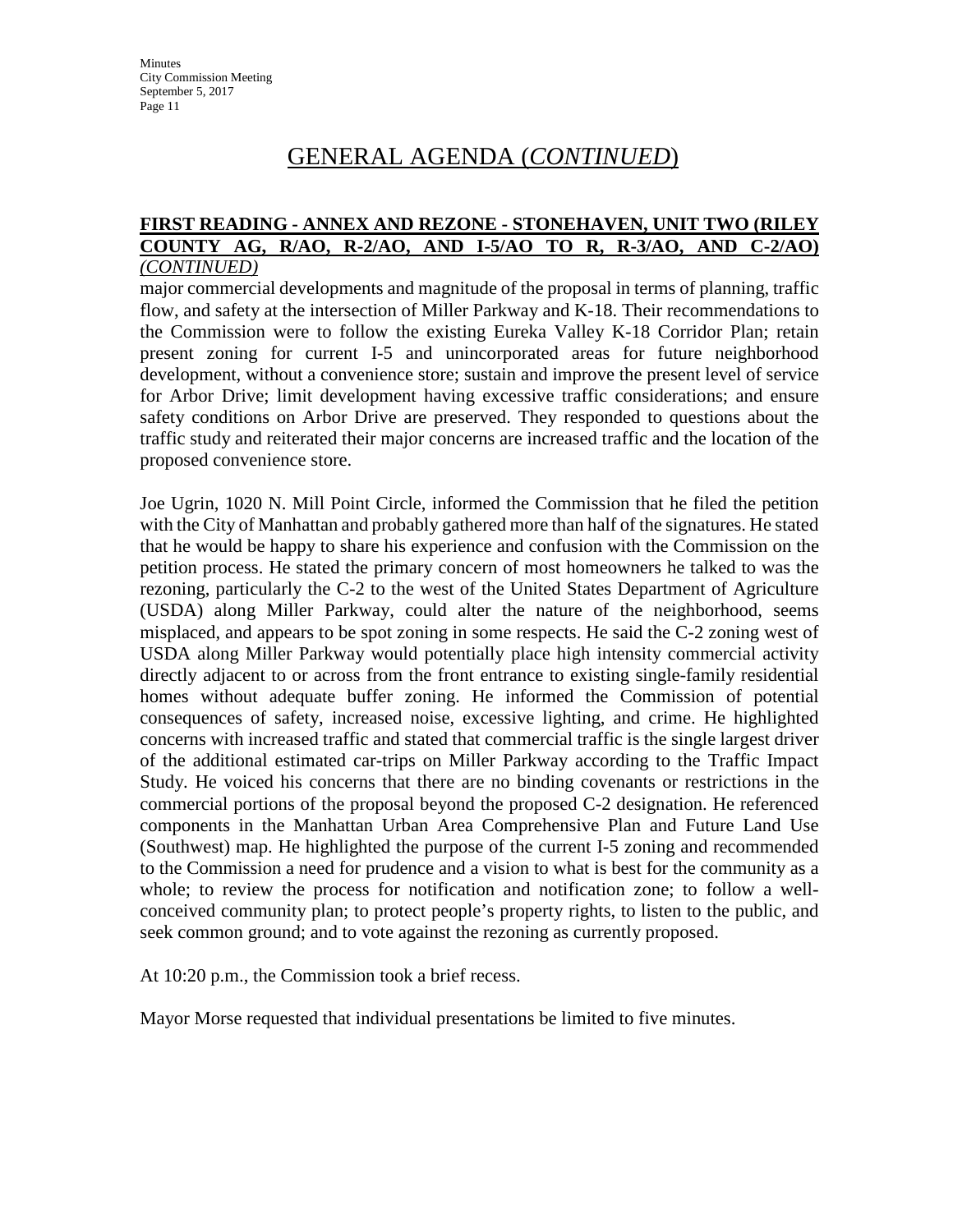# GENERAL AGENDA (*CONTINUED*)

**FIRST READING - ANNEX AND REZONE - STONEHAVEN, UNIT TWO (RILEY COUNTY AG, R/AO, R-2/AO, AND I-5/AO TO R, R-3/AO, AND C-2/AO)** *(CONTINUED)*

major commercial developments and magnitude of the proposal in terms of planning, traffic flow, and safety at the intersection of Miller Parkway and K-18. Their recommendations to the Commission were to follow the existing Eureka Valley K-18 Corridor Plan; retain present zoning for current I-5 and unincorporated areas for future neighborhood development, without a convenience store; sustain and improve the present level of service for Arbor Drive; limit development having excessive traffic considerations; and ensure safety conditions on Arbor Drive are preserved. They responded to questions about the traffic study and reiterated their major concerns are increased traffic and the location of the proposed convenience store.

Joe Ugrin, 1020 N. Mill Point Circle, informed the Commission that he filed the petition with the City of Manhattan and probably gathered more than half of the signatures. He stated that he would be happy to share his experience and confusion with the Commission on the petition process. He stated the primary concern of most homeowners he talked to was the rezoning, particularly the C-2 to the west of the United States Department of Agriculture (USDA) along Miller Parkway, could alter the nature of the neighborhood, seems misplaced, and appears to be spot zoning in some respects. He said the C-2 zoning west of USDA along Miller Parkway would potentially place high intensity commercial activity directly adjacent to or across from the front entrance to existing single-family residential homes without adequate buffer zoning. He informed the Commission of potential consequences of safety, increased noise, excessive lighting, and crime. He highlighted concerns with increased traffic and stated that commercial traffic is the single largest driver of the additional estimated car-trips on Miller Parkway according to the Traffic Impact Study. He voiced his concerns that there are no binding covenants or restrictions in the commercial portions of the proposal beyond the proposed C-2 designation. He referenced components in the Manhattan Urban Area Comprehensive Plan and Future Land Use (Southwest) map. He highlighted the purpose of the current I-5 zoning and recommended to the Commission a need for prudence and a vision to what is best for the community as a whole; to review the process for notification and notification zone; to follow a well-conceived community plan; to protect people's property rights, to listen to the public, and seek common ground; and to vote against the rezoning as currently proposed.

At 10:20 p.m., the Commission took a brief recess.

Mayor Morse requested that individual presentations be limited to five minutes.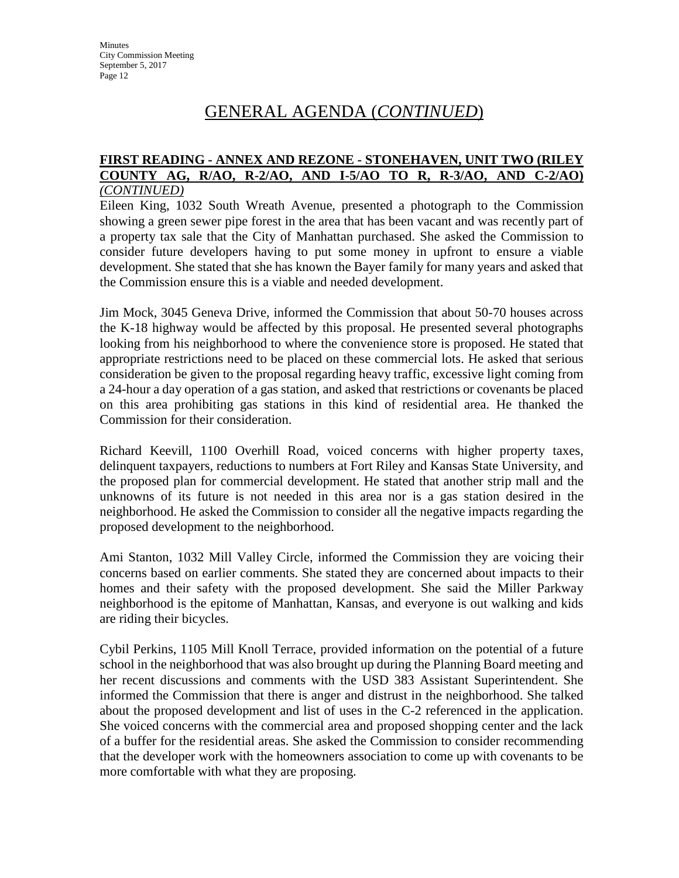# GENERAL AGENDA (*CONTINUED*)

**FIRST READING - ANNEX AND REZONE - STONEHAVEN, UNIT TWO (RILEY COUNTY AG, R/AO, R-2/AO, AND I-5/AO TO R, R-3/AO, AND C-2/AO)** *(CONTINUED)*

Eileen King, 1032 South Wreath Avenue, presented a photograph to the Commission showing a green sewer pipe forest in the area that has been vacant and was recently part of a property tax sale that the City of Manhattan purchased. She asked the Commission to consider future developers having to put some money in upfront to ensure a viable development. She stated that she has known the Bayer family for many years and asked that the Commission ensure this is a viable and needed development.

Jim Mock, 3045 Geneva Drive, informed the Commission that about 50-70 houses across the K-18 highway would be affected by this proposal. He presented several photographs looking from his neighborhood to where the convenience store is proposed. He stated that appropriate restrictions need to be placed on these commercial lots. He asked that serious consideration be given to the proposal regarding heavy traffic, excessive light coming from a 24-hour a day operation of a gas station, and asked that restrictions or covenants be placed on this area prohibiting gas stations in this kind of residential area. He thanked the Commission for their consideration.

Richard Keevill, 1100 Overhill Road, voiced concerns with higher property taxes, delinquent taxpayers, reductions to numbers at Fort Riley and Kansas State University, and the proposed plan for commercial development. He stated that another strip mall and the unknowns of its future is not needed in this area nor is a gas station desired in the neighborhood. He asked the Commission to consider all the negative impacts regarding the proposed development to the neighborhood.

Ami Stanton, 1032 Mill Valley Circle, informed the Commission they are voicing their concerns based on earlier comments. She stated they are concerned about impacts to their homes and their safety with the proposed development. She said the Miller Parkway neighborhood is the epitome of Manhattan, Kansas, and everyone is out walking and kids are riding their bicycles.

Cybil Perkins, 1105 Mill Knoll Terrace, provided information on the potential of a future school in the neighborhood that was also brought up during the Planning Board meeting and her recent discussions and comments with the USD 383 Assistant Superintendent. She informed the Commission that there is anger and distrust in the neighborhood. She talked about the proposed development and list of uses in the C-2 referenced in the application. She voiced concerns with the commercial area and proposed shopping center and the lack of a buffer for the residential areas. She asked the Commission to consider recommending that the developer work with the homeowners association to come up with covenants to be more comfortable with what they are proposing.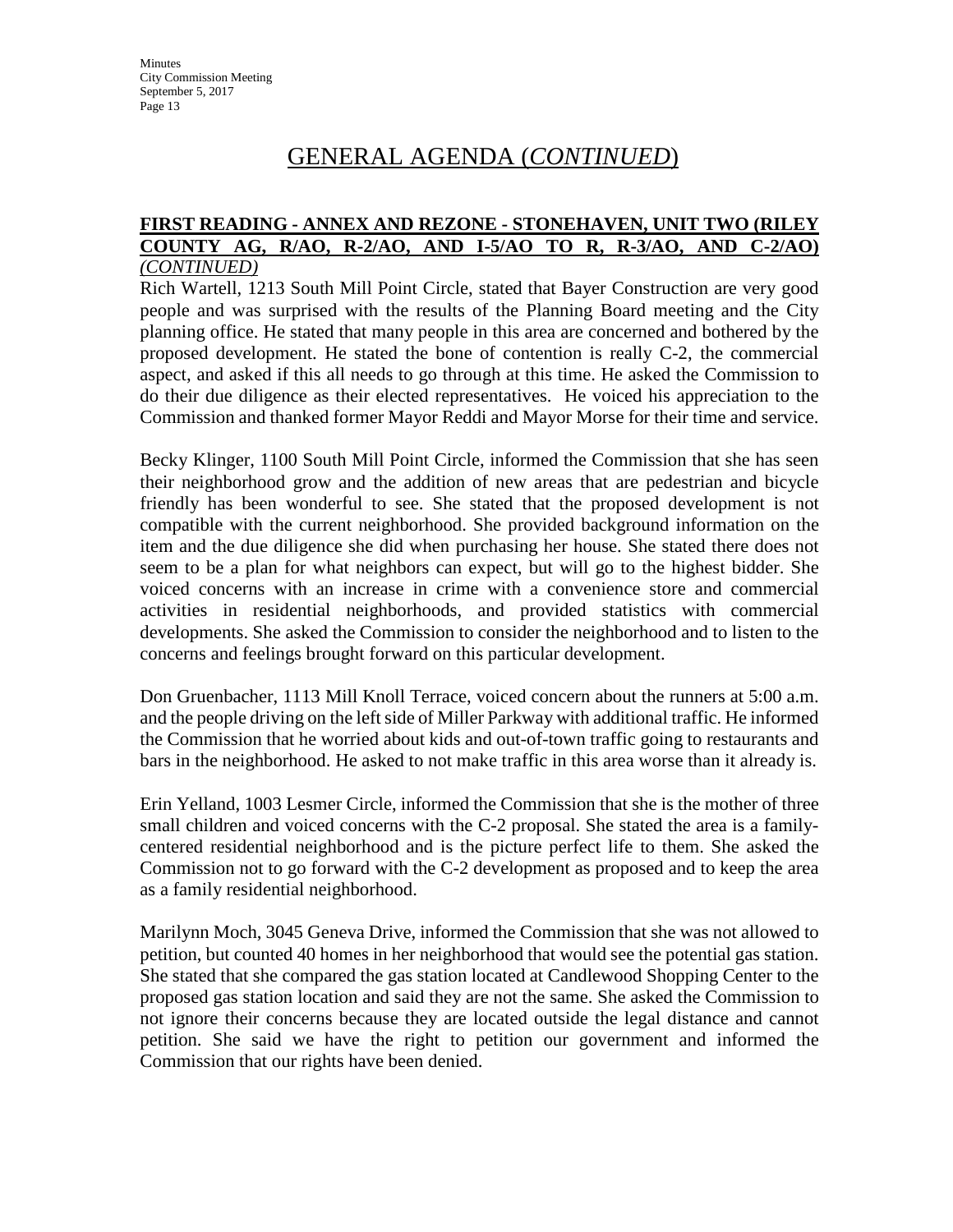# GENERAL AGENDA (*CONTINUED*)

**FIRST READING - ANNEX AND REZONE - STONEHAVEN, UNIT TWO (RILEY COUNTY AG, R/AO, R-2/AO, AND I-5/AO TO R, R-3/AO, AND C-2/AO)** *(CONTINUED)*

Rich Wartell, 1213 South Mill Point Circle, stated that Bayer Construction are very good people and was surprised with the results of the Planning Board meeting and the City planning office. He stated that many people in this area are concerned and bothered by the proposed development. He stated the bone of contention is really C-2, the commercial aspect, and asked if this all needs to go through at this time. He asked the Commission to do their due diligence as their elected representatives. He voiced his appreciation to the Commission and thanked former Mayor Reddi and Mayor Morse for their time and service.

Becky Klinger, 1100 South Mill Point Circle, informed the Commission that she has seen their neighborhood grow and the addition of new areas that are pedestrian and bicycle friendly has been wonderful to see. She stated that the proposed development is not compatible with the current neighborhood. She provided background information on the item and the due diligence she did when purchasing her house. She stated there does not seem to be a plan for what neighbors can expect, but will go to the highest bidder. She voiced concerns with an increase in crime with a convenience store and commercial activities in residential neighborhoods, and provided statistics with commercial developments. She asked the Commission to consider the neighborhood and to listen to the concerns and feelings brought forward on this particular development.

Don Gruenbacher, 1113 Mill Knoll Terrace, voiced concern about the runners at 5:00 a.m. and the people driving on the left side of Miller Parkway with additional traffic. He informed the Commission that he worried about kids and out-of-town traffic going to restaurants and bars in the neighborhood. He asked to not make traffic in this area worse than it already is.

Erin Yelland, 1003 Lesmer Circle, informed the Commission that she is the mother of three small children and voiced concerns with the C-2 proposal. She stated the area is a family-centered residential neighborhood and is the picture perfect life to them. She asked the Commission not to go forward with the C-2 development as proposed and to keep the area as a family residential neighborhood.

Marilynn Moch, 3045 Geneva Drive, informed the Commission that she was not allowed to petition, but counted 40 homes in her neighborhood that would see the potential gas station. She stated that she compared the gas station located at Candlewood Shopping Center to the proposed gas station location and said they are not the same. She asked the Commission to not ignore their concerns because they are located outside the legal distance and cannot petition. She said we have the right to petition our government and informed the Commission that our rights have been denied.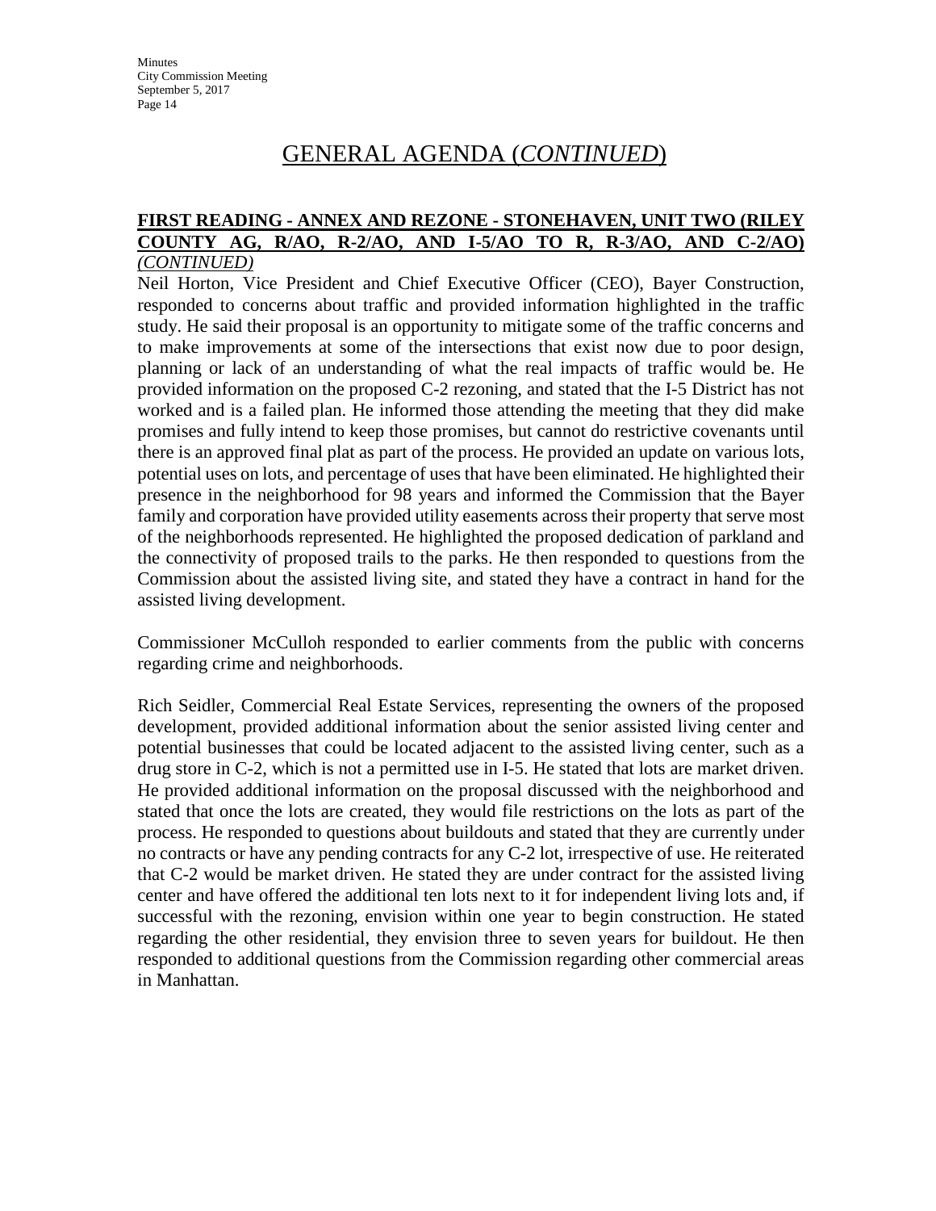# GENERAL AGENDA (*CONTINUED*)

**FIRST READING - ANNEX AND REZONE - STONEHAVEN, UNIT TWO (RILEY COUNTY AG, R/AO, R-2/AO, AND I-5/AO TO R, R-3/AO, AND C-2/AO)** *(CONTINUED)*

Neil Horton, Vice President and Chief Executive Officer (CEO), Bayer Construction, responded to concerns about traffic and provided information highlighted in the traffic study. He said their proposal is an opportunity to mitigate some of the traffic concerns and to make improvements at some of the intersections that exist now due to poor design, planning or lack of an understanding of what the real impacts of traffic would be. He provided information on the proposed C-2 rezoning, and stated that the I-5 District has not worked and is a failed plan. He informed those attending the meeting that they did make promises and fully intend to keep those promises, but cannot do restrictive covenants until there is an approved final plat as part of the process. He provided an update on various lots, potential uses on lots, and percentage of uses that have been eliminated. He highlighted their presence in the neighborhood for 98 years and informed the Commission that the Bayer family and corporation have provided utility easements across their property that serve most of the neighborhoods represented. He highlighted the proposed dedication of parkland and the connectivity of proposed trails to the parks. He then responded to questions from the Commission about the assisted living site, and stated they have a contract in hand for the assisted living development.

Commissioner McCulloh responded to earlier comments from the public with concerns regarding crime and neighborhoods.

Rich Seidler, Commercial Real Estate Services, representing the owners of the proposed development, provided additional information about the senior assisted living center and potential businesses that could be located adjacent to the assisted living center, such as a drug store in C-2, which is not a permitted use in I-5. He stated that lots are market driven. He provided additional information on the proposal discussed with the neighborhood and stated that once the lots are created, they would file restrictions on the lots as part of the process. He responded to questions about buildouts and stated that they are currently under no contracts or have any pending contracts for any C-2 lot, irrespective of use. He reiterated that C-2 would be market driven. He stated they are under contract for the assisted living center and have offered the additional ten lots next to it for independent living lots and, if successful with the rezoning, envision within one year to begin construction. He stated regarding the other residential, they envision three to seven years for buildout. He then responded to additional questions from the Commission regarding other commercial areas in Manhattan.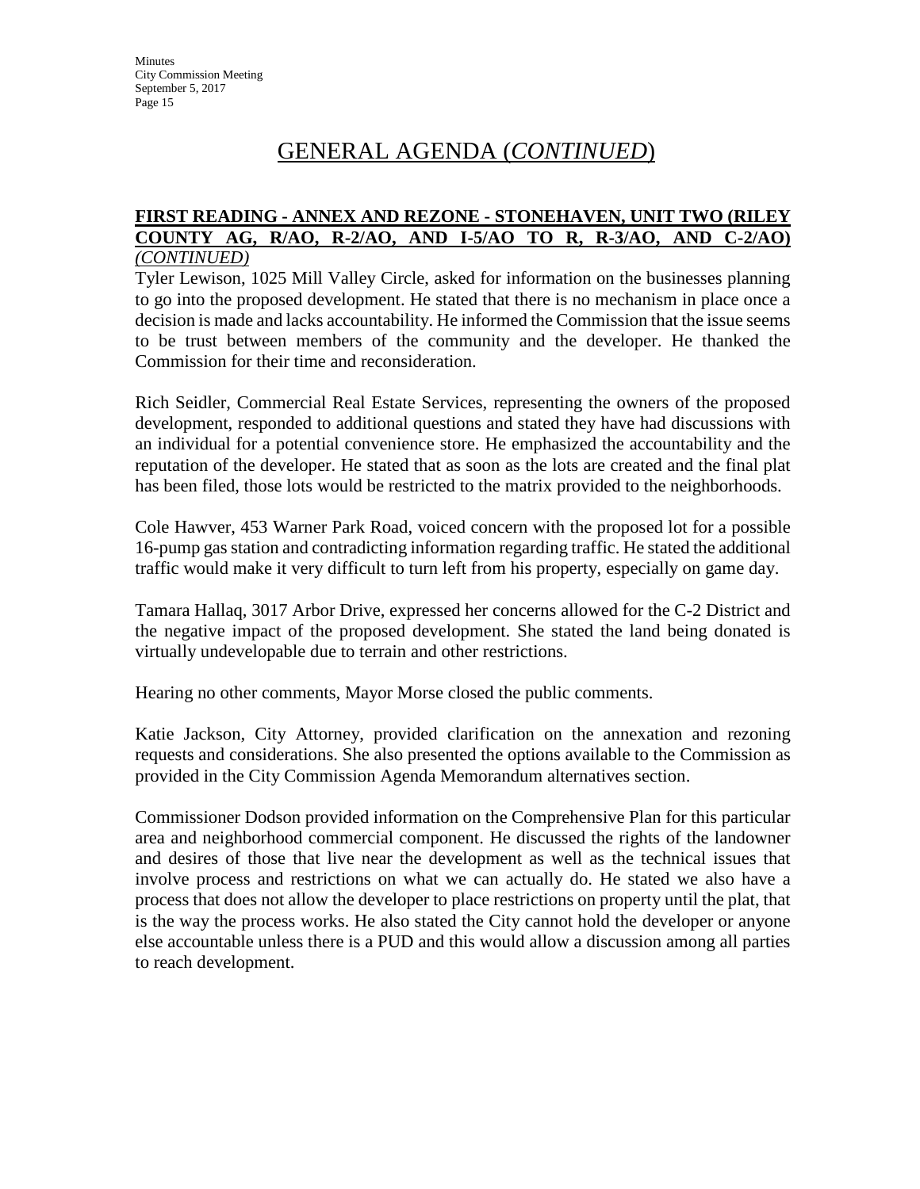## GENERAL AGENDA (*CONTINUED*)

**FIRST READING - ANNEX AND REZONE - STONEHAVEN, UNIT TWO (RILEY COUNTY AG, R/AO, R-2/AO, AND I-5/AO TO R, R-3/AO, AND C-2/AO)** *(CONTINUED)*

Tyler Lewison, 1025 Mill Valley Circle, asked for information on the businesses planning to go into the proposed development. He stated that there is no mechanism in place once a decision is made and lacks accountability. He informed the Commission that the issue seems to be trust between members of the community and the developer. He thanked the Commission for their time and reconsideration.

Rich Seidler, Commercial Real Estate Services, representing the owners of the proposed development, responded to additional questions and stated they have had discussions with an individual for a potential convenience store. He emphasized the accountability and the reputation of the developer. He stated that as soon as the lots are created and the final plat has been filed, those lots would be restricted to the matrix provided to the neighborhoods.

Cole Hawver, 453 Warner Park Road, voiced concern with the proposed lot for a possible 16-pump gas station and contradicting information regarding traffic. He stated the additional traffic would make it very difficult to turn left from his property, especially on game day.

Tamara Hallaq, 3017 Arbor Drive, expressed her concerns allowed for the C-2 District and the negative impact of the proposed development. She stated the land being donated is virtually undevelopable due to terrain and other restrictions.

Hearing no other comments, Mayor Morse closed the public comments.

Katie Jackson, City Attorney, provided clarification on the annexation and rezoning requests and considerations. She also presented the options available to the Commission as provided in the City Commission Agenda Memorandum alternatives section.

Commissioner Dodson provided information on the Comprehensive Plan for this particular area and neighborhood commercial component. He discussed the rights of the landowner and desires of those that live near the development as well as the technical issues that involve process and restrictions on what we can actually do. He stated we also have a process that does not allow the developer to place restrictions on property until the plat, that is the way the process works. He also stated the City cannot hold the developer or anyone else accountable unless there is a PUD and this would allow a discussion among all parties to reach development.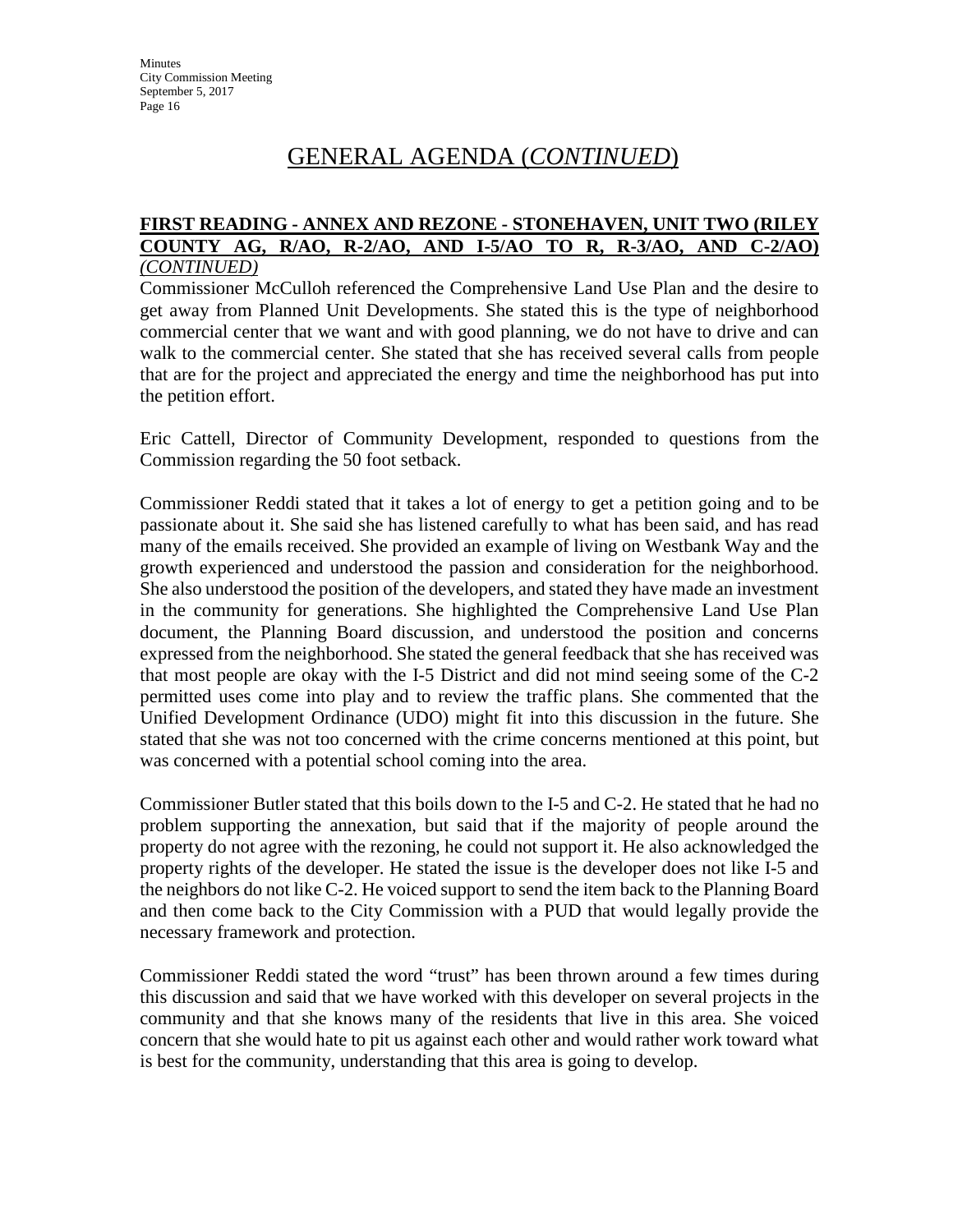# GENERAL AGENDA (*CONTINUED*)

**FIRST READING - ANNEX AND REZONE - STONEHAVEN, UNIT TWO (RILEY COUNTY AG, R/AO, R-2/AO, AND I-5/AO TO R, R-3/AO, AND C-2/AO)** *(CONTINUED)*

Commissioner McCulloh referenced the Comprehensive Land Use Plan and the desire to get away from Planned Unit Developments. She stated this is the type of neighborhood commercial center that we want and with good planning, we do not have to drive and can walk to the commercial center. She stated that she has received several calls from people that are for the project and appreciated the energy and time the neighborhood has put into the petition effort.

Eric Cattell, Director of Community Development, responded to questions from the Commission regarding the 50 foot setback.

Commissioner Reddi stated that it takes a lot of energy to get a petition going and to be passionate about it. She said she has listened carefully to what has been said, and has read many of the emails received. She provided an example of living on Westbank Way and the growth experienced and understood the passion and consideration for the neighborhood. She also understood the position of the developers, and stated they have made an investment in the community for generations. She highlighted the Comprehensive Land Use Plan document, the Planning Board discussion, and understood the position and concerns expressed from the neighborhood. She stated the general feedback that she has received was that most people are okay with the I-5 District and did not mind seeing some of the C-2 permitted uses come into play and to review the traffic plans. She commented that the Unified Development Ordinance (UDO) might fit into this discussion in the future. She stated that she was not too concerned with the crime concerns mentioned at this point, but was concerned with a potential school coming into the area.

Commissioner Butler stated that this boils down to the I-5 and C-2. He stated that he had no problem supporting the annexation, but said that if the majority of people around the property do not agree with the rezoning, he could not support it. He also acknowledged the property rights of the developer. He stated the issue is the developer does not like I-5 and the neighbors do not like C-2. He voiced support to send the item back to the Planning Board and then come back to the City Commission with a PUD that would legally provide the necessary framework and protection.

Commissioner Reddi stated the word "trust" has been thrown around a few times during this discussion and said that we have worked with this developer on several projects in the community and that she knows many of the residents that live in this area. She voiced concern that she would hate to pit us against each other and would rather work toward what is best for the community, understanding that this area is going to develop.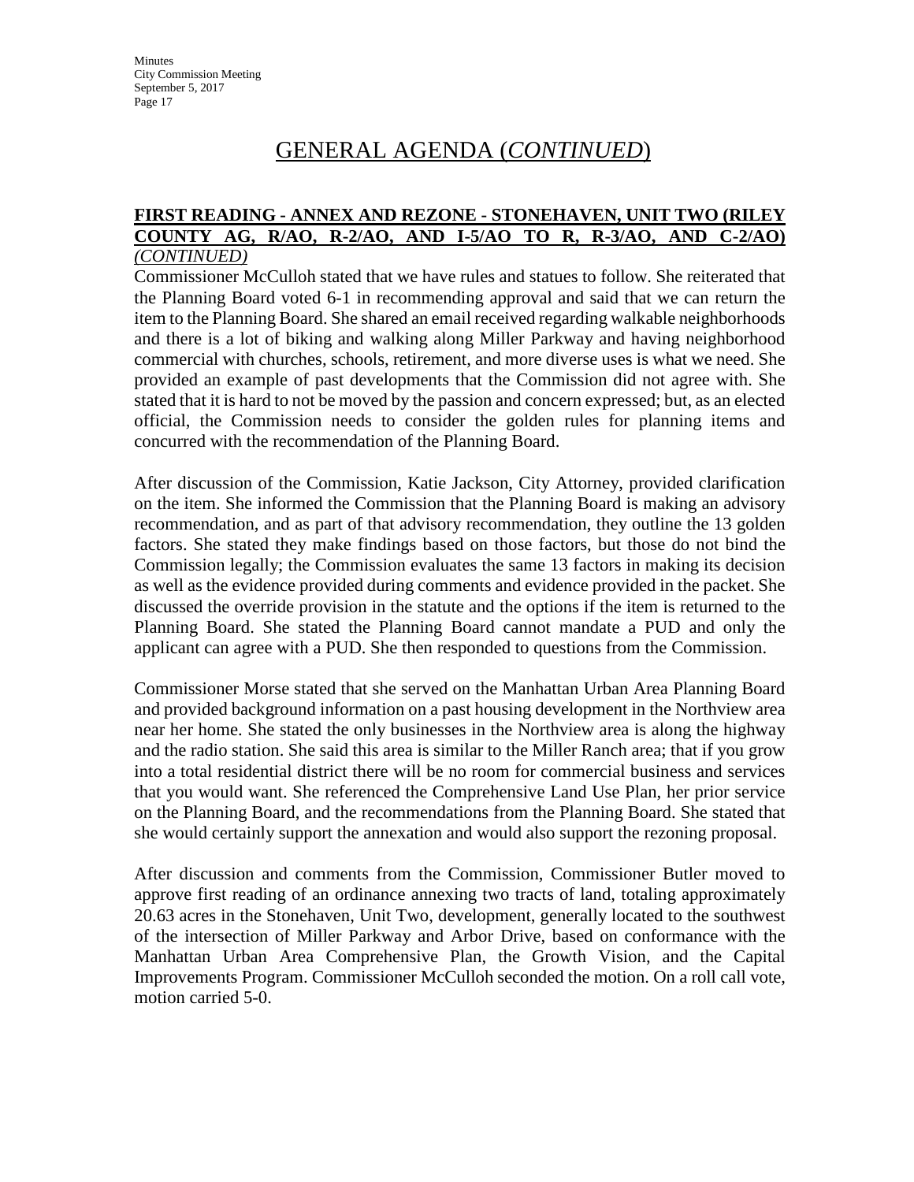# GENERAL AGENDA (*CONTINUED*)

**FIRST READING - ANNEX AND REZONE - STONEHAVEN, UNIT TWO (RILEY COUNTY AG, R/AO, R-2/AO, AND I-5/AO TO R, R-3/AO, AND C-2/AO)** *(CONTINUED)*

Commissioner McCulloh stated that we have rules and statues to follow. She reiterated that the Planning Board voted 6-1 in recommending approval and said that we can return the item to the Planning Board. She shared an email received regarding walkable neighborhoods and there is a lot of biking and walking along Miller Parkway and having neighborhood commercial with churches, schools, retirement, and more diverse uses is what we need. She provided an example of past developments that the Commission did not agree with. She stated that it is hard to not be moved by the passion and concern expressed; but, as an elected official, the Commission needs to consider the golden rules for planning items and concurred with the recommendation of the Planning Board.

After discussion of the Commission, Katie Jackson, City Attorney, provided clarification on the item. She informed the Commission that the Planning Board is making an advisory recommendation, and as part of that advisory recommendation, they outline the 13 golden factors. She stated they make findings based on those factors, but those do not bind the Commission legally; the Commission evaluates the same 13 factors in making its decision as well as the evidence provided during comments and evidence provided in the packet. She discussed the override provision in the statute and the options if the item is returned to the Planning Board. She stated the Planning Board cannot mandate a PUD and only the applicant can agree with a PUD. She then responded to questions from the Commission.

Commissioner Morse stated that she served on the Manhattan Urban Area Planning Board and provided background information on a past housing development in the Northview area near her home. She stated the only businesses in the Northview area is along the highway and the radio station. She said this area is similar to the Miller Ranch area; that if you grow into a total residential district there will be no room for commercial business and services that you would want. She referenced the Comprehensive Land Use Plan, her prior service on the Planning Board, and the recommendations from the Planning Board. She stated that she would certainly support the annexation and would also support the rezoning proposal.

After discussion and comments from the Commission, Commissioner Butler moved to approve first reading of an ordinance annexing two tracts of land, totaling approximately 20.63 acres in the Stonehaven, Unit Two, development, generally located to the southwest of the intersection of Miller Parkway and Arbor Drive, based on conformance with the Manhattan Urban Area Comprehensive Plan, the Growth Vision, and the Capital Improvements Program. Commissioner McCulloh seconded the motion. On a roll call vote, motion carried 5-0.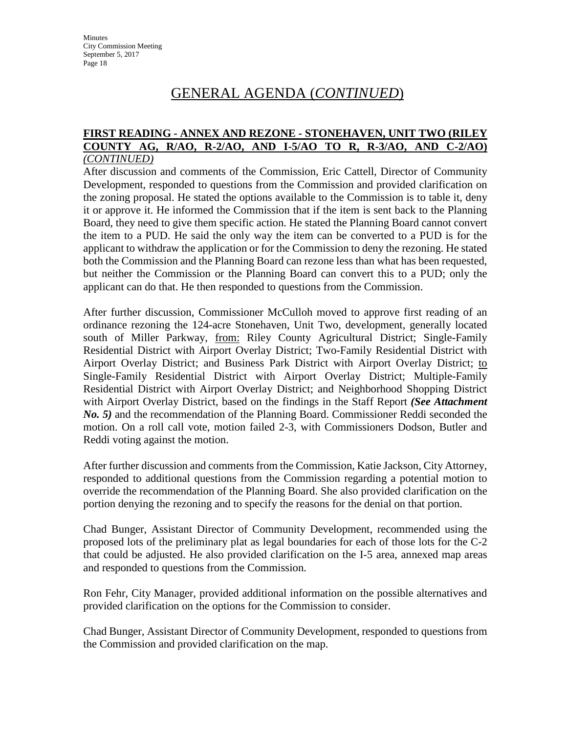# GENERAL AGENDA (*CONTINUED*)

**FIRST READING - ANNEX AND REZONE - STONEHAVEN, UNIT TWO (RILEY COUNTY AG, R/AO, R-2/AO, AND I-5/AO TO R, R-3/AO, AND C-2/AO)** ***(CONTINUED)***

After discussion and comments of the Commission, Eric Cattell, Director of Community Development, responded to questions from the Commission and provided clarification on the zoning proposal. He stated the options available to the Commission is to table it, deny it or approve it. He informed the Commission that if the item is sent back to the Planning Board, they need to give them specific action. He stated the Planning Board cannot convert the item to a PUD. He said the only way the item can be converted to a PUD is for the applicant to withdraw the application or for the Commission to deny the rezoning. He stated both the Commission and the Planning Board can rezone less than what has been requested, but neither the Commission or the Planning Board can convert this to a PUD; only the applicant can do that. He then responded to questions from the Commission.

After further discussion, Commissioner McCulloh moved to approve first reading of an ordinance rezoning the 124-acre Stonehaven, Unit Two, development, generally located south of Miller Parkway, from: Riley County Agricultural District; Single-Family Residential District with Airport Overlay District; Two-Family Residential District with Airport Overlay District; and Business Park District with Airport Overlay District; to Single-Family Residential District with Airport Overlay District; Multiple-Family Residential District with Airport Overlay District; and Neighborhood Shopping District with Airport Overlay District, based on the findings in the Staff Report ***(See Attachment No. 5)*** and the recommendation of the Planning Board. Commissioner Reddi seconded the motion. On a roll call vote, motion failed 2-3, with Commissioners Dodson, Butler and Reddi voting against the motion.

After further discussion and comments from the Commission, Katie Jackson, City Attorney, responded to additional questions from the Commission regarding a potential motion to override the recommendation of the Planning Board. She also provided clarification on the portion denying the rezoning and to specify the reasons for the denial on that portion.

Chad Bunger, Assistant Director of Community Development, recommended using the proposed lots of the preliminary plat as legal boundaries for each of those lots for the C-2 that could be adjusted. He also provided clarification on the I-5 area, annexed map areas and responded to questions from the Commission.

Ron Fehr, City Manager, provided additional information on the possible alternatives and provided clarification on the options for the Commission to consider.

Chad Bunger, Assistant Director of Community Development, responded to questions from the Commission and provided clarification on the map.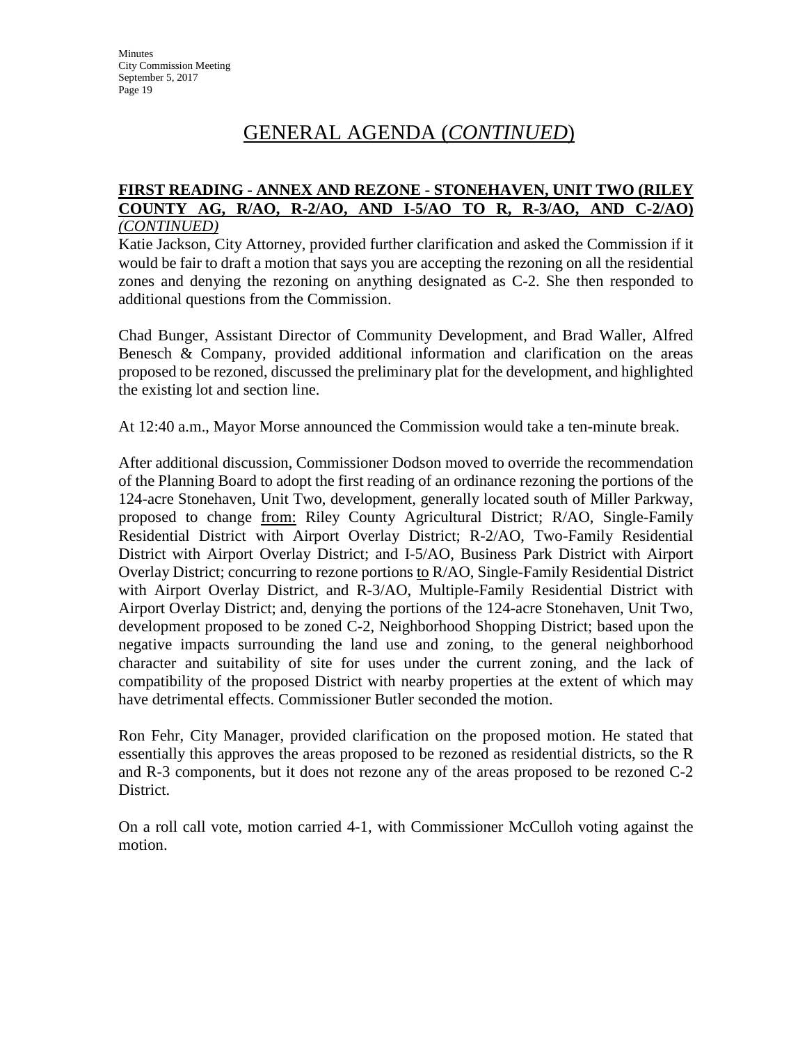# GENERAL AGENDA (*CONTINUED*)

**FIRST READING - ANNEX AND REZONE - STONEHAVEN, UNIT TWO (RILEY COUNTY AG, R/AO, R-2/AO, AND I-5/AO TO R, R-3/AO, AND C-2/AO)** ***(CONTINUED)***

Katie Jackson, City Attorney, provided further clarification and asked the Commission if it would be fair to draft a motion that says you are accepting the rezoning on all the residential zones and denying the rezoning on anything designated as C-2. She then responded to additional questions from the Commission.

Chad Bunger, Assistant Director of Community Development, and Brad Waller, Alfred Benesch & Company, provided additional information and clarification on the areas proposed to be rezoned, discussed the preliminary plat for the development, and highlighted the existing lot and section line.

At 12:40 a.m., Mayor Morse announced the Commission would take a ten-minute break.

After additional discussion, Commissioner Dodson moved to override the recommendation of the Planning Board to adopt the first reading of an ordinance rezoning the portions of the 124-acre Stonehaven, Unit Two, development, generally located south of Miller Parkway, proposed to change <u>from:</u> Riley County Agricultural District; R/AO, Single-Family Residential District with Airport Overlay District; R-2/AO, Two-Family Residential District with Airport Overlay District; and I-5/AO, Business Park District with Airport Overlay District; concurring to rezone portions <u>to</u> R/AO, Single-Family Residential District with Airport Overlay District, and R-3/AO, Multiple-Family Residential District with Airport Overlay District; and, denying the portions of the 124-acre Stonehaven, Unit Two, development proposed to be zoned C-2, Neighborhood Shopping District; based upon the negative impacts surrounding the land use and zoning, to the general neighborhood character and suitability of site for uses under the current zoning, and the lack of compatibility of the proposed District with nearby properties at the extent of which may have detrimental effects. Commissioner Butler seconded the motion.

Ron Fehr, City Manager, provided clarification on the proposed motion. He stated that essentially this approves the areas proposed to be rezoned as residential districts, so the R and R-3 components, but it does not rezone any of the areas proposed to be rezoned C-2 District.

On a roll call vote, motion carried 4-1, with Commissioner McCulloh voting against the motion.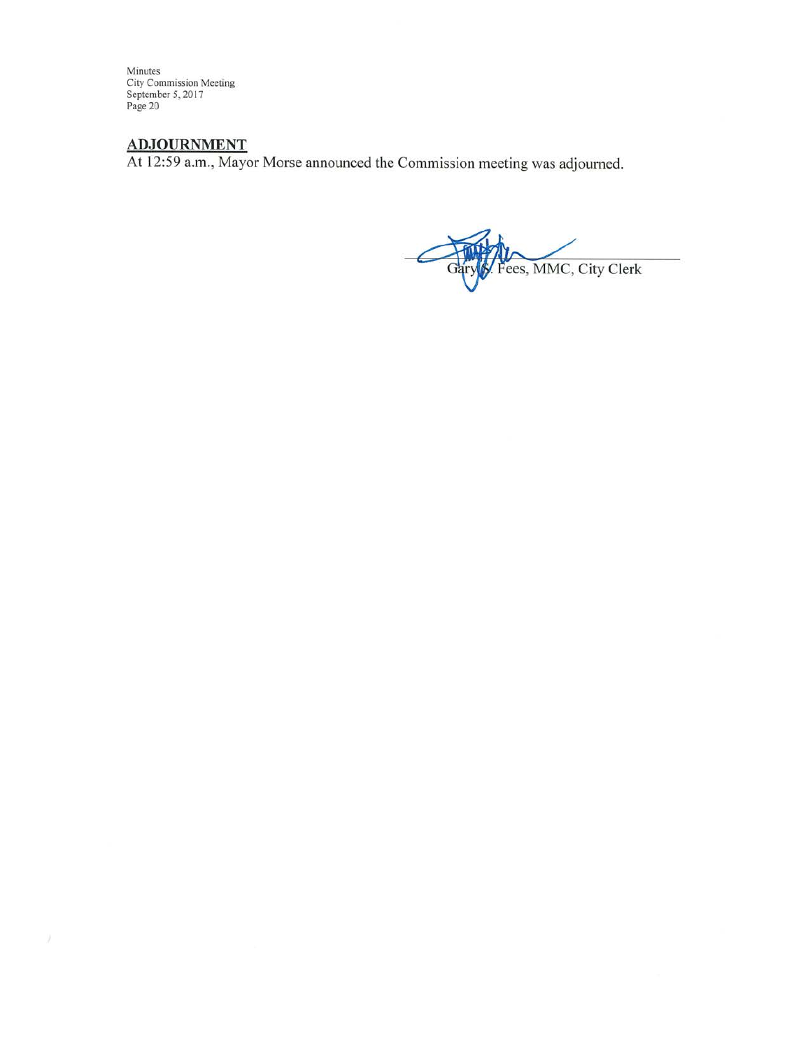## ADJOURNMENT

At 12:59 a.m., Mayor Morse announced the Commission meeting was adjourned.

Gary S. Fees, MMC, City Clerk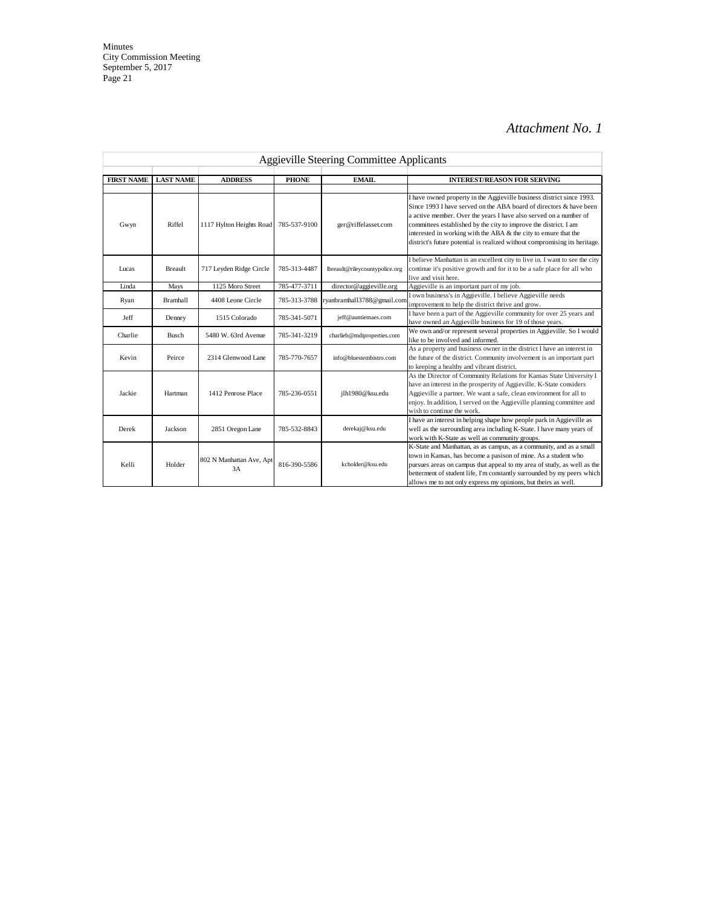*Attachment No. 1*

## Aggieville Steering Committee Applicants

| FIRST NAME | LAST NAME | ADDRESS | PHONE | EMAIL | INTEREST/REASON FOR SERVING |
|---|---|---|---|---|---|
| Gwyn | Riffel | 1117 Hylton Heights Road | 785-537-9100 | ger@riffelasset.com | I have owned property in the Aggieville business district since 1993. Since 1993 I have served on the ABA board of directors & have been a active member. Over the years I have also served on a number of committees established by the city to improve the district. I am interested in working with the ABA & the city to ensure that the district's future potential is realized without compromising its heritage. |
| Lucas | Breault | 717 Leyden Ridge Circle | 785-313-4487 | lbreault@rileycountypolice.org | I believe Manhattan is an excellent city to live in. I want to see the city continue it's positive growth and for it to be a safe place for all who live and visit here. |
| Linda | Mays | 1125 Moro Street | 785-477-3711 | director@aggieville.org | Aggieville is an important part of my job. |
| Ryan | Bramhall | 4408 Leone Circle | 785-313-3788 | ryanbramhall3788@gmail.com | I own business's in Aggieville. I believe Aggieville needs improvement to help the district thrive and grow. |
| Jeff | Denney | 1515 Colorado | 785-341-5071 | jeff@auntiemaes.com | I have been a part of the Aggieville community for over 25 years and have owned an Aggieville business for 19 of those years. |
| Charlie | Busch | 5480 W. 63rd Avenue | 785-341-3219 | charlieb@mdiproperties.com | We own and/or represent several properties in Aggieville. So I would like to be involved and informed. |
| Kevin | Peirce | 2314 Glenwood Lane | 785-770-7657 | info@bluestembistro.com | As a property and business owner in the district I have an interest in the future of the district. Community involvement is an important part to keeping a healthy and vibrant district. |
| Jackie | Hartman | 1412 Penrose Place | 785-236-0551 | jlh1980@ksu.edu | As the Director of Community Relations for Kansas State University I have an interest in the prosperity of Aggieville. K-State considers Aggieville a partner. We want a safe, clean environment for all to enjoy. In addition, I served on the Aggieville planning committee and wish to continue the work. |
| Derek | Jackson | 2851 Oregon Lane | 785-532-8843 | derekaj@ksu.edu | I have an interest in helping shape how people park in Aggieville as well as the surrounding area including K-State. I have many years of work with K-State as well as community groups. |
| Kelli | Holder | 802 N Manhattan Ave, Apt 3A | 816-390-5586 | kcholder@ksu.edu | K-State and Manhattan, as as campus, as a community, and as a small town in Kansas, has become a pasison of mine. As a student who pursues areas on campus that appeal to my area of study, as well as the betterment of student life, I'm constantly surrounded by my peers which allows me to not only express my opinions, but theirs as well. |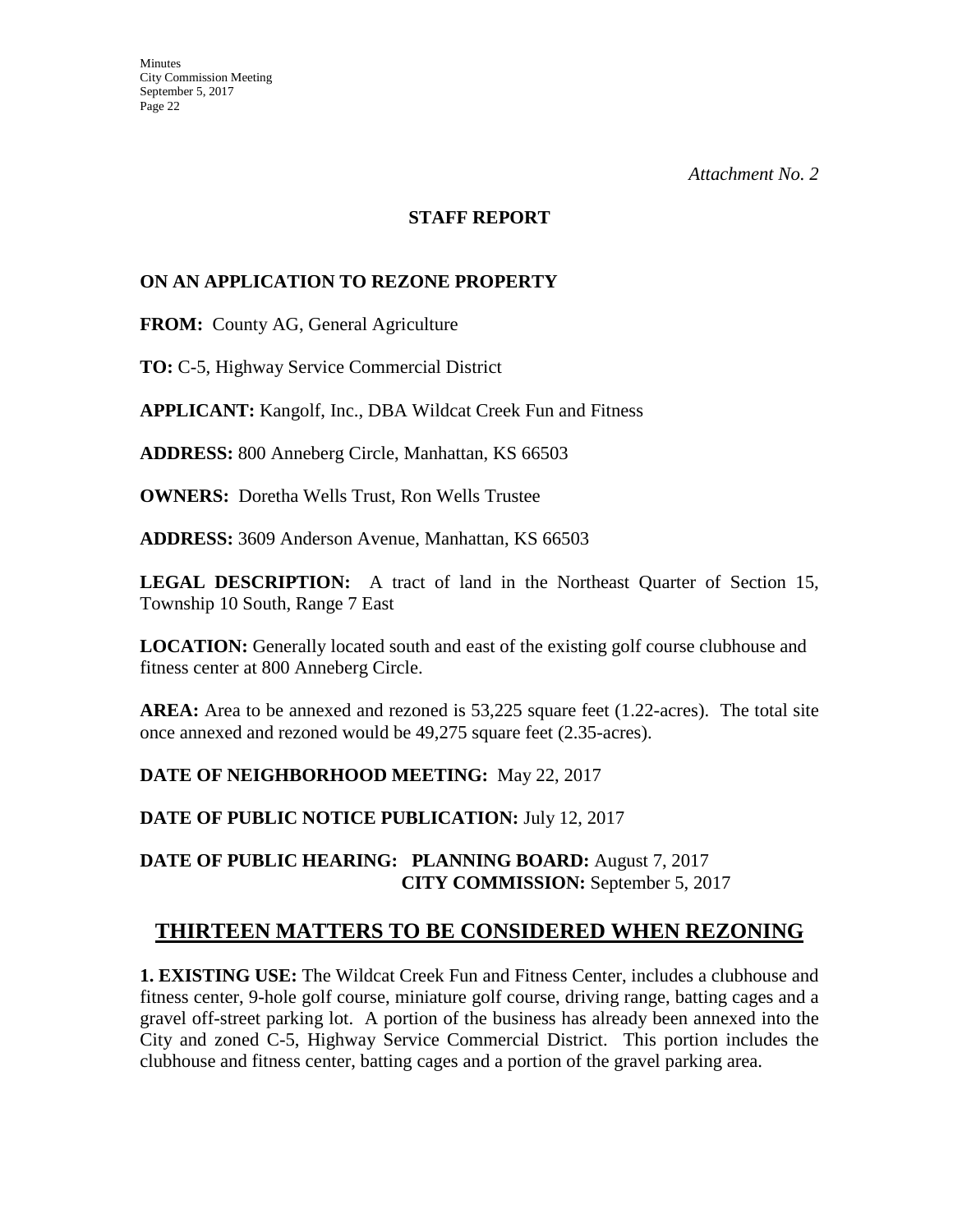*Attachment No. 2*

**STAFF REPORT**

**ON AN APPLICATION TO REZONE PROPERTY**

**FROM:** County AG, General Agriculture

**TO:** C-5, Highway Service Commercial District

**APPLICANT:** Kangolf, Inc., DBA Wildcat Creek Fun and Fitness

**ADDRESS:** 800 Anneberg Circle, Manhattan, KS 66503

**OWNERS:** Doretha Wells Trust, Ron Wells Trustee

**ADDRESS:** 3609 Anderson Avenue, Manhattan, KS 66503

**LEGAL DESCRIPTION:** A tract of land in the Northeast Quarter of Section 15, Township 10 South, Range 7 East

**LOCATION:** Generally located south and east of the existing golf course clubhouse and fitness center at 800 Anneberg Circle.

**AREA:** Area to be annexed and rezoned is 53,225 square feet (1.22-acres). The total site once annexed and rezoned would be 49,275 square feet (2.35-acres).

**DATE OF NEIGHBORHOOD MEETING:** May 22, 2017

**DATE OF PUBLIC NOTICE PUBLICATION:** July 12, 2017

**DATE OF PUBLIC HEARING:** **PLANNING BOARD:** August 7, 2017
**CITY COMMISSION:** September 5, 2017

## THIRTEEN MATTERS TO BE CONSIDERED WHEN REZONING

**1. EXISTING USE:** The Wildcat Creek Fun and Fitness Center, includes a clubhouse and fitness center, 9-hole golf course, miniature golf course, driving range, batting cages and a gravel off-street parking lot. A portion of the business has already been annexed into the City and zoned C-5, Highway Service Commercial District. This portion includes the clubhouse and fitness center, batting cages and a portion of the gravel parking area.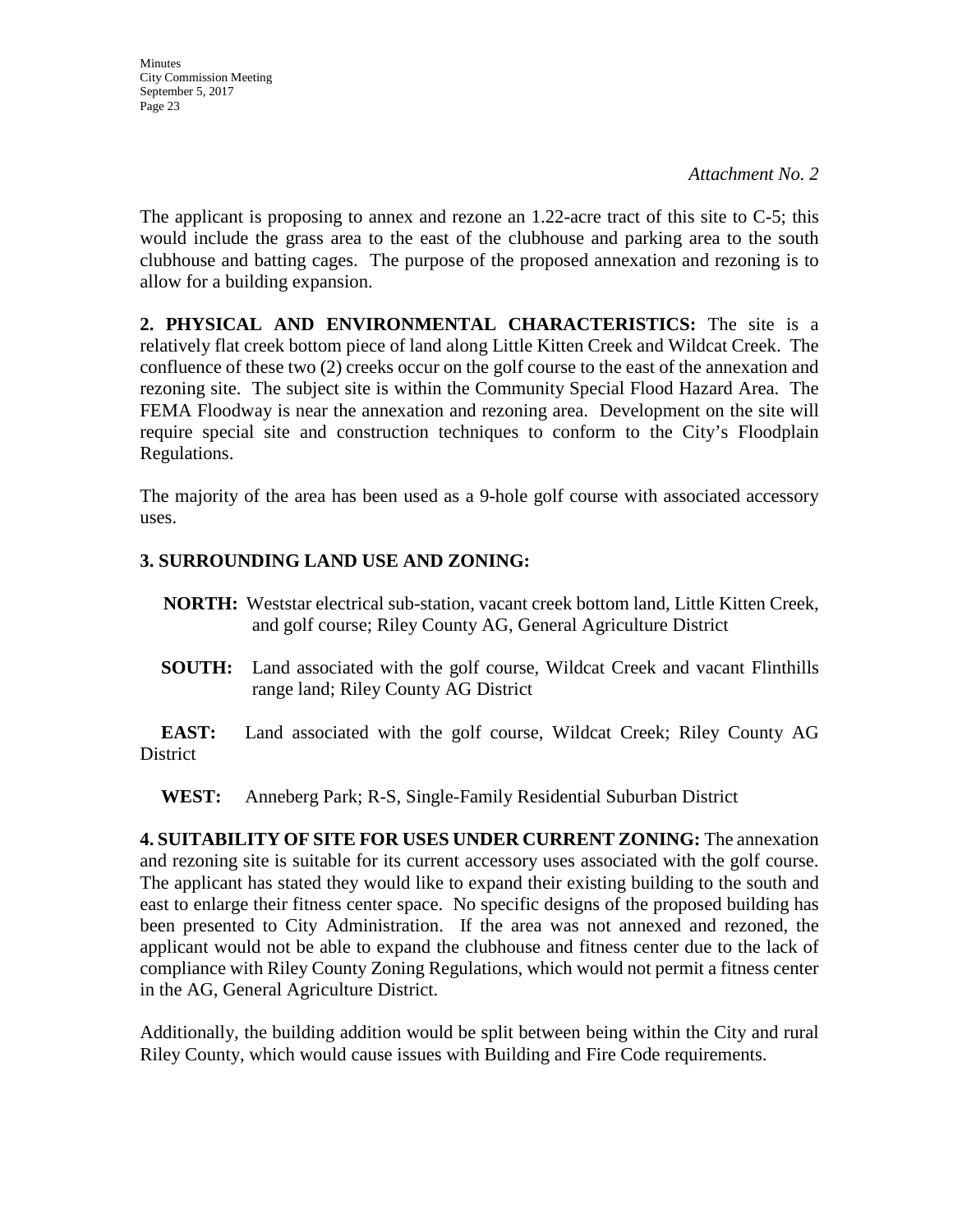*Attachment No. 2*

The applicant is proposing to annex and rezone an 1.22-acre tract of this site to C-5; this would include the grass area to the east of the clubhouse and parking area to the south clubhouse and batting cages. The purpose of the proposed annexation and rezoning is to allow for a building expansion.

**2. PHYSICAL AND ENVIRONMENTAL CHARACTERISTICS:** The site is a relatively flat creek bottom piece of land along Little Kitten Creek and Wildcat Creek. The confluence of these two (2) creeks occur on the golf course to the east of the annexation and rezoning site. The subject site is within the Community Special Flood Hazard Area. The FEMA Floodway is near the annexation and rezoning area. Development on the site will require special site and construction techniques to conform to the City's Floodplain Regulations.

The majority of the area has been used as a 9-hole golf course with associated accessory uses.

**3. SURROUNDING LAND USE AND ZONING:**

**NORTH:** Weststar electrical sub-station, vacant creek bottom land, Little Kitten Creek, and golf course; Riley County AG, General Agriculture District

**SOUTH:** Land associated with the golf course, Wildcat Creek and vacant Flinthills range land; Riley County AG District

**EAST:** Land associated with the golf course, Wildcat Creek; Riley County AG District

**WEST:** Anneberg Park; R-S, Single-Family Residential Suburban District

**4. SUITABILITY OF SITE FOR USES UNDER CURRENT ZONING:** The annexation and rezoning site is suitable for its current accessory uses associated with the golf course. The applicant has stated they would like to expand their existing building to the south and east to enlarge their fitness center space. No specific designs of the proposed building has been presented to City Administration. If the area was not annexed and rezoned, the applicant would not be able to expand the clubhouse and fitness center due to the lack of compliance with Riley County Zoning Regulations, which would not permit a fitness center in the AG, General Agriculture District.

Additionally, the building addition would be split between being within the City and rural Riley County, which would cause issues with Building and Fire Code requirements.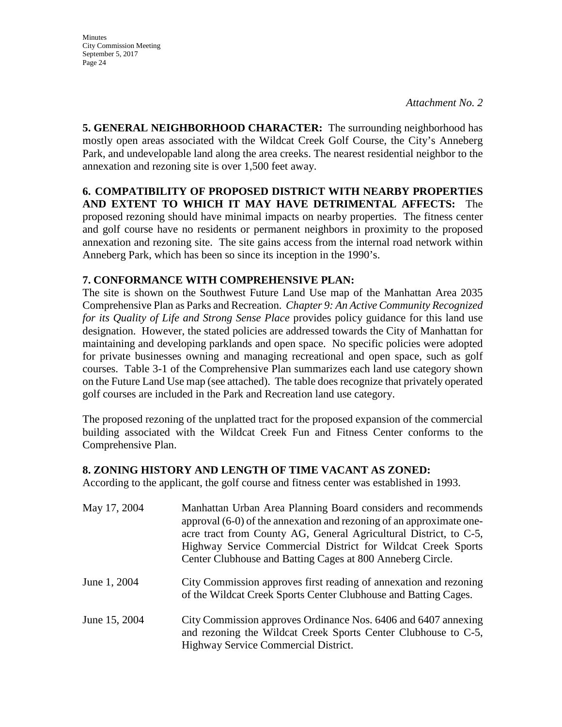*Attachment No. 2*

**5. GENERAL NEIGHBORHOOD CHARACTER:** The surrounding neighborhood has mostly open areas associated with the Wildcat Creek Golf Course, the City's Anneberg Park, and undevelopable land along the area creeks. The nearest residential neighbor to the annexation and rezoning site is over 1,500 feet away.

**6. COMPATIBILITY OF PROPOSED DISTRICT WITH NEARBY PROPERTIES AND EXTENT TO WHICH IT MAY HAVE DETRIMENTAL AFFECTS:** The proposed rezoning should have minimal impacts on nearby properties. The fitness center and golf course have no residents or permanent neighbors in proximity to the proposed annexation and rezoning site. The site gains access from the internal road network within Anneberg Park, which has been so since its inception in the 1990's.

**7. CONFORMANCE WITH COMPREHENSIVE PLAN:**

The site is shown on the Southwest Future Land Use map of the Manhattan Area 2035 Comprehensive Plan as Parks and Recreation. *Chapter 9: An Active Community Recognized for its Quality of Life and Strong Sense Place* provides policy guidance for this land use designation. However, the stated policies are addressed towards the City of Manhattan for maintaining and developing parklands and open space. No specific policies were adopted for private businesses owning and managing recreational and open space, such as golf courses. Table 3-1 of the Comprehensive Plan summarizes each land use category shown on the Future Land Use map (see attached). The table does recognize that privately operated golf courses are included in the Park and Recreation land use category.

The proposed rezoning of the unplatted tract for the proposed expansion of the commercial building associated with the Wildcat Creek Fun and Fitness Center conforms to the Comprehensive Plan.

**8. ZONING HISTORY AND LENGTH OF TIME VACANT AS ZONED:**

According to the applicant, the golf course and fitness center was established in 1993.

| | |
|---|---|
| May 17, 2004 | Manhattan Urban Area Planning Board considers and recommends approval (6-0) of the annexation and rezoning of an approximate one-acre tract from County AG, General Agricultural District, to C-5, Highway Service Commercial District for Wildcat Creek Sports Center Clubhouse and Batting Cages at 800 Anneberg Circle. |
| June 1, 2004 | City Commission approves first reading of annexation and rezoning of the Wildcat Creek Sports Center Clubhouse and Batting Cages. |
| June 15, 2004 | City Commission approves Ordinance Nos. 6406 and 6407 annexing and rezoning the Wildcat Creek Sports Center Clubhouse to C-5, Highway Service Commercial District. |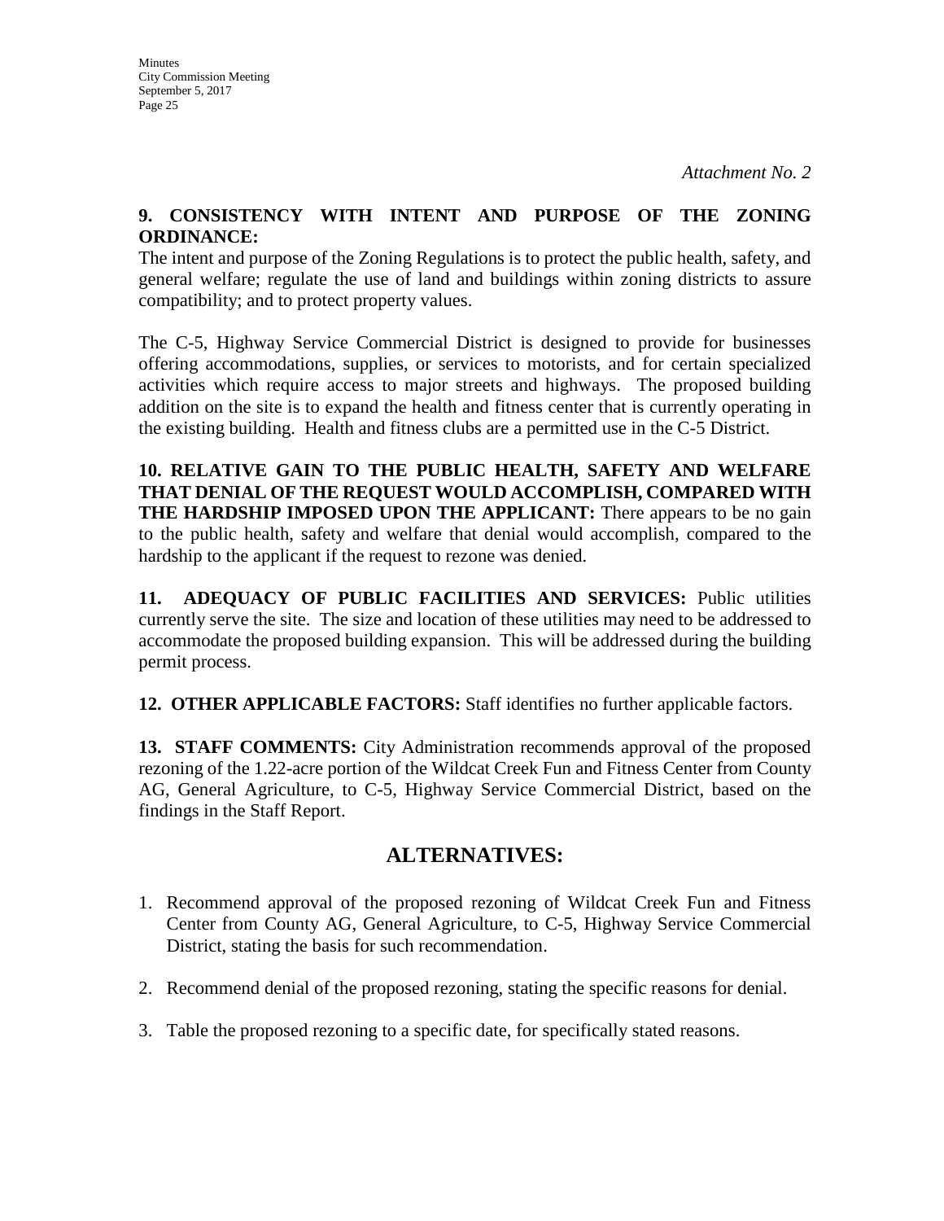*Attachment No. 2*

**9. CONSISTENCY WITH INTENT AND PURPOSE OF THE ZONING ORDINANCE:**
The intent and purpose of the Zoning Regulations is to protect the public health, safety, and general welfare; regulate the use of land and buildings within zoning districts to assure compatibility; and to protect property values.

The C-5, Highway Service Commercial District is designed to provide for businesses offering accommodations, supplies, or services to motorists, and for certain specialized activities which require access to major streets and highways. The proposed building addition on the site is to expand the health and fitness center that is currently operating in the existing building. Health and fitness clubs are a permitted use in the C-5 District.

**10. RELATIVE GAIN TO THE PUBLIC HEALTH, SAFETY AND WELFARE THAT DENIAL OF THE REQUEST WOULD ACCOMPLISH, COMPARED WITH THE HARDSHIP IMPOSED UPON THE APPLICANT:** There appears to be no gain to the public health, safety and welfare that denial would accomplish, compared to the hardship to the applicant if the request to rezone was denied.

**11. ADEQUACY OF PUBLIC FACILITIES AND SERVICES:** Public utilities currently serve the site. The size and location of these utilities may need to be addressed to accommodate the proposed building expansion. This will be addressed during the building permit process.

**12. OTHER APPLICABLE FACTORS:** Staff identifies no further applicable factors.

**13. STAFF COMMENTS:** City Administration recommends approval of the proposed rezoning of the 1.22-acre portion of the Wildcat Creek Fun and Fitness Center from County AG, General Agriculture, to C-5, Highway Service Commercial District, based on the findings in the Staff Report.

## ALTERNATIVES:

1. Recommend approval of the proposed rezoning of Wildcat Creek Fun and Fitness Center from County AG, General Agriculture, to C-5, Highway Service Commercial District, stating the basis for such recommendation.
2. Recommend denial of the proposed rezoning, stating the specific reasons for denial.
3. Table the proposed rezoning to a specific date, for specifically stated reasons.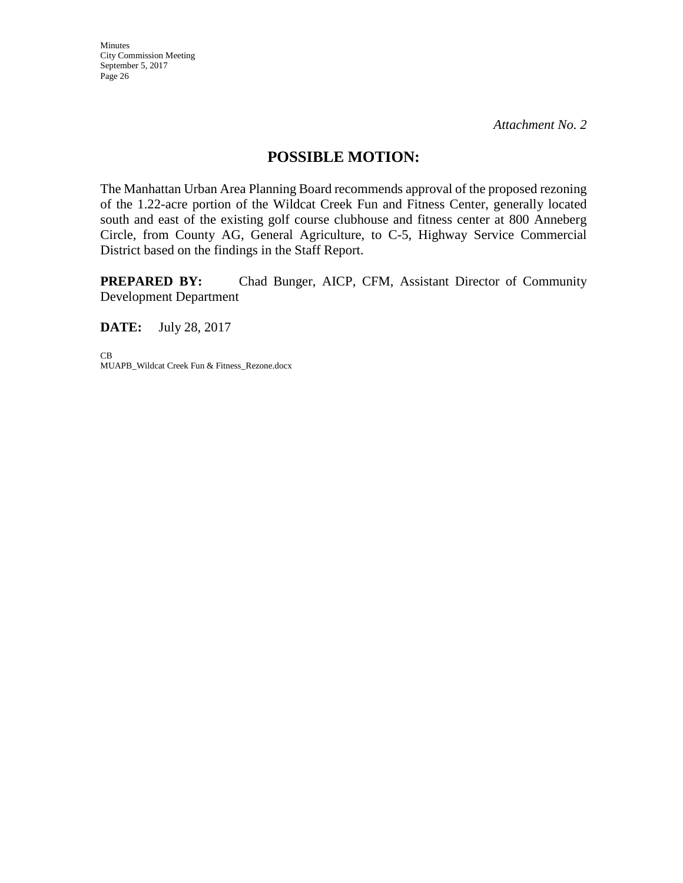*Attachment No. 2*

## POSSIBLE MOTION:

The Manhattan Urban Area Planning Board recommends approval of the proposed rezoning of the 1.22-acre portion of the Wildcat Creek Fun and Fitness Center, generally located south and east of the existing golf course clubhouse and fitness center at 800 Anneberg Circle, from County AG, General Agriculture, to C-5, Highway Service Commercial District based on the findings in the Staff Report.

**PREPARED BY:** Chad Bunger, AICP, CFM, Assistant Director of Community Development Department

**DATE:** July 28, 2017

CB
MUAPB_Wildcat Creek Fun & Fitness_Rezone.docx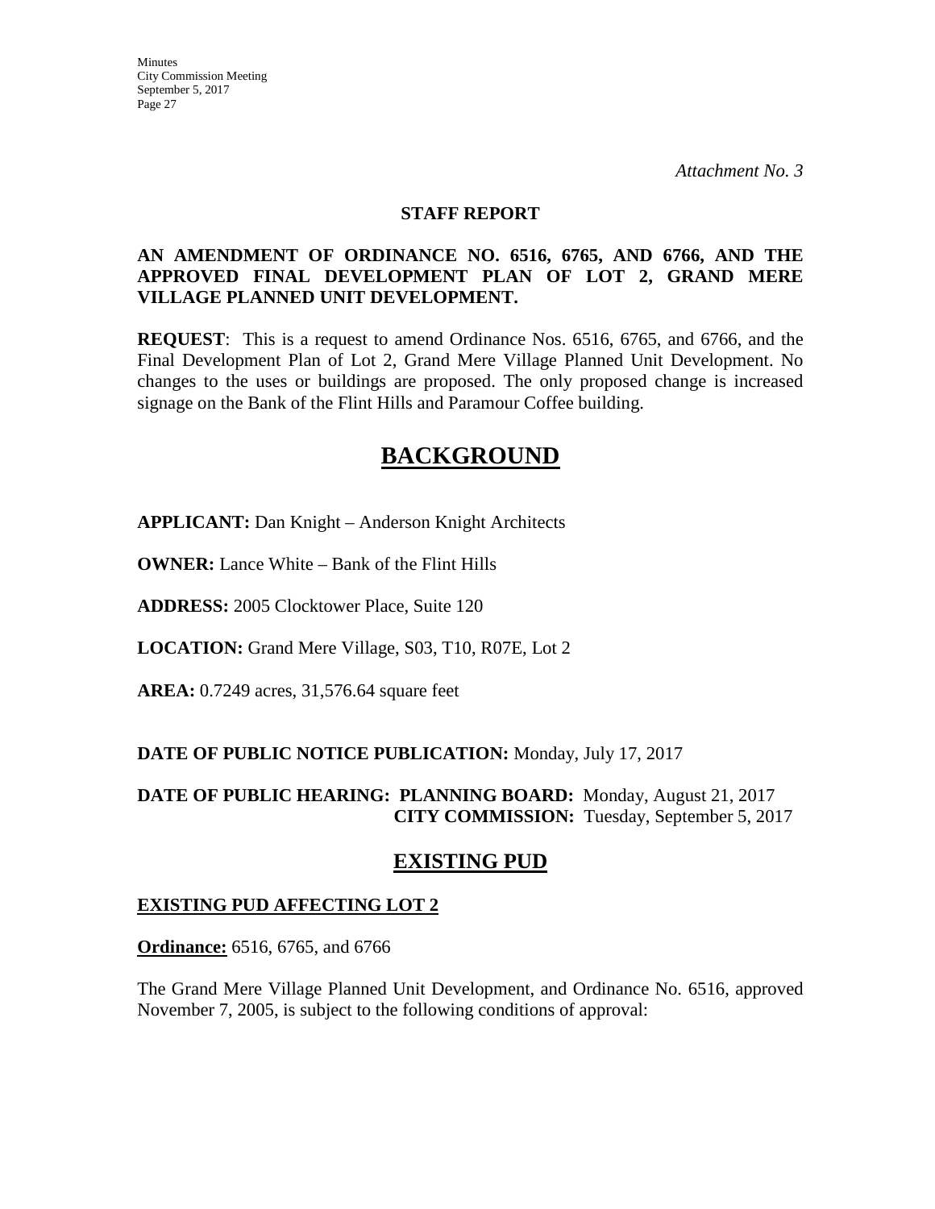*Attachment No. 3*

**STAFF REPORT**

**AN AMENDMENT OF ORDINANCE NO. 6516, 6765, AND 6766, AND THE APPROVED FINAL DEVELOPMENT PLAN OF LOT 2, GRAND MERE VILLAGE PLANNED UNIT DEVELOPMENT.**

**REQUEST**: This is a request to amend Ordinance Nos. 6516, 6765, and 6766, and the Final Development Plan of Lot 2, Grand Mere Village Planned Unit Development. No changes to the uses or buildings are proposed. The only proposed change is increased signage on the Bank of the Flint Hills and Paramour Coffee building.

# BACKGROUND

**APPLICANT:** Dan Knight – Anderson Knight Architects

**OWNER:** Lance White – Bank of the Flint Hills

**ADDRESS:** 2005 Clocktower Place, Suite 120

**LOCATION:** Grand Mere Village, S03, T10, R07E, Lot 2

**AREA:** 0.7249 acres, 31,576.64 square feet

**DATE OF PUBLIC NOTICE PUBLICATION:** Monday, July 17, 2017

**DATE OF PUBLIC HEARING: PLANNING BOARD:** Monday, August 21, 2017
**CITY COMMISSION:** Tuesday, September 5, 2017

## EXISTING PUD

### EXISTING PUD AFFECTING LOT 2

**Ordinance:** 6516, 6765, and 6766

The Grand Mere Village Planned Unit Development, and Ordinance No. 6516, approved November 7, 2005, is subject to the following conditions of approval: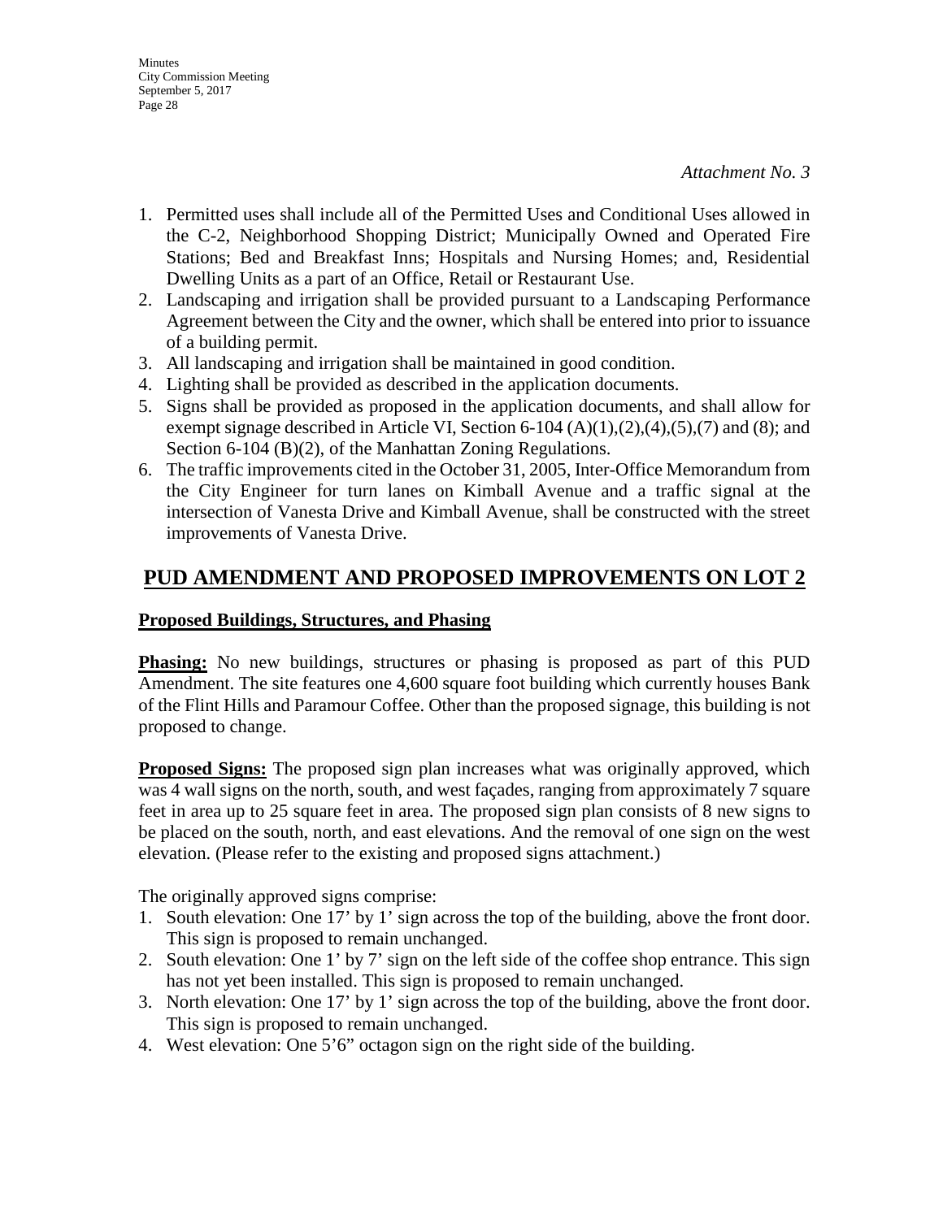*Attachment No. 3*

1. Permitted uses shall include all of the Permitted Uses and Conditional Uses allowed in the C-2, Neighborhood Shopping District; Municipally Owned and Operated Fire Stations; Bed and Breakfast Inns; Hospitals and Nursing Homes; and, Residential Dwelling Units as a part of an Office, Retail or Restaurant Use.
2. Landscaping and irrigation shall be provided pursuant to a Landscaping Performance Agreement between the City and the owner, which shall be entered into prior to issuance of a building permit.
3. All landscaping and irrigation shall be maintained in good condition.
4. Lighting shall be provided as described in the application documents.
5. Signs shall be provided as proposed in the application documents, and shall allow for exempt signage described in Article VI, Section 6-104 (A)(1),(2),(4),(5),(7) and (8); and Section 6-104 (B)(2), of the Manhattan Zoning Regulations.
6. The traffic improvements cited in the October 31, 2005, Inter-Office Memorandum from the City Engineer for turn lanes on Kimball Avenue and a traffic signal at the intersection of Vanesta Drive and Kimball Avenue, shall be constructed with the street improvements of Vanesta Drive.

## PUD AMENDMENT AND PROPOSED IMPROVEMENTS ON LOT 2

### Proposed Buildings, Structures, and Phasing

**Phasing:** No new buildings, structures or phasing is proposed as part of this PUD Amendment. The site features one 4,600 square foot building which currently houses Bank of the Flint Hills and Paramour Coffee. Other than the proposed signage, this building is not proposed to change.

**Proposed Signs:** The proposed sign plan increases what was originally approved, which was 4 wall signs on the north, south, and west façades, ranging from approximately 7 square feet in area up to 25 square feet in area. The proposed sign plan consists of 8 new signs to be placed on the south, north, and east elevations. And the removal of one sign on the west elevation. (Please refer to the existing and proposed signs attachment.)

The originally approved signs comprise:

1. South elevation: One 17' by 1' sign across the top of the building, above the front door. This sign is proposed to remain unchanged.
2. South elevation: One 1' by 7' sign on the left side of the coffee shop entrance. This sign has not yet been installed. This sign is proposed to remain unchanged.
3. North elevation: One 17' by 1' sign across the top of the building, above the front door. This sign is proposed to remain unchanged.
4. West elevation: One 5'6" octagon sign on the right side of the building.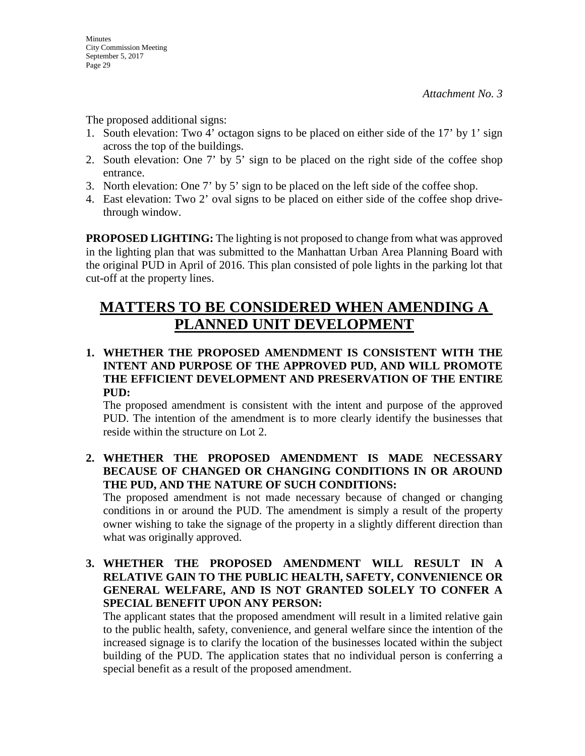*Attachment No. 3*

The proposed additional signs:

1. South elevation: Two 4' octagon signs to be placed on either side of the 17' by 1' sign across the top of the buildings.
2. South elevation: One 7' by 5' sign to be placed on the right side of the coffee shop entrance.
3. North elevation: One 7' by 5' sign to be placed on the left side of the coffee shop.
4. East elevation: Two 2' oval signs to be placed on either side of the coffee shop drive-through window.

**PROPOSED LIGHTING:** The lighting is not proposed to change from what was approved in the lighting plan that was submitted to the Manhattan Urban Area Planning Board with the original PUD in April of 2016. This plan consisted of pole lights in the parking lot that cut-off at the property lines.

# MATTERS TO BE CONSIDERED WHEN AMENDING A PLANNED UNIT DEVELOPMENT

**1. WHETHER THE PROPOSED AMENDMENT IS CONSISTENT WITH THE INTENT AND PURPOSE OF THE APPROVED PUD, AND WILL PROMOTE THE EFFICIENT DEVELOPMENT AND PRESERVATION OF THE ENTIRE PUD:**

The proposed amendment is consistent with the intent and purpose of the approved PUD. The intention of the amendment is to more clearly identify the businesses that reside within the structure on Lot 2.

**2. WHETHER THE PROPOSED AMENDMENT IS MADE NECESSARY BECAUSE OF CHANGED OR CHANGING CONDITIONS IN OR AROUND THE PUD, AND THE NATURE OF SUCH CONDITIONS:**

The proposed amendment is not made necessary because of changed or changing conditions in or around the PUD. The amendment is simply a result of the property owner wishing to take the signage of the property in a slightly different direction than what was originally approved.

**3. WHETHER THE PROPOSED AMENDMENT WILL RESULT IN A RELATIVE GAIN TO THE PUBLIC HEALTH, SAFETY, CONVENIENCE OR GENERAL WELFARE, AND IS NOT GRANTED SOLELY TO CONFER A SPECIAL BENEFIT UPON ANY PERSON:**

The applicant states that the proposed amendment will result in a limited relative gain to the public health, safety, convenience, and general welfare since the intention of the increased signage is to clarify the location of the businesses located within the subject building of the PUD. The application states that no individual person is conferring a special benefit as a result of the proposed amendment.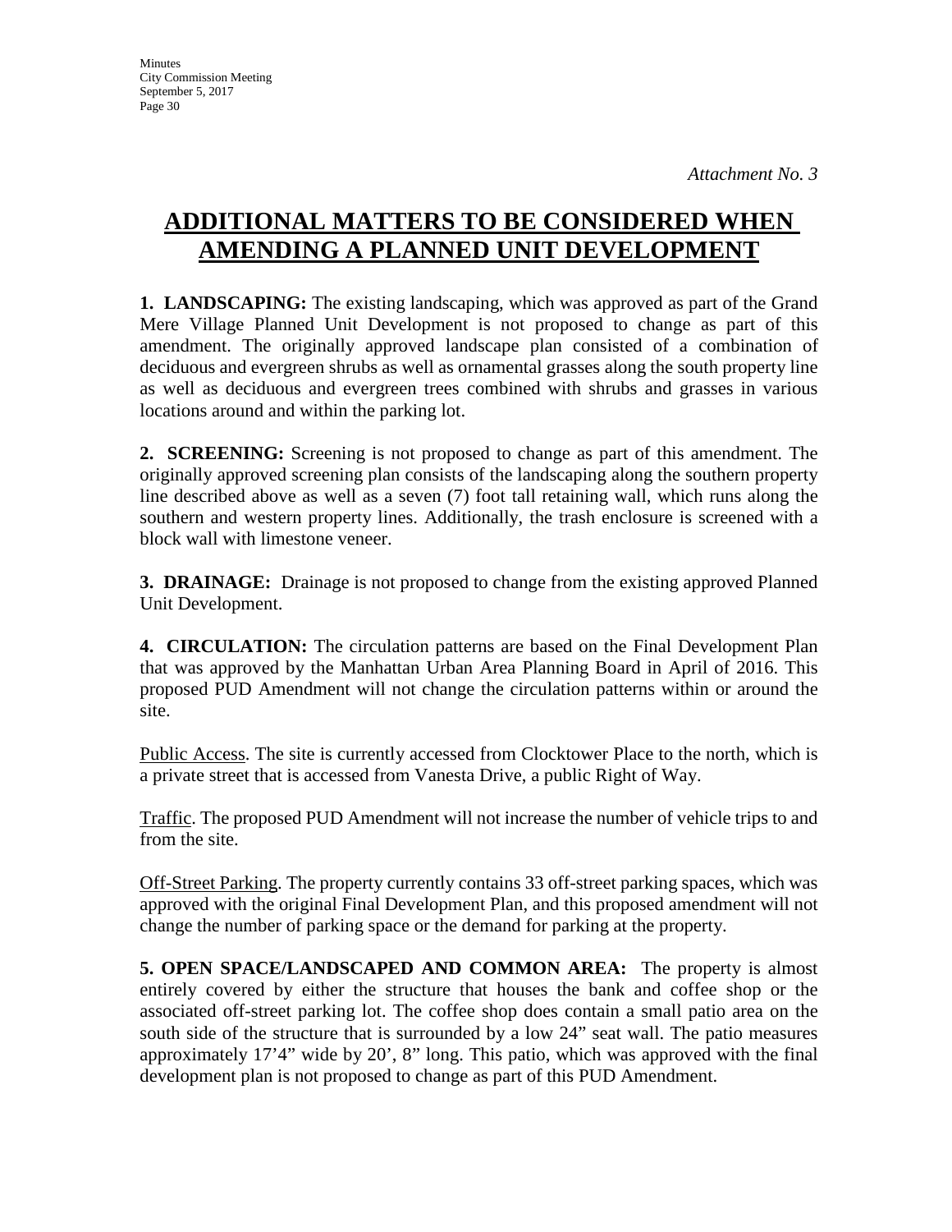*Attachment No. 3*

# ADDITIONAL MATTERS TO BE CONSIDERED WHEN AMENDING A PLANNED UNIT DEVELOPMENT

**1. LANDSCAPING:** The existing landscaping, which was approved as part of the Grand Mere Village Planned Unit Development is not proposed to change as part of this amendment. The originally approved landscape plan consisted of a combination of deciduous and evergreen shrubs as well as ornamental grasses along the south property line as well as deciduous and evergreen trees combined with shrubs and grasses in various locations around and within the parking lot.

**2. SCREENING:** Screening is not proposed to change as part of this amendment. The originally approved screening plan consists of the landscaping along the southern property line described above as well as a seven (7) foot tall retaining wall, which runs along the southern and western property lines. Additionally, the trash enclosure is screened with a block wall with limestone veneer.

**3. DRAINAGE:** Drainage is not proposed to change from the existing approved Planned Unit Development.

**4. CIRCULATION:** The circulation patterns are based on the Final Development Plan that was approved by the Manhattan Urban Area Planning Board in April of 2016. This proposed PUD Amendment will not change the circulation patterns within or around the site.

Public Access. The site is currently accessed from Clocktower Place to the north, which is a private street that is accessed from Vanesta Drive, a public Right of Way.

Traffic. The proposed PUD Amendment will not increase the number of vehicle trips to and from the site.

Off-Street Parking. The property currently contains 33 off-street parking spaces, which was approved with the original Final Development Plan, and this proposed amendment will not change the number of parking space or the demand for parking at the property.

**5. OPEN SPACE/LANDSCAPED AND COMMON AREA:** The property is almost entirely covered by either the structure that houses the bank and coffee shop or the associated off-street parking lot. The coffee shop does contain a small patio area on the south side of the structure that is surrounded by a low 24" seat wall. The patio measures approximately 17'4" wide by 20', 8" long. This patio, which was approved with the final development plan is not proposed to change as part of this PUD Amendment.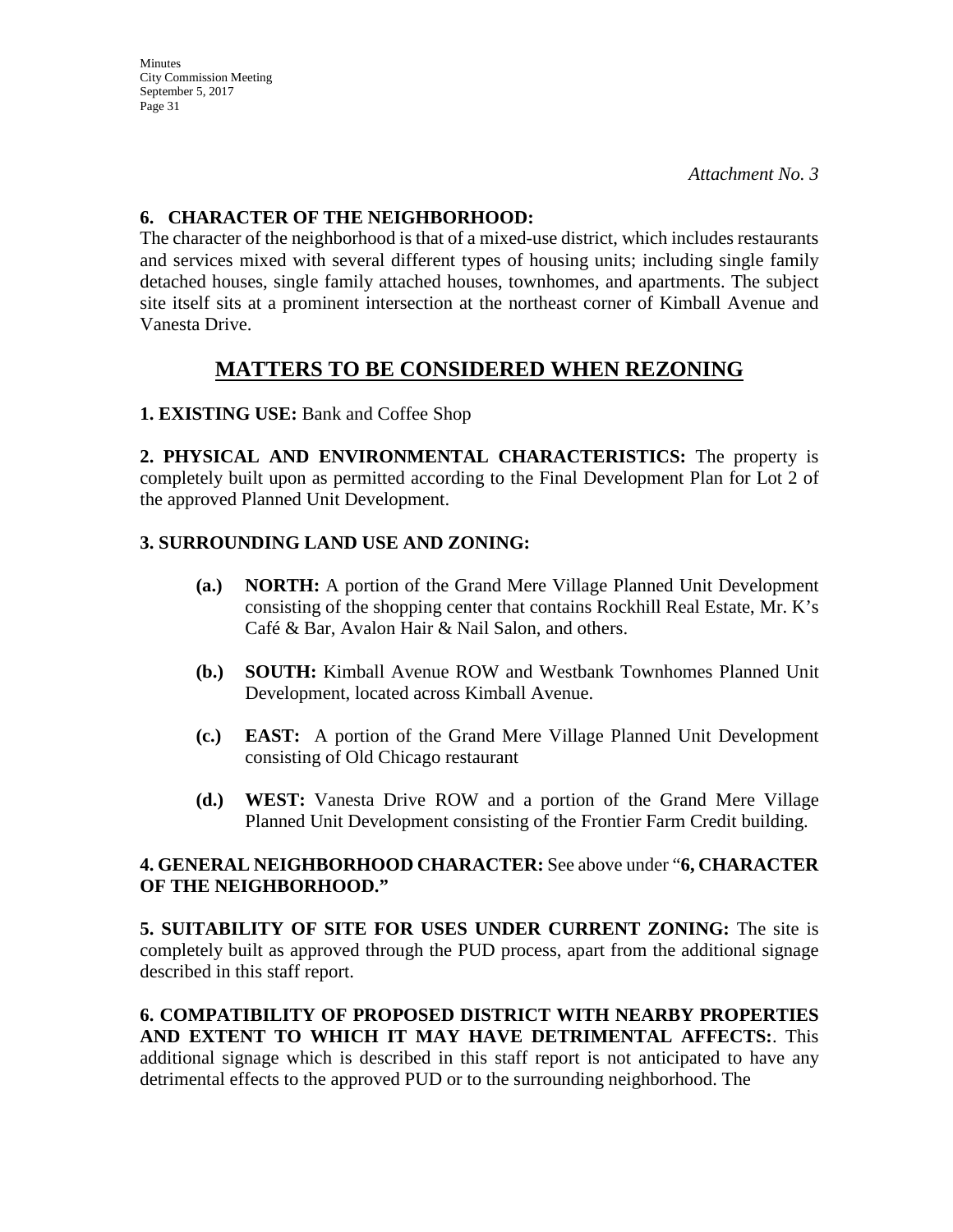*Attachment No. 3*

**6. CHARACTER OF THE NEIGHBORHOOD:**

The character of the neighborhood is that of a mixed-use district, which includes restaurants and services mixed with several different types of housing units; including single family detached houses, single family attached houses, townhomes, and apartments. The subject site itself sits at a prominent intersection at the northeast corner of Kimball Avenue and Vanesta Drive.

## MATTERS TO BE CONSIDERED WHEN REZONING

**1. EXISTING USE:** Bank and Coffee Shop

**2. PHYSICAL AND ENVIRONMENTAL CHARACTERISTICS:** The property is completely built upon as permitted according to the Final Development Plan for Lot 2 of the approved Planned Unit Development.

**3. SURROUNDING LAND USE AND ZONING:**

- **(a.) NORTH:** A portion of the Grand Mere Village Planned Unit Development consisting of the shopping center that contains Rockhill Real Estate, Mr. K's Café & Bar, Avalon Hair & Nail Salon, and others.
- **(b.) SOUTH:** Kimball Avenue ROW and Westbank Townhomes Planned Unit Development, located across Kimball Avenue.
- **(c.) EAST:** A portion of the Grand Mere Village Planned Unit Development consisting of Old Chicago restaurant
- **(d.) WEST:** Vanesta Drive ROW and a portion of the Grand Mere Village Planned Unit Development consisting of the Frontier Farm Credit building.

**4. GENERAL NEIGHBORHOOD CHARACTER:** See above under "**6, CHARACTER OF THE NEIGHBORHOOD."**

**5. SUITABILITY OF SITE FOR USES UNDER CURRENT ZONING:** The site is completely built as approved through the PUD process, apart from the additional signage described in this staff report.

**6. COMPATIBILITY OF PROPOSED DISTRICT WITH NEARBY PROPERTIES AND EXTENT TO WHICH IT MAY HAVE DETRIMENTAL AFFECTS:**. This additional signage which is described in this staff report is not anticipated to have any detrimental effects to the approved PUD or to the surrounding neighborhood. The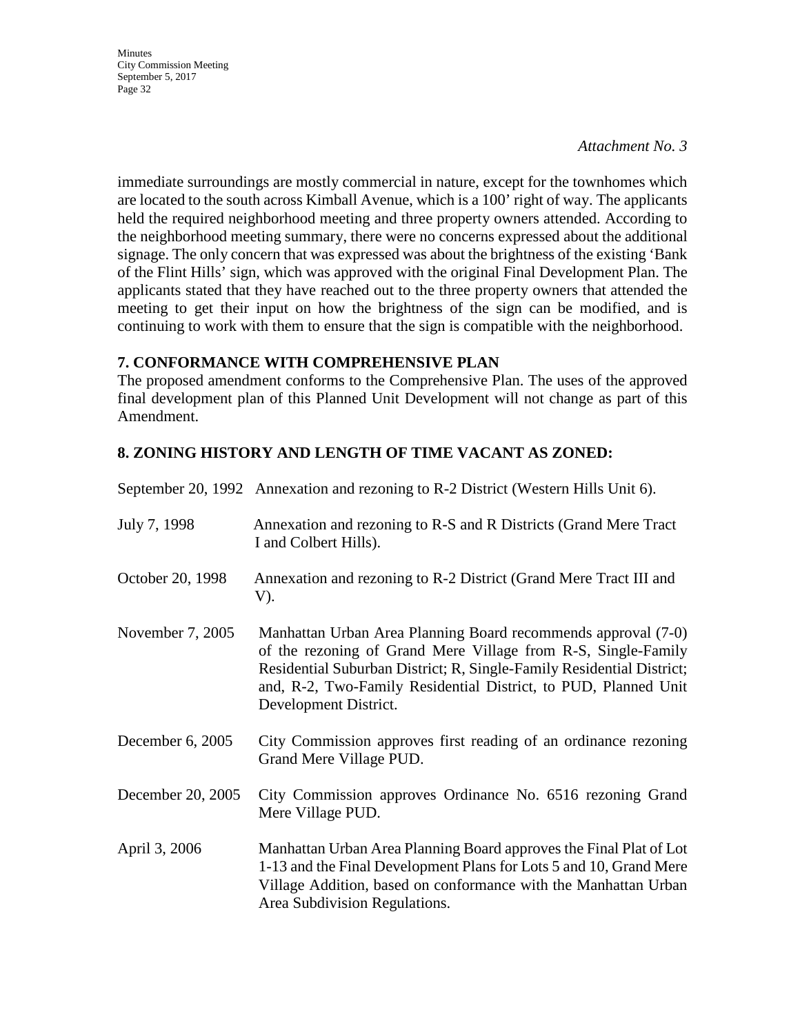*Attachment No. 3*

immediate surroundings are mostly commercial in nature, except for the townhomes which are located to the south across Kimball Avenue, which is a 100' right of way. The applicants held the required neighborhood meeting and three property owners attended. According to the neighborhood meeting summary, there were no concerns expressed about the additional signage. The only concern that was expressed was about the brightness of the existing 'Bank of the Flint Hills' sign, which was approved with the original Final Development Plan. The applicants stated that they have reached out to the three property owners that attended the meeting to get their input on how the brightness of the sign can be modified, and is continuing to work with them to ensure that the sign is compatible with the neighborhood.

**7. CONFORMANCE WITH COMPREHENSIVE PLAN**

The proposed amendment conforms to the Comprehensive Plan. The uses of the approved final development plan of this Planned Unit Development will not change as part of this Amendment.

**8. ZONING HISTORY AND LENGTH OF TIME VACANT AS ZONED:**

| | |
|---|---|
| September 20, 1992 | Annexation and rezoning to R-2 District (Western Hills Unit 6). |
| July 7, 1998 | Annexation and rezoning to R-S and R Districts (Grand Mere Tract I and Colbert Hills). |
| October 20, 1998 | Annexation and rezoning to R-2 District (Grand Mere Tract III and V). |
| November 7, 2005 | Manhattan Urban Area Planning Board recommends approval (7-0) of the rezoning of Grand Mere Village from R-S, Single-Family Residential Suburban District; R, Single-Family Residential District; and, R-2, Two-Family Residential District, to PUD, Planned Unit Development District. |
| December 6, 2005 | City Commission approves first reading of an ordinance rezoning Grand Mere Village PUD. |
| December 20, 2005 | City Commission approves Ordinance No. 6516 rezoning Grand Mere Village PUD. |
| April 3, 2006 | Manhattan Urban Area Planning Board approves the Final Plat of Lot 1-13 and the Final Development Plans for Lots 5 and 10, Grand Mere Village Addition, based on conformance with the Manhattan Urban Area Subdivision Regulations. |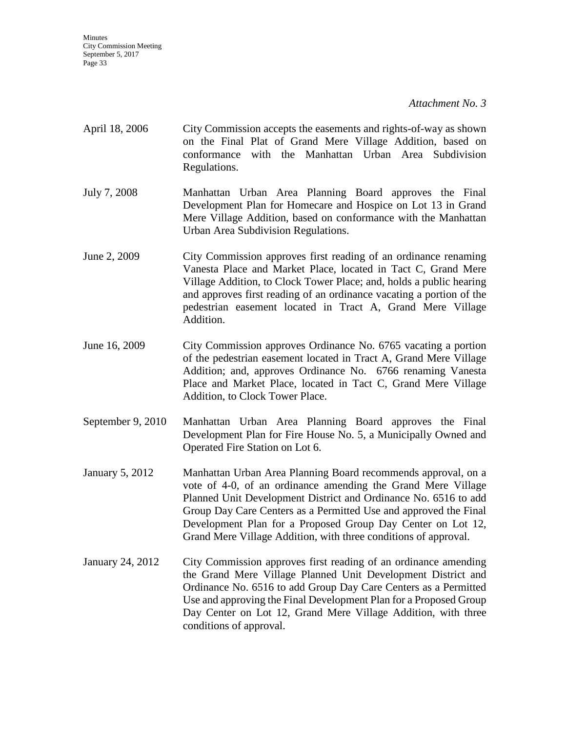*Attachment No. 3*

| | |
|---|---|
| April 18, 2006 | City Commission accepts the easements and rights-of-way as shown on the Final Plat of Grand Mere Village Addition, based on conformance with the Manhattan Urban Area Subdivision Regulations. |
| July 7, 2008 | Manhattan Urban Area Planning Board approves the Final Development Plan for Homecare and Hospice on Lot 13 in Grand Mere Village Addition, based on conformance with the Manhattan Urban Area Subdivision Regulations. |
| June 2, 2009 | City Commission approves first reading of an ordinance renaming Vanesta Place and Market Place, located in Tact C, Grand Mere Village Addition, to Clock Tower Place; and, holds a public hearing and approves first reading of an ordinance vacating a portion of the pedestrian easement located in Tract A, Grand Mere Village Addition. |
| June 16, 2009 | City Commission approves Ordinance No. 6765 vacating a portion of the pedestrian easement located in Tract A, Grand Mere Village Addition; and, approves Ordinance No. 6766 renaming Vanesta Place and Market Place, located in Tact C, Grand Mere Village Addition, to Clock Tower Place. |
| September 9, 2010 | Manhattan Urban Area Planning Board approves the Final Development Plan for Fire House No. 5, a Municipally Owned and Operated Fire Station on Lot 6. |
| January 5, 2012 | Manhattan Urban Area Planning Board recommends approval, on a vote of 4-0, of an ordinance amending the Grand Mere Village Planned Unit Development District and Ordinance No. 6516 to add Group Day Care Centers as a Permitted Use and approved the Final Development Plan for a Proposed Group Day Center on Lot 12, Grand Mere Village Addition, with three conditions of approval. |
| January 24, 2012 | City Commission approves first reading of an ordinance amending the Grand Mere Village Planned Unit Development District and Ordinance No. 6516 to add Group Day Care Centers as a Permitted Use and approving the Final Development Plan for a Proposed Group Day Center on Lot 12, Grand Mere Village Addition, with three conditions of approval. |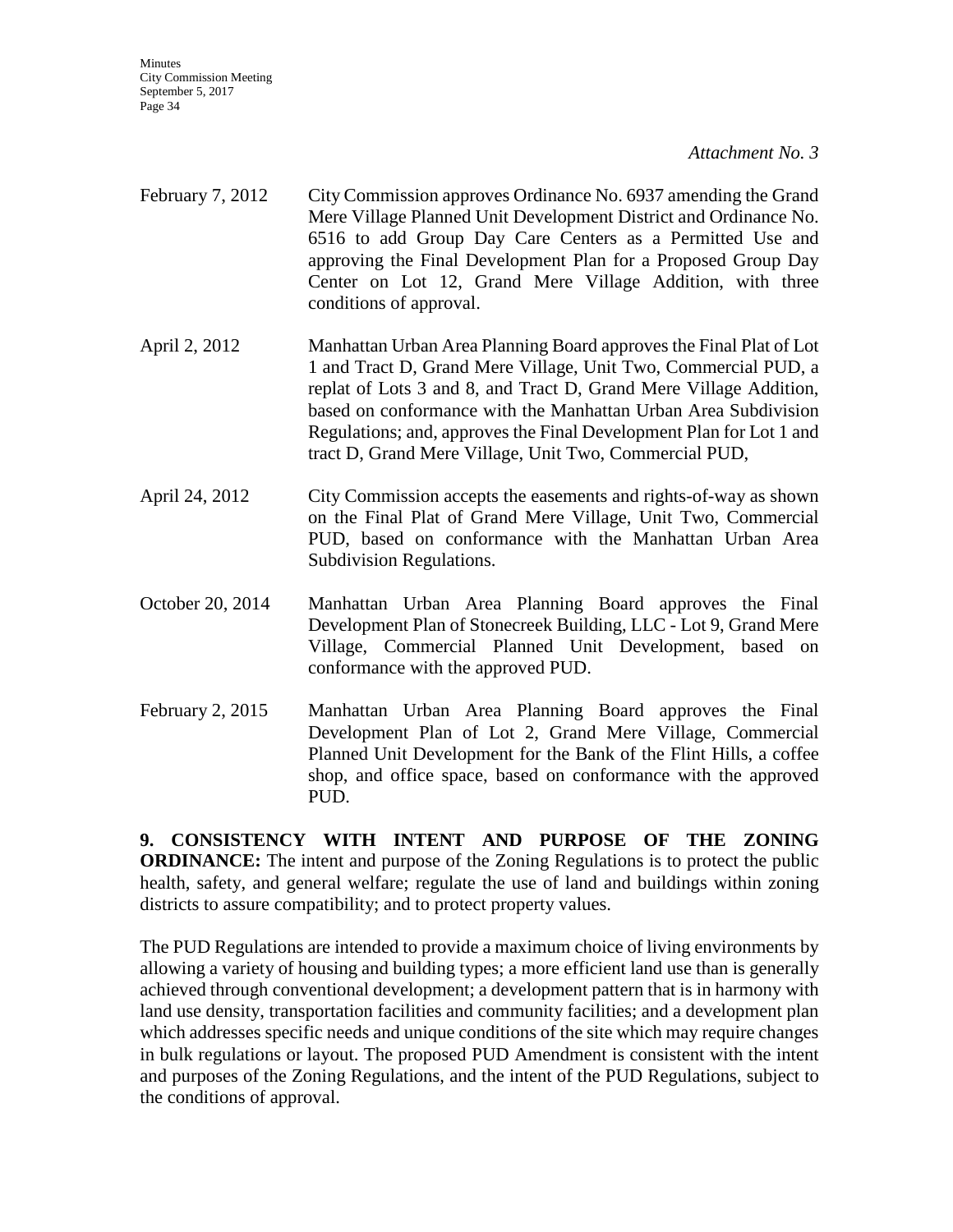*Attachment No. 3*

February 7, 2012 City Commission approves Ordinance No. 6937 amending the Grand Mere Village Planned Unit Development District and Ordinance No. 6516 to add Group Day Care Centers as a Permitted Use and approving the Final Development Plan for a Proposed Group Day Center on Lot 12, Grand Mere Village Addition, with three conditions of approval.

April 2, 2012 Manhattan Urban Area Planning Board approves the Final Plat of Lot 1 and Tract D, Grand Mere Village, Unit Two, Commercial PUD, a replat of Lots 3 and 8, and Tract D, Grand Mere Village Addition, based on conformance with the Manhattan Urban Area Subdivision Regulations; and, approves the Final Development Plan for Lot 1 and tract D, Grand Mere Village, Unit Two, Commercial PUD,

April 24, 2012 City Commission accepts the easements and rights-of-way as shown on the Final Plat of Grand Mere Village, Unit Two, Commercial PUD, based on conformance with the Manhattan Urban Area Subdivision Regulations.

October 20, 2014 Manhattan Urban Area Planning Board approves the Final Development Plan of Stonecreek Building, LLC - Lot 9, Grand Mere Village, Commercial Planned Unit Development, based on conformance with the approved PUD.

February 2, 2015 Manhattan Urban Area Planning Board approves the Final Development Plan of Lot 2, Grand Mere Village, Commercial Planned Unit Development for the Bank of the Flint Hills, a coffee shop, and office space, based on conformance with the approved PUD.

**9. CONSISTENCY WITH INTENT AND PURPOSE OF THE ZONING ORDINANCE:** The intent and purpose of the Zoning Regulations is to protect the public health, safety, and general welfare; regulate the use of land and buildings within zoning districts to assure compatibility; and to protect property values.

The PUD Regulations are intended to provide a maximum choice of living environments by allowing a variety of housing and building types; a more efficient land use than is generally achieved through conventional development; a development pattern that is in harmony with land use density, transportation facilities and community facilities; and a development plan which addresses specific needs and unique conditions of the site which may require changes in bulk regulations or layout. The proposed PUD Amendment is consistent with the intent and purposes of the Zoning Regulations, and the intent of the PUD Regulations, subject to the conditions of approval.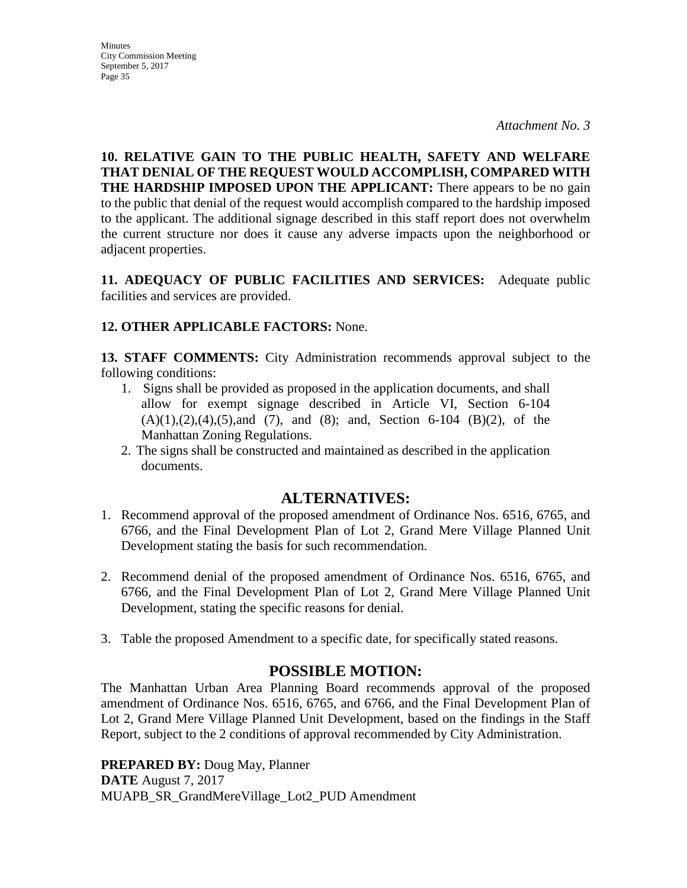*Attachment No. 3*

**10. RELATIVE GAIN TO THE PUBLIC HEALTH, SAFETY AND WELFARE THAT DENIAL OF THE REQUEST WOULD ACCOMPLISH, COMPARED WITH THE HARDSHIP IMPOSED UPON THE APPLICANT:** There appears to be no gain to the public that denial of the request would accomplish compared to the hardship imposed to the applicant. The additional signage described in this staff report does not overwhelm the current structure nor does it cause any adverse impacts upon the neighborhood or adjacent properties.

**11. ADEQUACY OF PUBLIC FACILITIES AND SERVICES:** Adequate public facilities and services are provided.

**12. OTHER APPLICABLE FACTORS:** None.

**13. STAFF COMMENTS:** City Administration recommends approval subject to the following conditions:

1. Signs shall be provided as proposed in the application documents, and shall allow for exempt signage described in Article VI, Section 6-104 (A)(1),(2),(4),(5),and (7), and (8); and, Section 6-104 (B)(2), of the Manhattan Zoning Regulations.
2. The signs shall be constructed and maintained as described in the application documents.

## ALTERNATIVES:

1. Recommend approval of the proposed amendment of Ordinance Nos. 6516, 6765, and 6766, and the Final Development Plan of Lot 2, Grand Mere Village Planned Unit Development stating the basis for such recommendation.

2. Recommend denial of the proposed amendment of Ordinance Nos. 6516, 6765, and 6766, and the Final Development Plan of Lot 2, Grand Mere Village Planned Unit Development, stating the specific reasons for denial.

3. Table the proposed Amendment to a specific date, for specifically stated reasons.

## POSSIBLE MOTION:

The Manhattan Urban Area Planning Board recommends approval of the proposed amendment of Ordinance Nos. 6516, 6765, and 6766, and the Final Development Plan of Lot 2, Grand Mere Village Planned Unit Development, based on the findings in the Staff Report, subject to the 2 conditions of approval recommended by City Administration.

**PREPARED BY:** Doug May, Planner  
**DATE** August 7, 2017  
MUAPB_SR_GrandMereVillage_Lot2_PUD Amendment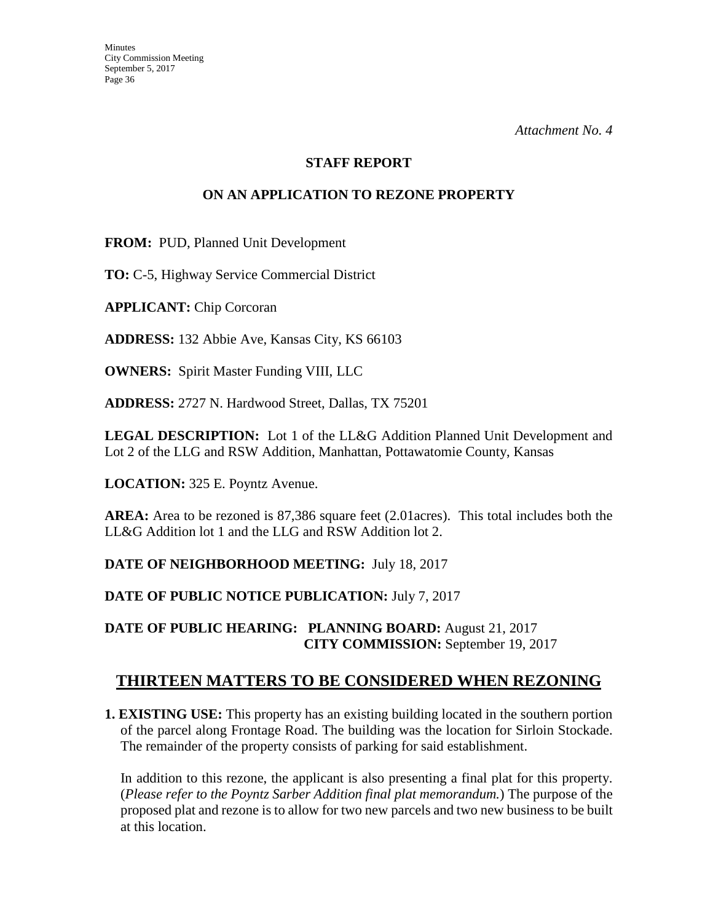*Attachment No. 4*

**STAFF REPORT**

**ON AN APPLICATION TO REZONE PROPERTY**

**FROM:** PUD, Planned Unit Development

**TO:** C-5, Highway Service Commercial District

**APPLICANT:** Chip Corcoran

**ADDRESS:** 132 Abbie Ave, Kansas City, KS 66103

**OWNERS:** Spirit Master Funding VIII, LLC

**ADDRESS:** 2727 N. Hardwood Street, Dallas, TX 75201

**LEGAL DESCRIPTION:** Lot 1 of the LL&G Addition Planned Unit Development and Lot 2 of the LLG and RSW Addition, Manhattan, Pottawatomie County, Kansas

**LOCATION:** 325 E. Poyntz Avenue.

**AREA:** Area to be rezoned is 87,386 square feet (2.01acres). This total includes both the LL&G Addition lot 1 and the LLG and RSW Addition lot 2.

**DATE OF NEIGHBORHOOD MEETING:** July 18, 2017

**DATE OF PUBLIC NOTICE PUBLICATION:** July 7, 2017

**DATE OF PUBLIC HEARING:** **PLANNING BOARD:** August 21, 2017
**CITY COMMISSION:** September 19, 2017

## THIRTEEN MATTERS TO BE CONSIDERED WHEN REZONING

**1. EXISTING USE:** This property has an existing building located in the southern portion of the parcel along Frontage Road. The building was the location for Sirloin Stockade. The remainder of the property consists of parking for said establishment.

In addition to this rezone, the applicant is also presenting a final plat for this property. (*Please refer to the Poyntz Sarber Addition final plat memorandum.*) The purpose of the proposed plat and rezone is to allow for two new parcels and two new business to be built at this location.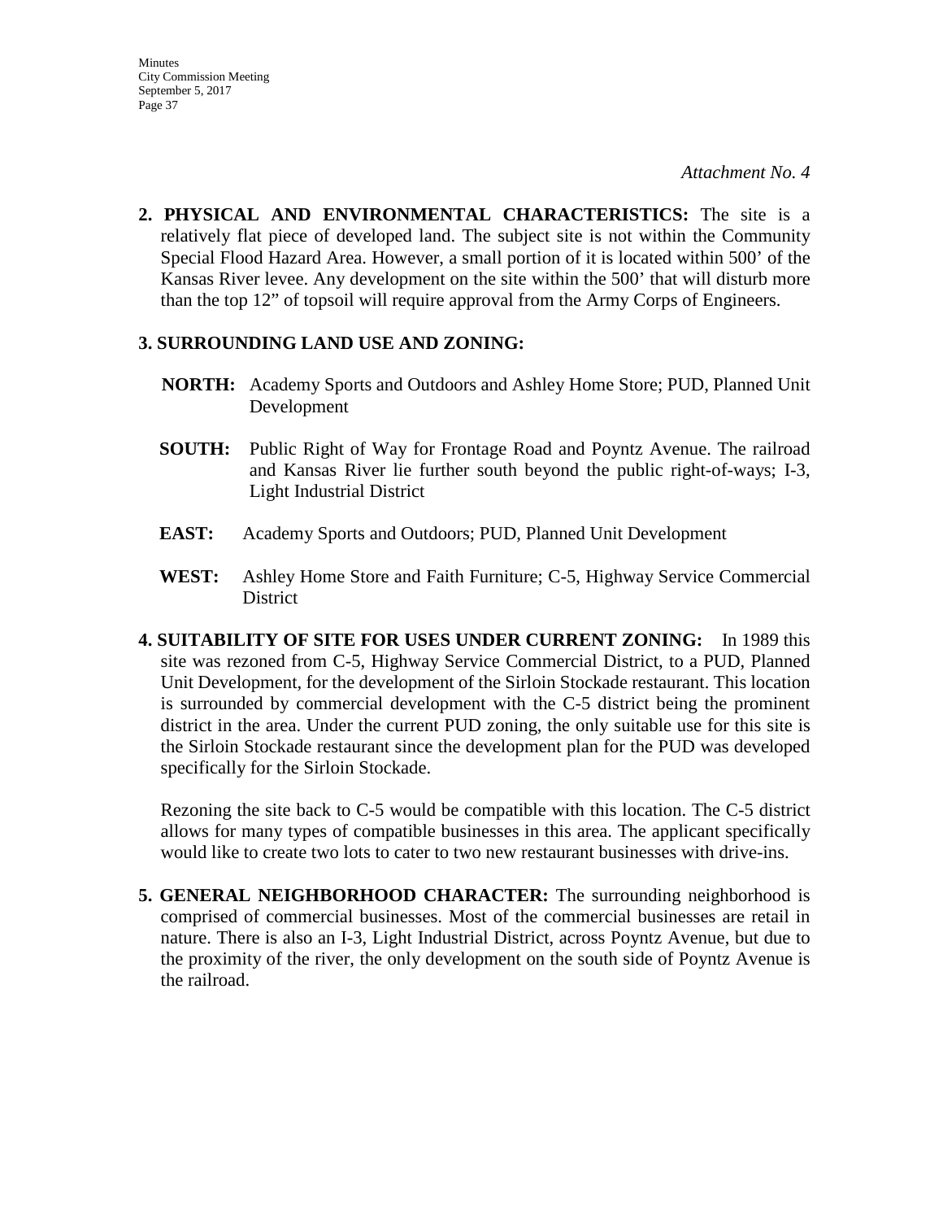*Attachment No. 4*

**2. PHYSICAL AND ENVIRONMENTAL CHARACTERISTICS:** The site is a relatively flat piece of developed land. The subject site is not within the Community Special Flood Hazard Area. However, a small portion of it is located within 500’ of the Kansas River levee. Any development on the site within the 500’ that will disturb more than the top 12” of topsoil will require approval from the Army Corps of Engineers.

**3. SURROUNDING LAND USE AND ZONING:**

**NORTH:** Academy Sports and Outdoors and Ashley Home Store; PUD, Planned Unit Development

**SOUTH:** Public Right of Way for Frontage Road and Poyntz Avenue. The railroad and Kansas River lie further south beyond the public right-of-ways; I-3, Light Industrial District

**EAST:** Academy Sports and Outdoors; PUD, Planned Unit Development

**WEST:** Ashley Home Store and Faith Furniture; C-5, Highway Service Commercial District

**4. SUITABILITY OF SITE FOR USES UNDER CURRENT ZONING:** In 1989 this site was rezoned from C-5, Highway Service Commercial District, to a PUD, Planned Unit Development, for the development of the Sirloin Stockade restaurant. This location is surrounded by commercial development with the C-5 district being the prominent district in the area. Under the current PUD zoning, the only suitable use for this site is the Sirloin Stockade restaurant since the development plan for the PUD was developed specifically for the Sirloin Stockade.

Rezoning the site back to C-5 would be compatible with this location. The C-5 district allows for many types of compatible businesses in this area. The applicant specifically would like to create two lots to cater to two new restaurant businesses with drive-ins.

**5. GENERAL NEIGHBORHOOD CHARACTER:** The surrounding neighborhood is comprised of commercial businesses. Most of the commercial businesses are retail in nature. There is also an I-3, Light Industrial District, across Poyntz Avenue, but due to the proximity of the river, the only development on the south side of Poyntz Avenue is the railroad.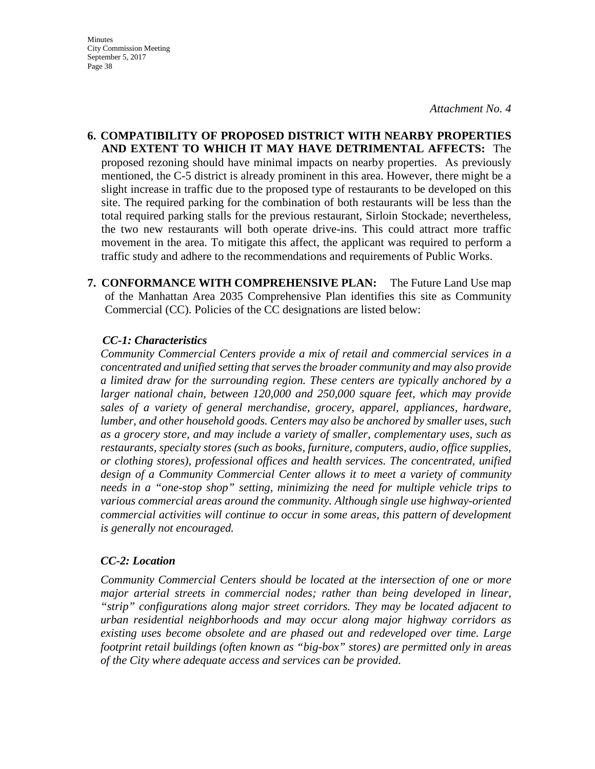*Attachment No. 4*

**6. COMPATIBILITY OF PROPOSED DISTRICT WITH NEARBY PROPERTIES AND EXTENT TO WHICH IT MAY HAVE DETRIMENTAL AFFECTS:** The proposed rezoning should have minimal impacts on nearby properties. As previously mentioned, the C-5 district is already prominent in this area. However, there might be a slight increase in traffic due to the proposed type of restaurants to be developed on this site. The required parking for the combination of both restaurants will be less than the total required parking stalls for the previous restaurant, Sirloin Stockade; nevertheless, the two new restaurants will both operate drive-ins. This could attract more traffic movement in the area. To mitigate this affect, the applicant was required to perform a traffic study and adhere to the recommendations and requirements of Public Works.

**7. CONFORMANCE WITH COMPREHENSIVE PLAN:** The Future Land Use map of the Manhattan Area 2035 Comprehensive Plan identifies this site as Community Commercial (CC). Policies of the CC designations are listed below:

***CC-1: Characteristics***

*Community Commercial Centers provide a mix of retail and commercial services in a concentrated and unified setting that serves the broader community and may also provide a limited draw for the surrounding region. These centers are typically anchored by a larger national chain, between 120,000 and 250,000 square feet, which may provide sales of a variety of general merchandise, grocery, apparel, appliances, hardware, lumber, and other household goods. Centers may also be anchored by smaller uses, such as a grocery store, and may include a variety of smaller, complementary uses, such as restaurants, specialty stores (such as books, furniture, computers, audio, office supplies, or clothing stores), professional offices and health services. The concentrated, unified design of a Community Commercial Center allows it to meet a variety of community needs in a "one-stop shop" setting, minimizing the need for multiple vehicle trips to various commercial areas around the community. Although single use highway-oriented commercial activities will continue to occur in some areas, this pattern of development is generally not encouraged.*

***CC-2: Location***

*Community Commercial Centers should be located at the intersection of one or more major arterial streets in commercial nodes; rather than being developed in linear, "strip" configurations along major street corridors. They may be located adjacent to urban residential neighborhoods and may occur along major highway corridors as existing uses become obsolete and are phased out and redeveloped over time. Large footprint retail buildings (often known as "big-box" stores) are permitted only in areas of the City where adequate access and services can be provided.*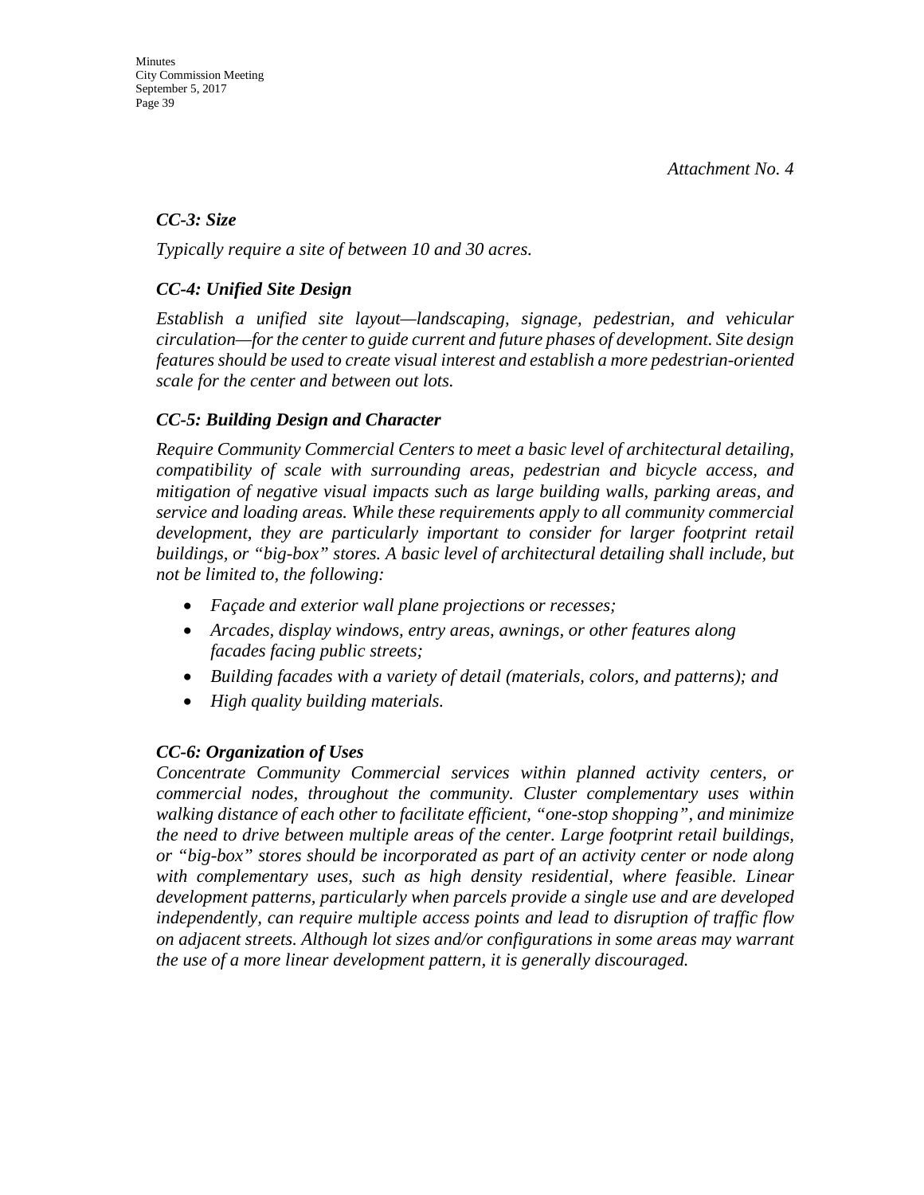*Attachment No. 4*

### *CC-3: Size*

*Typically require a site of between 10 and 30 acres.*

### *CC-4: Unified Site Design*

*Establish a unified site layout—landscaping, signage, pedestrian, and vehicular circulation—for the center to guide current and future phases of development. Site design features should be used to create visual interest and establish a more pedestrian-oriented scale for the center and between out lots.*

### *CC-5: Building Design and Character*

*Require Community Commercial Centers to meet a basic level of architectural detailing, compatibility of scale with surrounding areas, pedestrian and bicycle access, and mitigation of negative visual impacts such as large building walls, parking areas, and service and loading areas. While these requirements apply to all community commercial development, they are particularly important to consider for larger footprint retail buildings, or "big-box" stores. A basic level of architectural detailing shall include, but not be limited to, the following:*

- *Façade and exterior wall plane projections or recesses;*
- *Arcades, display windows, entry areas, awnings, or other features along facades facing public streets;*
- *Building facades with a variety of detail (materials, colors, and patterns); and*
- *High quality building materials.*

### *CC-6: Organization of Uses*

*Concentrate Community Commercial services within planned activity centers, or commercial nodes, throughout the community. Cluster complementary uses within walking distance of each other to facilitate efficient, "one-stop shopping", and minimize the need to drive between multiple areas of the center. Large footprint retail buildings, or "big-box" stores should be incorporated as part of an activity center or node along with complementary uses, such as high density residential, where feasible. Linear development patterns, particularly when parcels provide a single use and are developed independently, can require multiple access points and lead to disruption of traffic flow on adjacent streets. Although lot sizes and/or configurations in some areas may warrant the use of a more linear development pattern, it is generally discouraged.*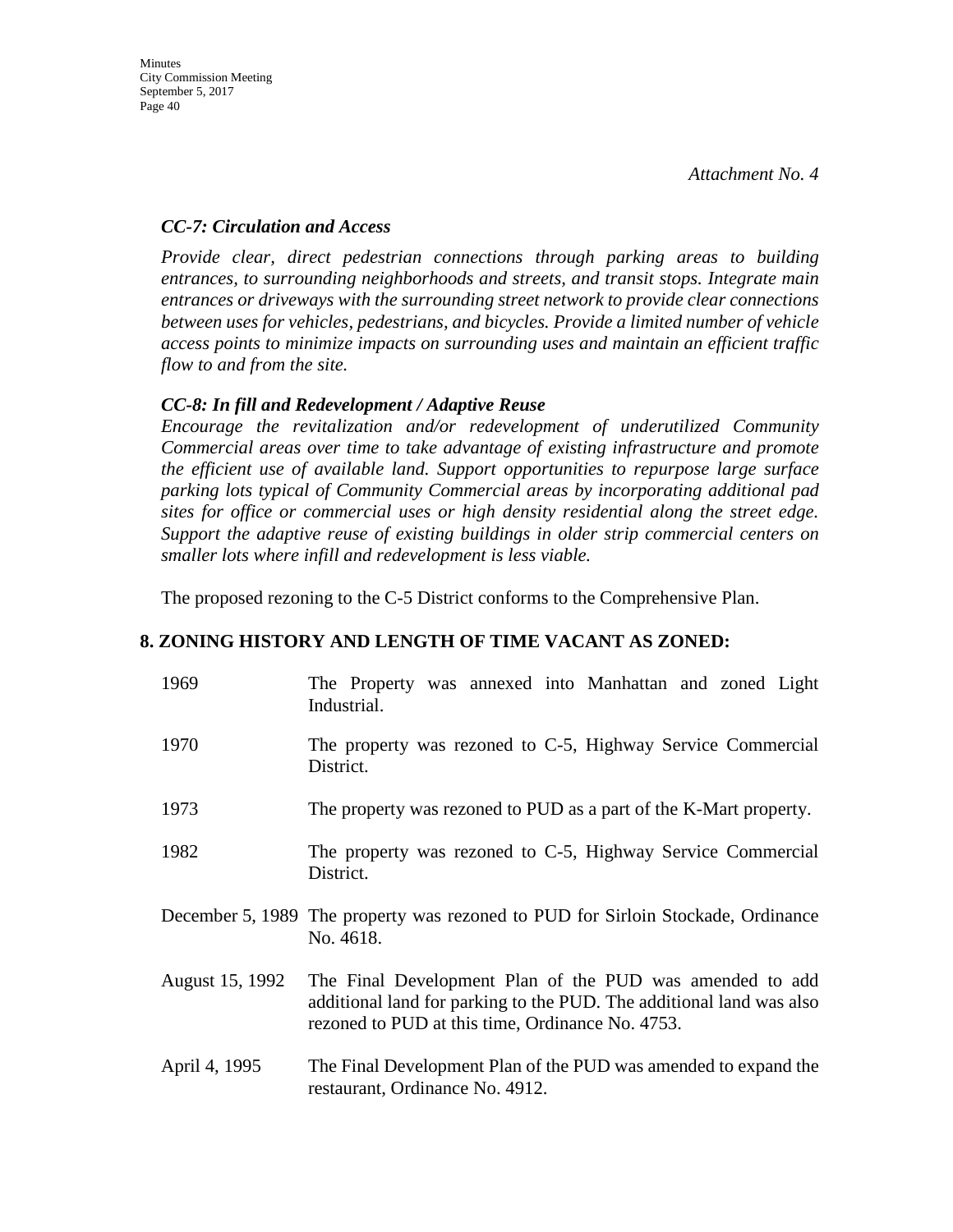*Attachment No. 4*

***CC-7: Circulation and Access***

*Provide clear, direct pedestrian connections through parking areas to building entrances, to surrounding neighborhoods and streets, and transit stops. Integrate main entrances or driveways with the surrounding street network to provide clear connections between uses for vehicles, pedestrians, and bicycles. Provide a limited number of vehicle access points to minimize impacts on surrounding uses and maintain an efficient traffic flow to and from the site.*

***CC-8: In fill and Redevelopment / Adaptive Reuse***

*Encourage the revitalization and/or redevelopment of underutilized Community Commercial areas over time to take advantage of existing infrastructure and promote the efficient use of available land. Support opportunities to repurpose large surface parking lots typical of Community Commercial areas by incorporating additional pad sites for office or commercial uses or high density residential along the street edge. Support the adaptive reuse of existing buildings in older strip commercial centers on smaller lots where infill and redevelopment is less viable.*

The proposed rezoning to the C-5 District conforms to the Comprehensive Plan.

## 8. ZONING HISTORY AND LENGTH OF TIME VACANT AS ZONED:

| | |
|---|---|
| 1969 | The Property was annexed into Manhattan and zoned Light Industrial. |
| 1970 | The property was rezoned to C-5, Highway Service Commercial District. |
| 1973 | The property was rezoned to PUD as a part of the K-Mart property. |
| 1982 | The property was rezoned to C-5, Highway Service Commercial District. |
| December 5, 1989 | The property was rezoned to PUD for Sirloin Stockade, Ordinance No. 4618. |
| August 15, 1992 | The Final Development Plan of the PUD was amended to add additional land for parking to the PUD. The additional land was also rezoned to PUD at this time, Ordinance No. 4753. |
| April 4, 1995 | The Final Development Plan of the PUD was amended to expand the restaurant, Ordinance No. 4912. |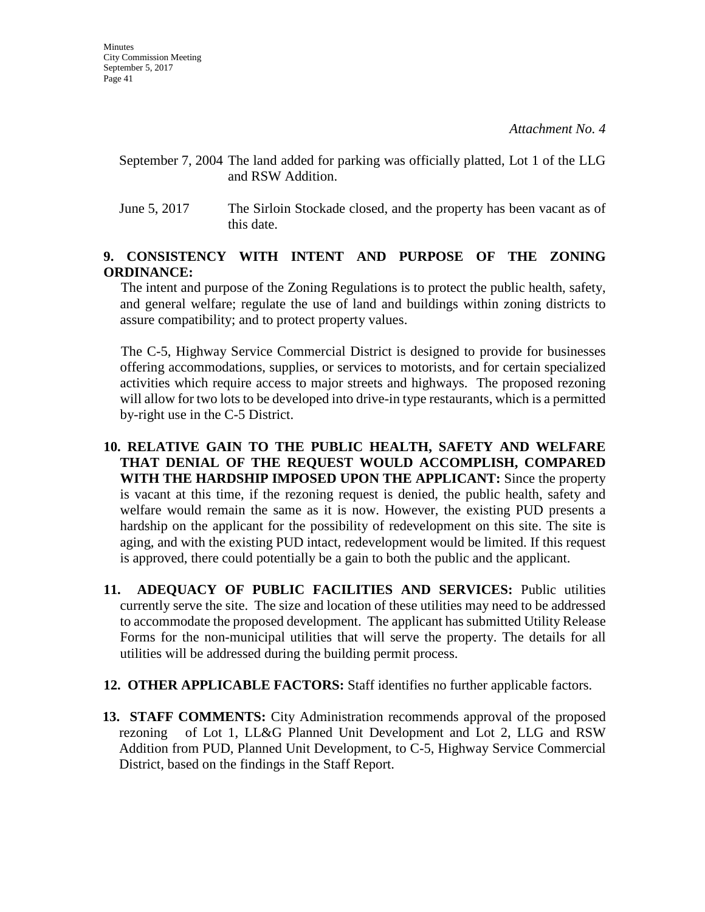*Attachment No. 4*

September 7, 2004 The land added for parking was officially platted, Lot 1 of the LLG and RSW Addition.

June 5, 2017 The Sirloin Stockade closed, and the property has been vacant as of this date.

**9. CONSISTENCY WITH INTENT AND PURPOSE OF THE ZONING ORDINANCE:**

The intent and purpose of the Zoning Regulations is to protect the public health, safety, and general welfare; regulate the use of land and buildings within zoning districts to assure compatibility; and to protect property values.

The C-5, Highway Service Commercial District is designed to provide for businesses offering accommodations, supplies, or services to motorists, and for certain specialized activities which require access to major streets and highways. The proposed rezoning will allow for two lots to be developed into drive-in type restaurants, which is a permitted by-right use in the C-5 District.

**10. RELATIVE GAIN TO THE PUBLIC HEALTH, SAFETY AND WELFARE THAT DENIAL OF THE REQUEST WOULD ACCOMPLISH, COMPARED WITH THE HARDSHIP IMPOSED UPON THE APPLICANT:** Since the property is vacant at this time, if the rezoning request is denied, the public health, safety and welfare would remain the same as it is now. However, the existing PUD presents a hardship on the applicant for the possibility of redevelopment on this site. The site is aging, and with the existing PUD intact, redevelopment would be limited. If this request is approved, there could potentially be a gain to both the public and the applicant.

**11. ADEQUACY OF PUBLIC FACILITIES AND SERVICES:** Public utilities currently serve the site. The size and location of these utilities may need to be addressed to accommodate the proposed development. The applicant has submitted Utility Release Forms for the non-municipal utilities that will serve the property. The details for all utilities will be addressed during the building permit process.

**12. OTHER APPLICABLE FACTORS:** Staff identifies no further applicable factors.

**13. STAFF COMMENTS:** City Administration recommends approval of the proposed rezoning of Lot 1, LL&G Planned Unit Development and Lot 2, LLG and RSW Addition from PUD, Planned Unit Development, to C-5, Highway Service Commercial District, based on the findings in the Staff Report.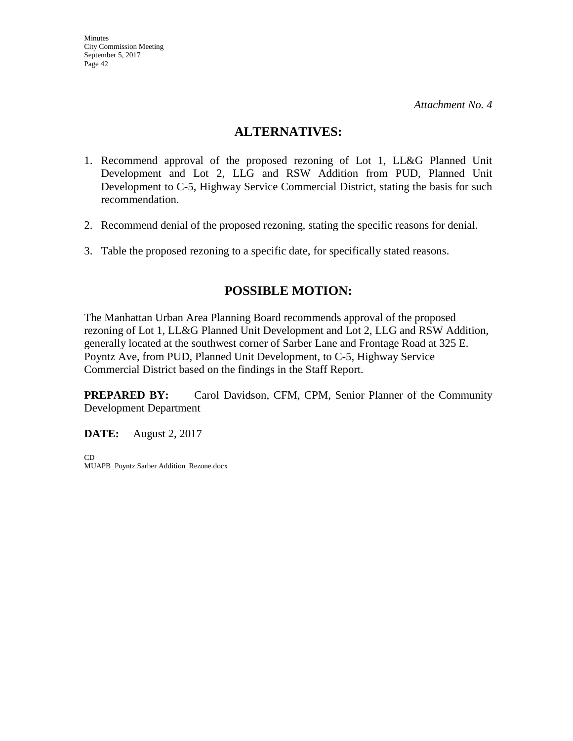*Attachment No. 4*

## ALTERNATIVES:

1. Recommend approval of the proposed rezoning of Lot 1, LL&G Planned Unit Development and Lot 2, LLG and RSW Addition from PUD, Planned Unit Development to C-5, Highway Service Commercial District, stating the basis for such recommendation.

2. Recommend denial of the proposed rezoning, stating the specific reasons for denial.

3. Table the proposed rezoning to a specific date, for specifically stated reasons.

## POSSIBLE MOTION:

The Manhattan Urban Area Planning Board recommends approval of the proposed rezoning of Lot 1, LL&G Planned Unit Development and Lot 2, LLG and RSW Addition, generally located at the southwest corner of Sarber Lane and Frontage Road at 325 E. Poyntz Ave, from PUD, Planned Unit Development, to C-5, Highway Service Commercial District based on the findings in the Staff Report.

**PREPARED BY:** Carol Davidson, CFM, CPM, Senior Planner of the Community Development Department

**DATE:** August 2, 2017

CD
MUAPB_Poyntz Sarber Addition_Rezone.docx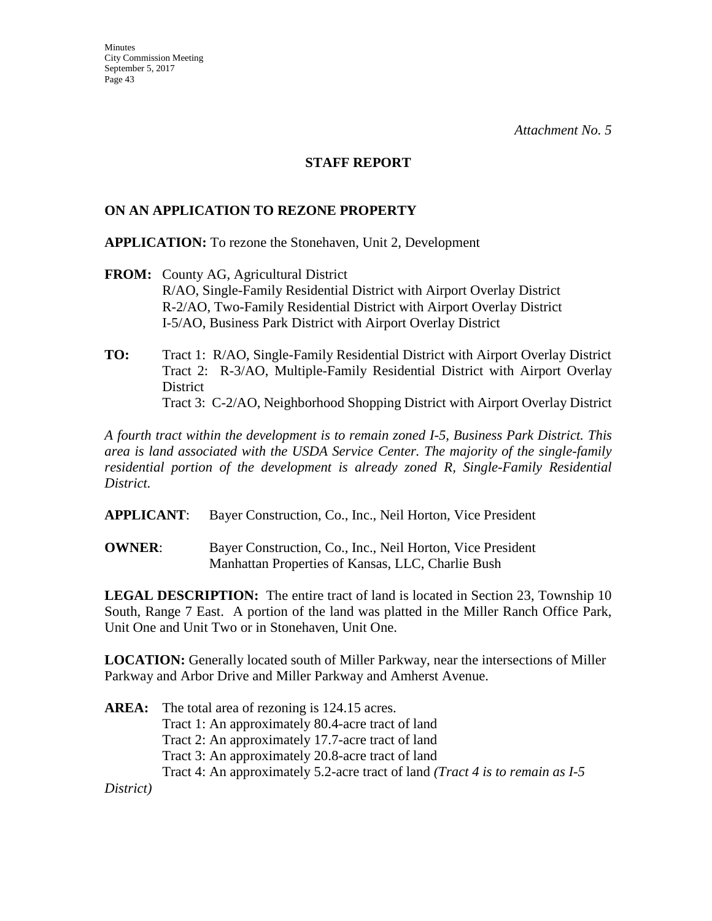*Attachment No. 5*

## STAFF REPORT

### ON AN APPLICATION TO REZONE PROPERTY

**APPLICATION:** To rezone the Stonehaven, Unit 2, Development

**FROM:** County AG, Agricultural District
R/AO, Single-Family Residential District with Airport Overlay District
R-2/AO, Two-Family Residential District with Airport Overlay District
I-5/AO, Business Park District with Airport Overlay District

**TO:** Tract 1: R/AO, Single-Family Residential District with Airport Overlay District
Tract 2: R-3/AO, Multiple-Family Residential District with Airport Overlay District
Tract 3: C-2/AO, Neighborhood Shopping District with Airport Overlay District

*A fourth tract within the development is to remain zoned I-5, Business Park District. This area is land associated with the USDA Service Center. The majority of the single-family residential portion of the development is already zoned R, Single-Family Residential District.*

**APPLICANT**: Bayer Construction, Co., Inc., Neil Horton, Vice President

**OWNER**: Bayer Construction, Co., Inc., Neil Horton, Vice President
Manhattan Properties of Kansas, LLC, Charlie Bush

**LEGAL DESCRIPTION:** The entire tract of land is located in Section 23, Township 10 South, Range 7 East. A portion of the land was platted in the Miller Ranch Office Park, Unit One and Unit Two or in Stonehaven, Unit One.

**LOCATION:** Generally located south of Miller Parkway, near the intersections of Miller Parkway and Arbor Drive and Miller Parkway and Amherst Avenue.

**AREA:** The total area of rezoning is 124.15 acres.
Tract 1: An approximately 80.4-acre tract of land
Tract 2: An approximately 17.7-acre tract of land
Tract 3: An approximately 20.8-acre tract of land
Tract 4: An approximately 5.2-acre tract of land *(Tract 4 is to remain as I-5 District)*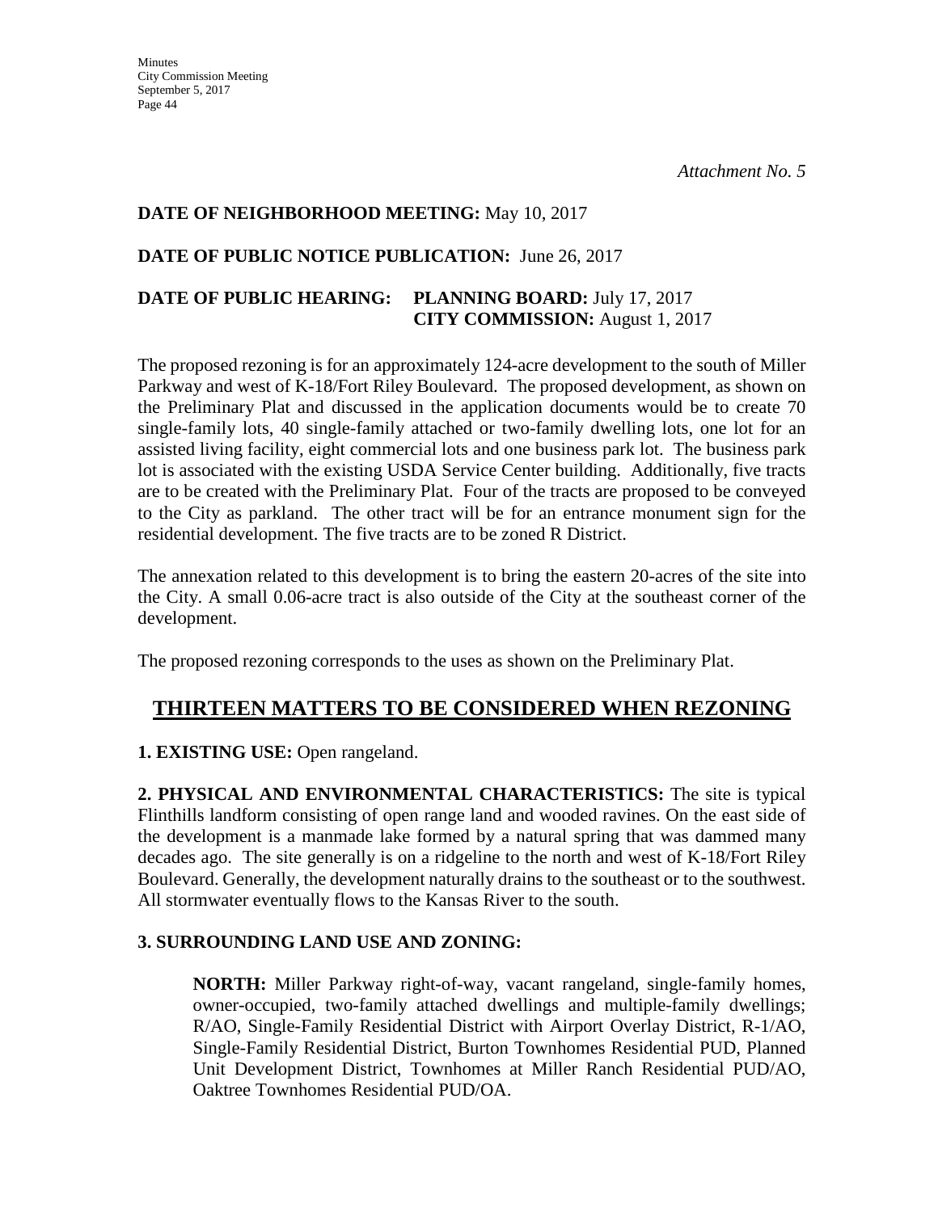*Attachment No. 5*

**DATE OF NEIGHBORHOOD MEETING:** May 10, 2017

**DATE OF PUBLIC NOTICE PUBLICATION:** June 26, 2017

**DATE OF PUBLIC HEARING:** **PLANNING BOARD:** July 17, 2017
**CITY COMMISSION:** August 1, 2017

The proposed rezoning is for an approximately 124-acre development to the south of Miller Parkway and west of K-18/Fort Riley Boulevard. The proposed development, as shown on the Preliminary Plat and discussed in the application documents would be to create 70 single-family lots, 40 single-family attached or two-family dwelling lots, one lot for an assisted living facility, eight commercial lots and one business park lot. The business park lot is associated with the existing USDA Service Center building. Additionally, five tracts are to be created with the Preliminary Plat. Four of the tracts are proposed to be conveyed to the City as parkland. The other tract will be for an entrance monument sign for the residential development. The five tracts are to be zoned R District.

The annexation related to this development is to bring the eastern 20-acres of the site into the City. A small 0.06-acre tract is also outside of the City at the southeast corner of the development.

The proposed rezoning corresponds to the uses as shown on the Preliminary Plat.

## THIRTEEN MATTERS TO BE CONSIDERED WHEN REZONING

**1. EXISTING USE:** Open rangeland.

**2. PHYSICAL AND ENVIRONMENTAL CHARACTERISTICS:** The site is typical Flinthills landform consisting of open range land and wooded ravines. On the east side of the development is a manmade lake formed by a natural spring that was dammed many decades ago. The site generally is on a ridgeline to the north and west of K-18/Fort Riley Boulevard. Generally, the development naturally drains to the southeast or to the southwest. All stormwater eventually flows to the Kansas River to the south.

**3. SURROUNDING LAND USE AND ZONING:**

**NORTH:** Miller Parkway right-of-way, vacant rangeland, single-family homes, owner-occupied, two-family attached dwellings and multiple-family dwellings; R/AO, Single-Family Residential District with Airport Overlay District, R-1/AO, Single-Family Residential District, Burton Townhomes Residential PUD, Planned Unit Development District, Townhomes at Miller Ranch Residential PUD/AO, Oaktree Townhomes Residential PUD/OA.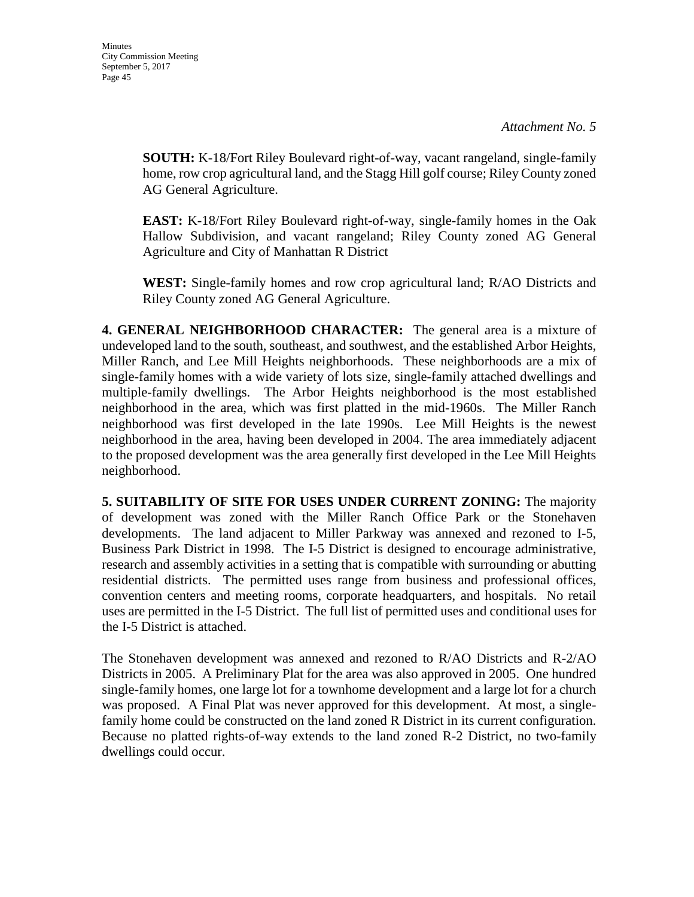*Attachment No. 5*

**SOUTH:** K-18/Fort Riley Boulevard right-of-way, vacant rangeland, single-family home, row crop agricultural land, and the Stagg Hill golf course; Riley County zoned AG General Agriculture.

**EAST:** K-18/Fort Riley Boulevard right-of-way, single-family homes in the Oak Hallow Subdivision, and vacant rangeland; Riley County zoned AG General Agriculture and City of Manhattan R District

**WEST:** Single-family homes and row crop agricultural land; R/AO Districts and Riley County zoned AG General Agriculture.

**4. GENERAL NEIGHBORHOOD CHARACTER:** The general area is a mixture of undeveloped land to the south, southeast, and southwest, and the established Arbor Heights, Miller Ranch, and Lee Mill Heights neighborhoods. These neighborhoods are a mix of single-family homes with a wide variety of lots size, single-family attached dwellings and multiple-family dwellings. The Arbor Heights neighborhood is the most established neighborhood in the area, which was first platted in the mid-1960s. The Miller Ranch neighborhood was first developed in the late 1990s. Lee Mill Heights is the newest neighborhood in the area, having been developed in 2004. The area immediately adjacent to the proposed development was the area generally first developed in the Lee Mill Heights neighborhood.

**5. SUITABILITY OF SITE FOR USES UNDER CURRENT ZONING:** The majority of development was zoned with the Miller Ranch Office Park or the Stonehaven developments. The land adjacent to Miller Parkway was annexed and rezoned to I-5, Business Park District in 1998. The I-5 District is designed to encourage administrative, research and assembly activities in a setting that is compatible with surrounding or abutting residential districts. The permitted uses range from business and professional offices, convention centers and meeting rooms, corporate headquarters, and hospitals. No retail uses are permitted in the I-5 District. The full list of permitted uses and conditional uses for the I-5 District is attached.

The Stonehaven development was annexed and rezoned to R/AO Districts and R-2/AO Districts in 2005. A Preliminary Plat for the area was also approved in 2005. One hundred single-family homes, one large lot for a townhome development and a large lot for a church was proposed. A Final Plat was never approved for this development. At most, a single-family home could be constructed on the land zoned R District in its current configuration. Because no platted rights-of-way extends to the land zoned R-2 District, no two-family dwellings could occur.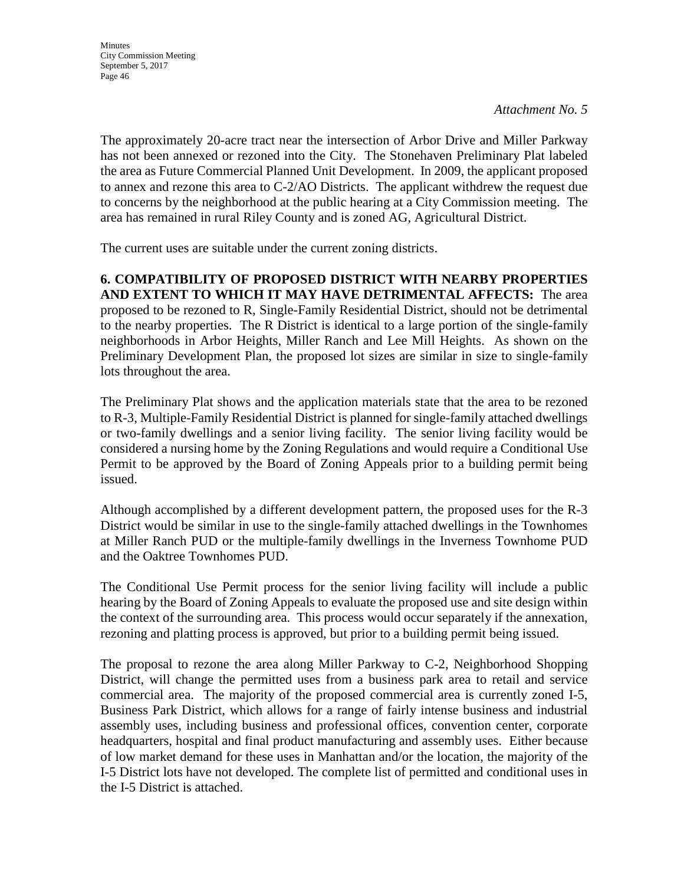*Attachment No. 5*

The approximately 20-acre tract near the intersection of Arbor Drive and Miller Parkway has not been annexed or rezoned into the City. The Stonehaven Preliminary Plat labeled the area as Future Commercial Planned Unit Development. In 2009, the applicant proposed to annex and rezone this area to C-2/AO Districts. The applicant withdrew the request due to concerns by the neighborhood at the public hearing at a City Commission meeting. The area has remained in rural Riley County and is zoned AG, Agricultural District.

The current uses are suitable under the current zoning districts.

**6. COMPATIBILITY OF PROPOSED DISTRICT WITH NEARBY PROPERTIES AND EXTENT TO WHICH IT MAY HAVE DETRIMENTAL AFFECTS:** The area proposed to be rezoned to R, Single-Family Residential District, should not be detrimental to the nearby properties. The R District is identical to a large portion of the single-family neighborhoods in Arbor Heights, Miller Ranch and Lee Mill Heights. As shown on the Preliminary Development Plan, the proposed lot sizes are similar in size to single-family lots throughout the area.

The Preliminary Plat shows and the application materials state that the area to be rezoned to R-3, Multiple-Family Residential District is planned for single-family attached dwellings or two-family dwellings and a senior living facility. The senior living facility would be considered a nursing home by the Zoning Regulations and would require a Conditional Use Permit to be approved by the Board of Zoning Appeals prior to a building permit being issued.

Although accomplished by a different development pattern, the proposed uses for the R-3 District would be similar in use to the single-family attached dwellings in the Townhomes at Miller Ranch PUD or the multiple-family dwellings in the Inverness Townhome PUD and the Oaktree Townhomes PUD.

The Conditional Use Permit process for the senior living facility will include a public hearing by the Board of Zoning Appeals to evaluate the proposed use and site design within the context of the surrounding area. This process would occur separately if the annexation, rezoning and platting process is approved, but prior to a building permit being issued.

The proposal to rezone the area along Miller Parkway to C-2, Neighborhood Shopping District, will change the permitted uses from a business park area to retail and service commercial area. The majority of the proposed commercial area is currently zoned I-5, Business Park District, which allows for a range of fairly intense business and industrial assembly uses, including business and professional offices, convention center, corporate headquarters, hospital and final product manufacturing and assembly uses. Either because of low market demand for these uses in Manhattan and/or the location, the majority of the I-5 District lots have not developed. The complete list of permitted and conditional uses in the I-5 District is attached.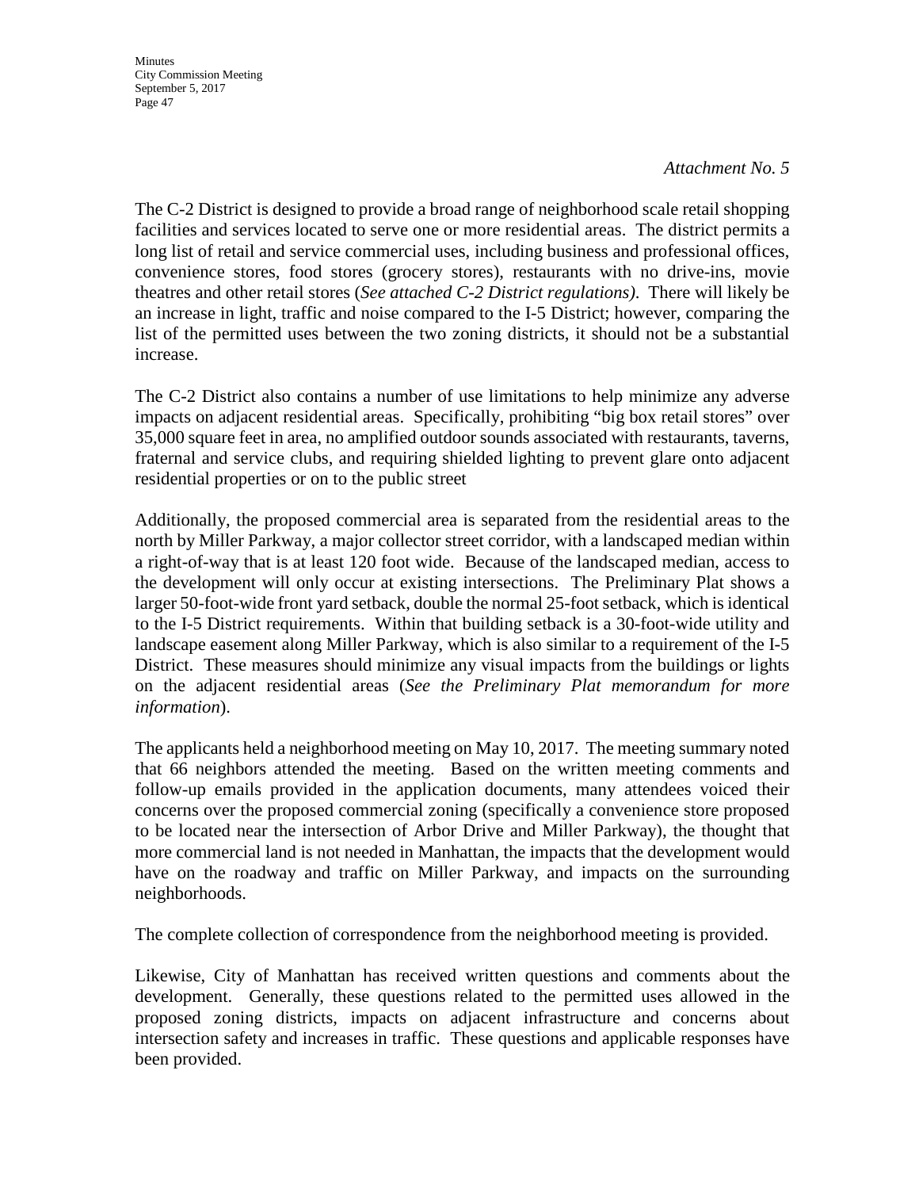*Attachment No. 5*

The C-2 District is designed to provide a broad range of neighborhood scale retail shopping facilities and services located to serve one or more residential areas. The district permits a long list of retail and service commercial uses, including business and professional offices, convenience stores, food stores (grocery stores), restaurants with no drive-ins, movie theatres and other retail stores (*See attached C-2 District regulations)*. There will likely be an increase in light, traffic and noise compared to the I-5 District; however, comparing the list of the permitted uses between the two zoning districts, it should not be a substantial increase.

The C-2 District also contains a number of use limitations to help minimize any adverse impacts on adjacent residential areas. Specifically, prohibiting "big box retail stores" over 35,000 square feet in area, no amplified outdoor sounds associated with restaurants, taverns, fraternal and service clubs, and requiring shielded lighting to prevent glare onto adjacent residential properties or on to the public street

Additionally, the proposed commercial area is separated from the residential areas to the north by Miller Parkway, a major collector street corridor, with a landscaped median within a right-of-way that is at least 120 foot wide. Because of the landscaped median, access to the development will only occur at existing intersections. The Preliminary Plat shows a larger 50-foot-wide front yard setback, double the normal 25-foot setback, which is identical to the I-5 District requirements. Within that building setback is a 30-foot-wide utility and landscape easement along Miller Parkway, which is also similar to a requirement of the I-5 District. These measures should minimize any visual impacts from the buildings or lights on the adjacent residential areas (*See the Preliminary Plat memorandum for more information*).

The applicants held a neighborhood meeting on May 10, 2017. The meeting summary noted that 66 neighbors attended the meeting. Based on the written meeting comments and follow-up emails provided in the application documents, many attendees voiced their concerns over the proposed commercial zoning (specifically a convenience store proposed to be located near the intersection of Arbor Drive and Miller Parkway), the thought that more commercial land is not needed in Manhattan, the impacts that the development would have on the roadway and traffic on Miller Parkway, and impacts on the surrounding neighborhoods.

The complete collection of correspondence from the neighborhood meeting is provided.

Likewise, City of Manhattan has received written questions and comments about the development. Generally, these questions related to the permitted uses allowed in the proposed zoning districts, impacts on adjacent infrastructure and concerns about intersection safety and increases in traffic. These questions and applicable responses have been provided.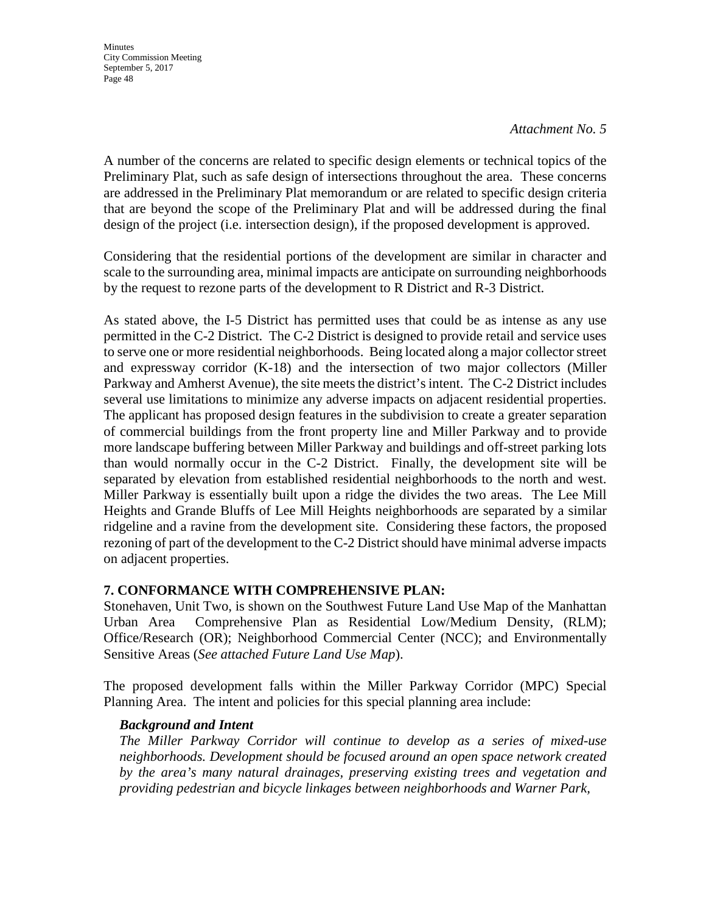*Attachment No. 5*

A number of the concerns are related to specific design elements or technical topics of the Preliminary Plat, such as safe design of intersections throughout the area. These concerns are addressed in the Preliminary Plat memorandum or are related to specific design criteria that are beyond the scope of the Preliminary Plat and will be addressed during the final design of the project (i.e. intersection design), if the proposed development is approved.

Considering that the residential portions of the development are similar in character and scale to the surrounding area, minimal impacts are anticipate on surrounding neighborhoods by the request to rezone parts of the development to R District and R-3 District.

As stated above, the I-5 District has permitted uses that could be as intense as any use permitted in the C-2 District. The C-2 District is designed to provide retail and service uses to serve one or more residential neighborhoods. Being located along a major collector street and expressway corridor (K-18) and the intersection of two major collectors (Miller Parkway and Amherst Avenue), the site meets the district's intent. The C-2 District includes several use limitations to minimize any adverse impacts on adjacent residential properties. The applicant has proposed design features in the subdivision to create a greater separation of commercial buildings from the front property line and Miller Parkway and to provide more landscape buffering between Miller Parkway and buildings and off-street parking lots than would normally occur in the C-2 District. Finally, the development site will be separated by elevation from established residential neighborhoods to the north and west. Miller Parkway is essentially built upon a ridge the divides the two areas. The Lee Mill Heights and Grande Bluffs of Lee Mill Heights neighborhoods are separated by a similar ridgeline and a ravine from the development site. Considering these factors, the proposed rezoning of part of the development to the C-2 District should have minimal adverse impacts on adjacent properties.

**7. CONFORMANCE WITH COMPREHENSIVE PLAN:**

Stonehaven, Unit Two, is shown on the Southwest Future Land Use Map of the Manhattan Urban Area Comprehensive Plan as Residential Low/Medium Density, (RLM); Office/Research (OR); Neighborhood Commercial Center (NCC); and Environmentally Sensitive Areas (*See attached Future Land Use Map*).

The proposed development falls within the Miller Parkway Corridor (MPC) Special Planning Area. The intent and policies for this special planning area include:

> ***Background and Intent***
>
> *The Miller Parkway Corridor will continue to develop as a series of mixed-use neighborhoods. Development should be focused around an open space network created by the area's many natural drainages, preserving existing trees and vegetation and providing pedestrian and bicycle linkages between neighborhoods and Warner Park,*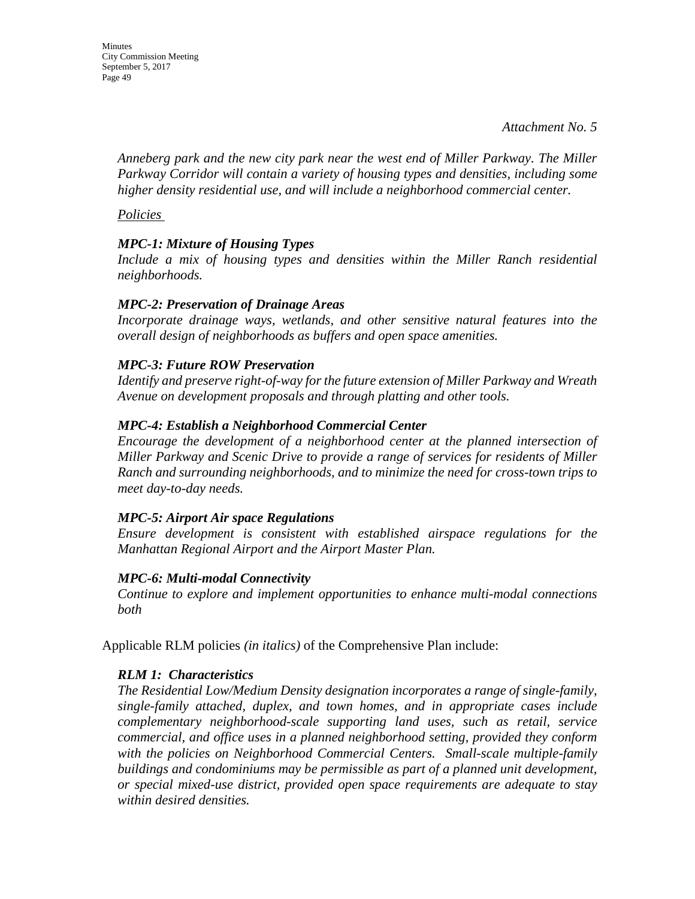*Attachment No. 5*

*Anneberg park and the new city park near the west end of Miller Parkway. The Miller Parkway Corridor will contain a variety of housing types and densities, including some higher density residential use, and will include a neighborhood commercial center.*

*Policies*

***MPC-1: Mixture of Housing Types***
*Include a mix of housing types and densities within the Miller Ranch residential neighborhoods.*

***MPC-2: Preservation of Drainage Areas***
*Incorporate drainage ways, wetlands, and other sensitive natural features into the overall design of neighborhoods as buffers and open space amenities.*

***MPC-3: Future ROW Preservation***
*Identify and preserve right-of-way for the future extension of Miller Parkway and Wreath Avenue on development proposals and through platting and other tools.*

***MPC-4: Establish a Neighborhood Commercial Center***
*Encourage the development of a neighborhood center at the planned intersection of Miller Parkway and Scenic Drive to provide a range of services for residents of Miller Ranch and surrounding neighborhoods, and to minimize the need for cross-town trips to meet day-to-day needs.*

***MPC-5: Airport Air space Regulations***
*Ensure development is consistent with established airspace regulations for the Manhattan Regional Airport and the Airport Master Plan.*

***MPC-6: Multi-modal Connectivity***
*Continue to explore and implement opportunities to enhance multi-modal connections both*

Applicable RLM policies *(in italics)* of the Comprehensive Plan include:

***RLM 1: Characteristics***
*The Residential Low/Medium Density designation incorporates a range of single-family, single-family attached, duplex, and town homes, and in appropriate cases include complementary neighborhood-scale supporting land uses, such as retail, service commercial, and office uses in a planned neighborhood setting, provided they conform with the policies on Neighborhood Commercial Centers. Small-scale multiple-family buildings and condominiums may be permissible as part of a planned unit development, or special mixed-use district, provided open space requirements are adequate to stay within desired densities.*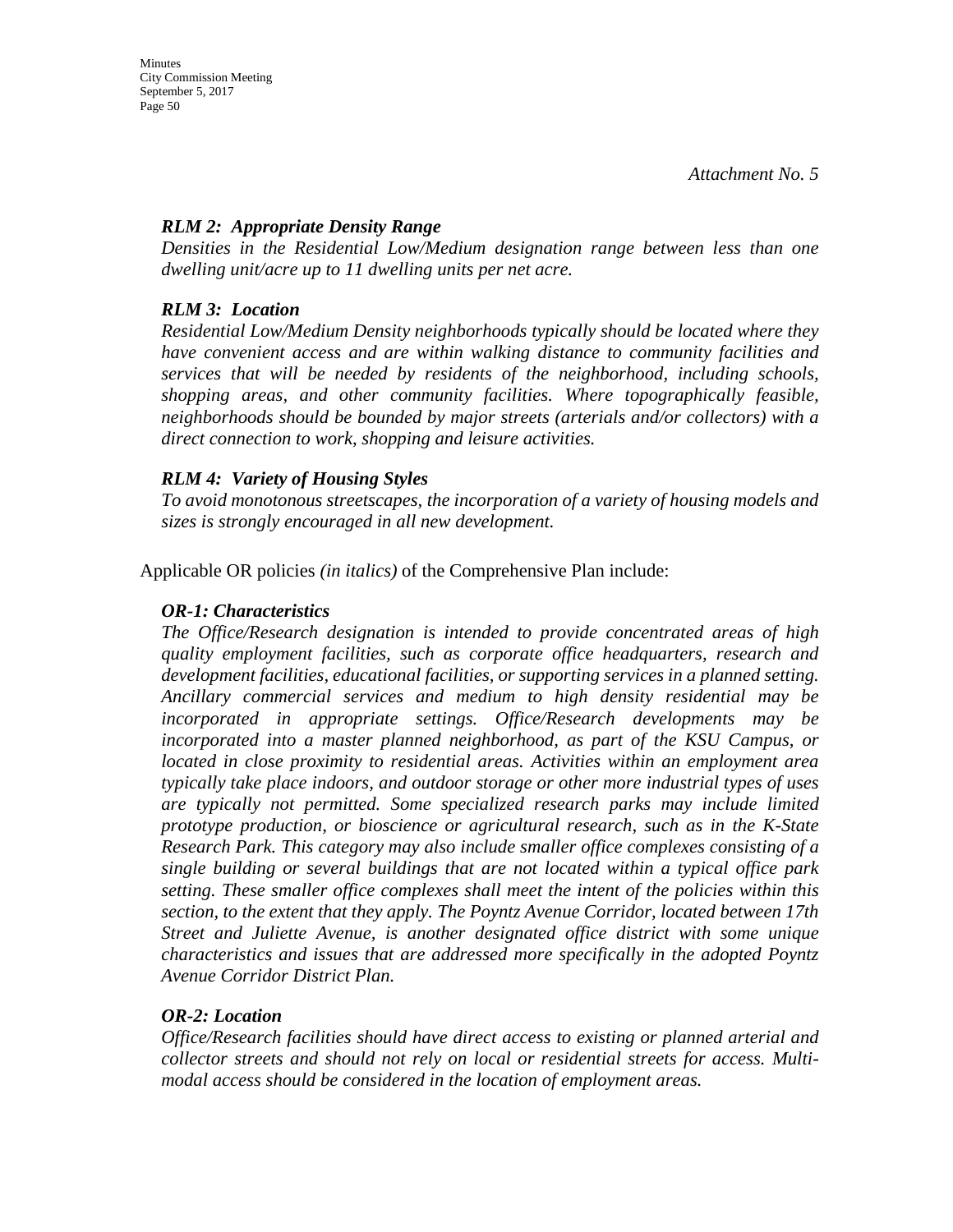*Attachment No. 5*

***RLM 2: Appropriate Density Range***
*Densities in the Residential Low/Medium designation range between less than one dwelling unit/acre up to 11 dwelling units per net acre.*

***RLM 3: Location***
*Residential Low/Medium Density neighborhoods typically should be located where they have convenient access and are within walking distance to community facilities and services that will be needed by residents of the neighborhood, including schools, shopping areas, and other community facilities. Where topographically feasible, neighborhoods should be bounded by major streets (arterials and/or collectors) with a direct connection to work, shopping and leisure activities.*

***RLM 4: Variety of Housing Styles***
*To avoid monotonous streetscapes, the incorporation of a variety of housing models and sizes is strongly encouraged in all new development.*

Applicable OR policies *(in italics)* of the Comprehensive Plan include:

***OR-1: Characteristics***
*The Office/Research designation is intended to provide concentrated areas of high quality employment facilities, such as corporate office headquarters, research and development facilities, educational facilities, or supporting services in a planned setting. Ancillary commercial services and medium to high density residential may be incorporated in appropriate settings. Office/Research developments may be incorporated into a master planned neighborhood, as part of the KSU Campus, or located in close proximity to residential areas. Activities within an employment area typically take place indoors, and outdoor storage or other more industrial types of uses are typically not permitted. Some specialized research parks may include limited prototype production, or bioscience or agricultural research, such as in the K-State Research Park. This category may also include smaller office complexes consisting of a single building or several buildings that are not located within a typical office park setting. These smaller office complexes shall meet the intent of the policies within this section, to the extent that they apply. The Poyntz Avenue Corridor, located between 17th Street and Juliette Avenue, is another designated office district with some unique characteristics and issues that are addressed more specifically in the adopted Poyntz Avenue Corridor District Plan.*

***OR-2: Location***
*Office/Research facilities should have direct access to existing or planned arterial and collector streets and should not rely on local or residential streets for access. Multi-modal access should be considered in the location of employment areas.*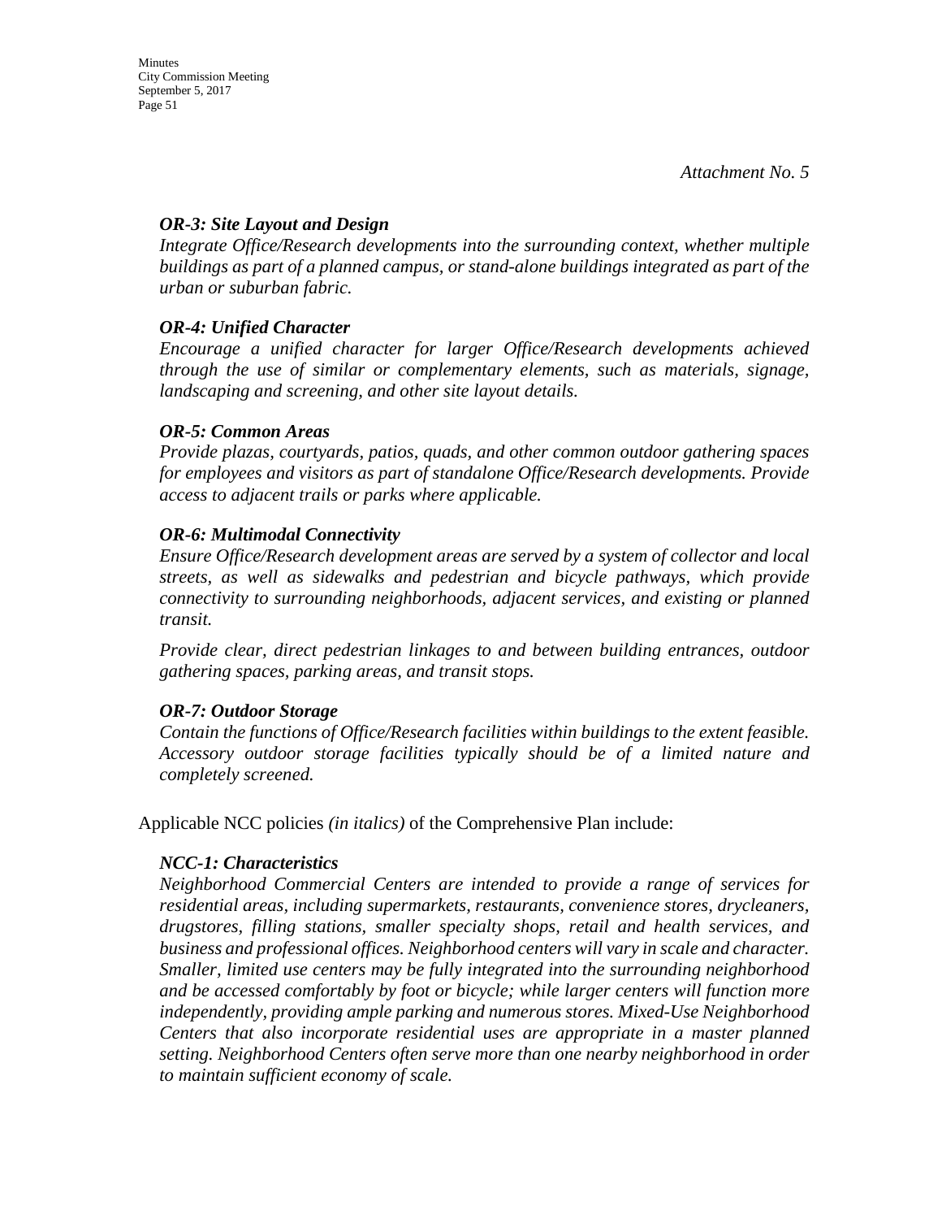*Attachment No. 5*

***OR-3: Site Layout and Design***
*Integrate Office/Research developments into the surrounding context, whether multiple buildings as part of a planned campus, or stand-alone buildings integrated as part of the urban or suburban fabric.*

***OR-4: Unified Character***
*Encourage a unified character for larger Office/Research developments achieved through the use of similar or complementary elements, such as materials, signage, landscaping and screening, and other site layout details.*

***OR-5: Common Areas***
*Provide plazas, courtyards, patios, quads, and other common outdoor gathering spaces for employees and visitors as part of standalone Office/Research developments. Provide access to adjacent trails or parks where applicable.*

***OR-6: Multimodal Connectivity***
*Ensure Office/Research development areas are served by a system of collector and local streets, as well as sidewalks and pedestrian and bicycle pathways, which provide connectivity to surrounding neighborhoods, adjacent services, and existing or planned transit.*

*Provide clear, direct pedestrian linkages to and between building entrances, outdoor gathering spaces, parking areas, and transit stops.*

***OR-7: Outdoor Storage***
*Contain the functions of Office/Research facilities within buildings to the extent feasible. Accessory outdoor storage facilities typically should be of a limited nature and completely screened.*

Applicable NCC policies *(in italics)* of the Comprehensive Plan include:

***NCC-1: Characteristics***
*Neighborhood Commercial Centers are intended to provide a range of services for residential areas, including supermarkets, restaurants, convenience stores, drycleaners, drugstores, filling stations, smaller specialty shops, retail and health services, and business and professional offices. Neighborhood centers will vary in scale and character. Smaller, limited use centers may be fully integrated into the surrounding neighborhood and be accessed comfortably by foot or bicycle; while larger centers will function more independently, providing ample parking and numerous stores. Mixed-Use Neighborhood Centers that also incorporate residential uses are appropriate in a master planned setting. Neighborhood Centers often serve more than one nearby neighborhood in order to maintain sufficient economy of scale.*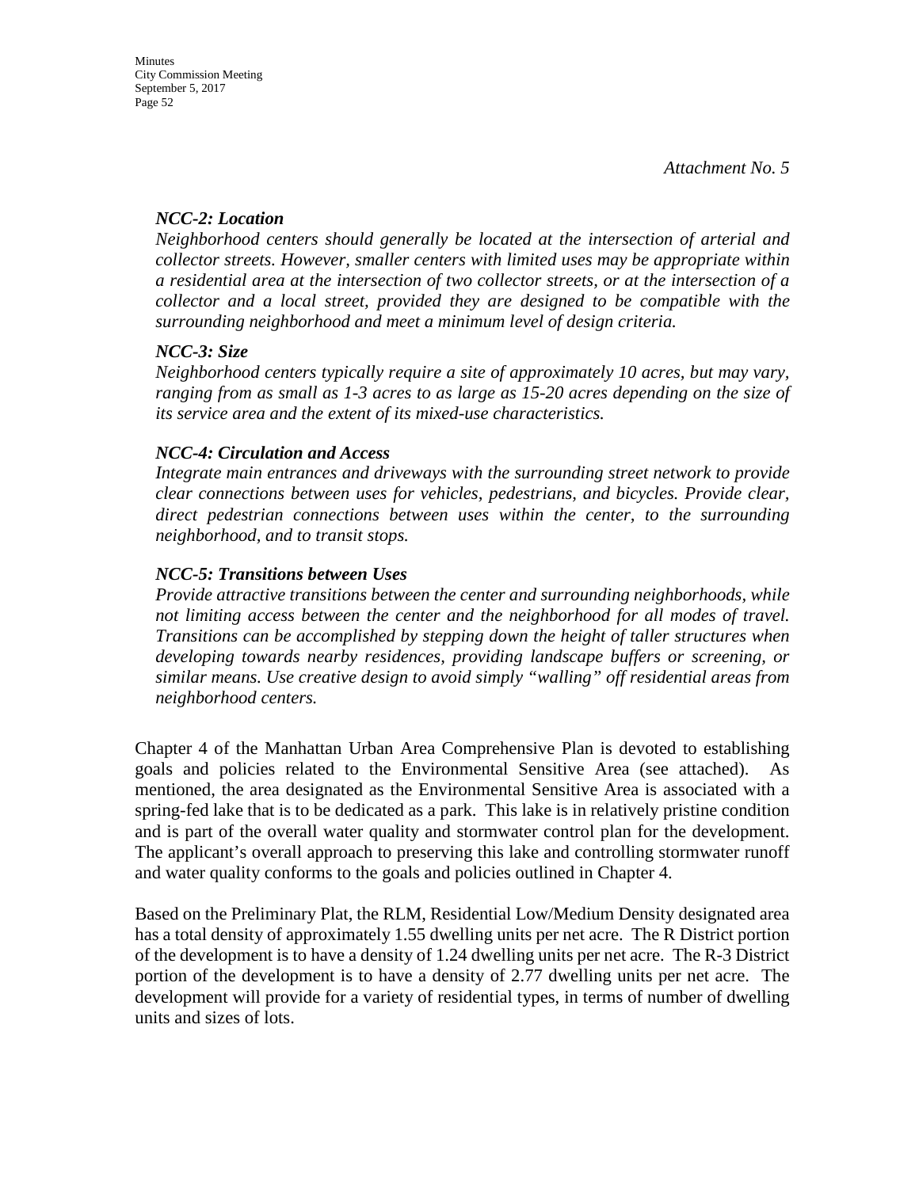*Attachment No. 5*

***NCC-2: Location***

*Neighborhood centers should generally be located at the intersection of arterial and collector streets. However, smaller centers with limited uses may be appropriate within a residential area at the intersection of two collector streets, or at the intersection of a collector and a local street, provided they are designed to be compatible with the surrounding neighborhood and meet a minimum level of design criteria.*

***NCC-3: Size***

*Neighborhood centers typically require a site of approximately 10 acres, but may vary, ranging from as small as 1-3 acres to as large as 15-20 acres depending on the size of its service area and the extent of its mixed-use characteristics.*

***NCC-4: Circulation and Access***

*Integrate main entrances and driveways with the surrounding street network to provide clear connections between uses for vehicles, pedestrians, and bicycles. Provide clear, direct pedestrian connections between uses within the center, to the surrounding neighborhood, and to transit stops.*

***NCC-5: Transitions between Uses***

*Provide attractive transitions between the center and surrounding neighborhoods, while not limiting access between the center and the neighborhood for all modes of travel. Transitions can be accomplished by stepping down the height of taller structures when developing towards nearby residences, providing landscape buffers or screening, or similar means. Use creative design to avoid simply "walling" off residential areas from neighborhood centers.*

Chapter 4 of the Manhattan Urban Area Comprehensive Plan is devoted to establishing goals and policies related to the Environmental Sensitive Area (see attached). As mentioned, the area designated as the Environmental Sensitive Area is associated with a spring-fed lake that is to be dedicated as a park. This lake is in relatively pristine condition and is part of the overall water quality and stormwater control plan for the development. The applicant's overall approach to preserving this lake and controlling stormwater runoff and water quality conforms to the goals and policies outlined in Chapter 4.

Based on the Preliminary Plat, the RLM, Residential Low/Medium Density designated area has a total density of approximately 1.55 dwelling units per net acre. The R District portion of the development is to have a density of 1.24 dwelling units per net acre. The R-3 District portion of the development is to have a density of 2.77 dwelling units per net acre. The development will provide for a variety of residential types, in terms of number of dwelling units and sizes of lots.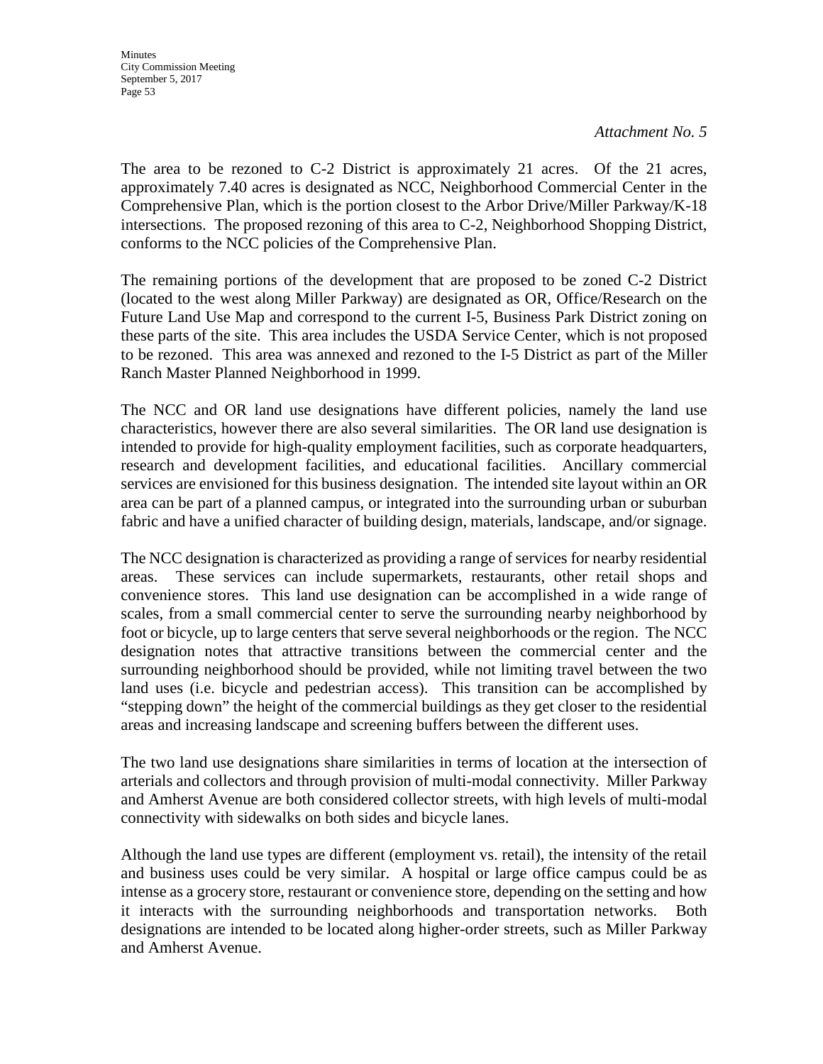*Attachment No. 5*

The area to be rezoned to C-2 District is approximately 21 acres. Of the 21 acres, approximately 7.40 acres is designated as NCC, Neighborhood Commercial Center in the Comprehensive Plan, which is the portion closest to the Arbor Drive/Miller Parkway/K-18 intersections. The proposed rezoning of this area to C-2, Neighborhood Shopping District, conforms to the NCC policies of the Comprehensive Plan.

The remaining portions of the development that are proposed to be zoned C-2 District (located to the west along Miller Parkway) are designated as OR, Office/Research on the Future Land Use Map and correspond to the current I-5, Business Park District zoning on these parts of the site. This area includes the USDA Service Center, which is not proposed to be rezoned. This area was annexed and rezoned to the I-5 District as part of the Miller Ranch Master Planned Neighborhood in 1999.

The NCC and OR land use designations have different policies, namely the land use characteristics, however there are also several similarities. The OR land use designation is intended to provide for high-quality employment facilities, such as corporate headquarters, research and development facilities, and educational facilities. Ancillary commercial services are envisioned for this business designation. The intended site layout within an OR area can be part of a planned campus, or integrated into the surrounding urban or suburban fabric and have a unified character of building design, materials, landscape, and/or signage.

The NCC designation is characterized as providing a range of services for nearby residential areas. These services can include supermarkets, restaurants, other retail shops and convenience stores. This land use designation can be accomplished in a wide range of scales, from a small commercial center to serve the surrounding nearby neighborhood by foot or bicycle, up to large centers that serve several neighborhoods or the region. The NCC designation notes that attractive transitions between the commercial center and the surrounding neighborhood should be provided, while not limiting travel between the two land uses (i.e. bicycle and pedestrian access). This transition can be accomplished by "stepping down" the height of the commercial buildings as they get closer to the residential areas and increasing landscape and screening buffers between the different uses.

The two land use designations share similarities in terms of location at the intersection of arterials and collectors and through provision of multi-modal connectivity. Miller Parkway and Amherst Avenue are both considered collector streets, with high levels of multi-modal connectivity with sidewalks on both sides and bicycle lanes.

Although the land use types are different (employment vs. retail), the intensity of the retail and business uses could be very similar. A hospital or large office campus could be as intense as a grocery store, restaurant or convenience store, depending on the setting and how it interacts with the surrounding neighborhoods and transportation networks. Both designations are intended to be located along higher-order streets, such as Miller Parkway and Amherst Avenue.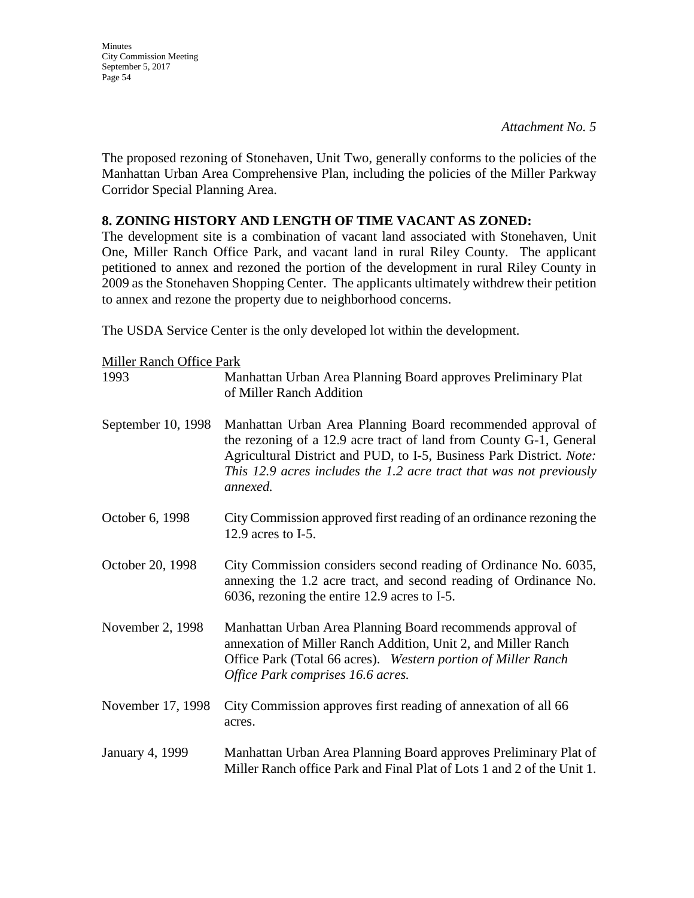*Attachment No. 5*

The proposed rezoning of Stonehaven, Unit Two, generally conforms to the policies of the Manhattan Urban Area Comprehensive Plan, including the policies of the Miller Parkway Corridor Special Planning Area.

**8. ZONING HISTORY AND LENGTH OF TIME VACANT AS ZONED:**

The development site is a combination of vacant land associated with Stonehaven, Unit One, Miller Ranch Office Park, and vacant land in rural Riley County. The applicant petitioned to annex and rezoned the portion of the development in rural Riley County in 2009 as the Stonehaven Shopping Center. The applicants ultimately withdrew their petition to annex and rezone the property due to neighborhood concerns.

The USDA Service Center is the only developed lot within the development.

Miller Ranch Office Park

| | |
|---|---|
| 1993 | Manhattan Urban Area Planning Board approves Preliminary Plat of Miller Ranch Addition |
| September 10, 1998 | Manhattan Urban Area Planning Board recommended approval of the rezoning of a 12.9 acre tract of land from County G-1, General Agricultural District and PUD, to I-5, Business Park District. *Note: This 12.9 acres includes the 1.2 acre tract that was not previously annexed.* |
| October 6, 1998 | City Commission approved first reading of an ordinance rezoning the 12.9 acres to I-5. |
| October 20, 1998 | City Commission considers second reading of Ordinance No. 6035, annexing the 1.2 acre tract, and second reading of Ordinance No. 6036, rezoning the entire 12.9 acres to I-5. |
| November 2, 1998 | Manhattan Urban Area Planning Board recommends approval of annexation of Miller Ranch Addition, Unit 2, and Miller Ranch Office Park (Total 66 acres). *Western portion of Miller Ranch Office Park comprises 16.6 acres.* |
| November 17, 1998 | City Commission approves first reading of annexation of all 66 acres. |
| January 4, 1999 | Manhattan Urban Area Planning Board approves Preliminary Plat of Miller Ranch office Park and Final Plat of Lots 1 and 2 of the Unit 1. |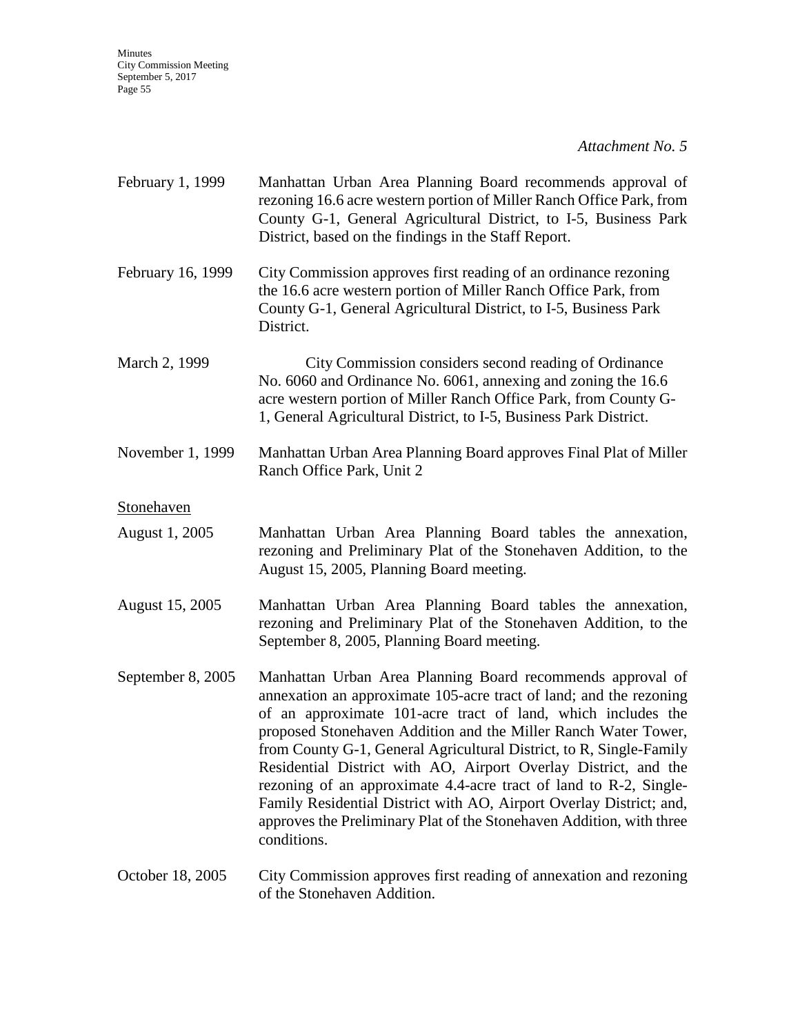*Attachment No. 5*

February 1, 1999 — Manhattan Urban Area Planning Board recommends approval of rezoning 16.6 acre western portion of Miller Ranch Office Park, from County G-1, General Agricultural District, to I-5, Business Park District, based on the findings in the Staff Report.

February 16, 1999 — City Commission approves first reading of an ordinance rezoning the 16.6 acre western portion of Miller Ranch Office Park, from County G-1, General Agricultural District, to I-5, Business Park District.

March 2, 1999 — City Commission considers second reading of Ordinance No. 6060 and Ordinance No. 6061, annexing and zoning the 16.6 acre western portion of Miller Ranch Office Park, from County G-1, General Agricultural District, to I-5, Business Park District.

November 1, 1999 — Manhattan Urban Area Planning Board approves Final Plat of Miller Ranch Office Park, Unit 2

<u>Stonehaven</u>

August 1, 2005 — Manhattan Urban Area Planning Board tables the annexation, rezoning and Preliminary Plat of the Stonehaven Addition, to the August 15, 2005, Planning Board meeting.

August 15, 2005 — Manhattan Urban Area Planning Board tables the annexation, rezoning and Preliminary Plat of the Stonehaven Addition, to the September 8, 2005, Planning Board meeting.

September 8, 2005 — Manhattan Urban Area Planning Board recommends approval of annexation an approximate 105-acre tract of land; and the rezoning of an approximate 101-acre tract of land, which includes the proposed Stonehaven Addition and the Miller Ranch Water Tower, from County G-1, General Agricultural District, to R, Single-Family Residential District with AO, Airport Overlay District, and the rezoning of an approximate 4.4-acre tract of land to R-2, Single-Family Residential District with AO, Airport Overlay District; and, approves the Preliminary Plat of the Stonehaven Addition, with three conditions.

October 18, 2005 — City Commission approves first reading of annexation and rezoning of the Stonehaven Addition.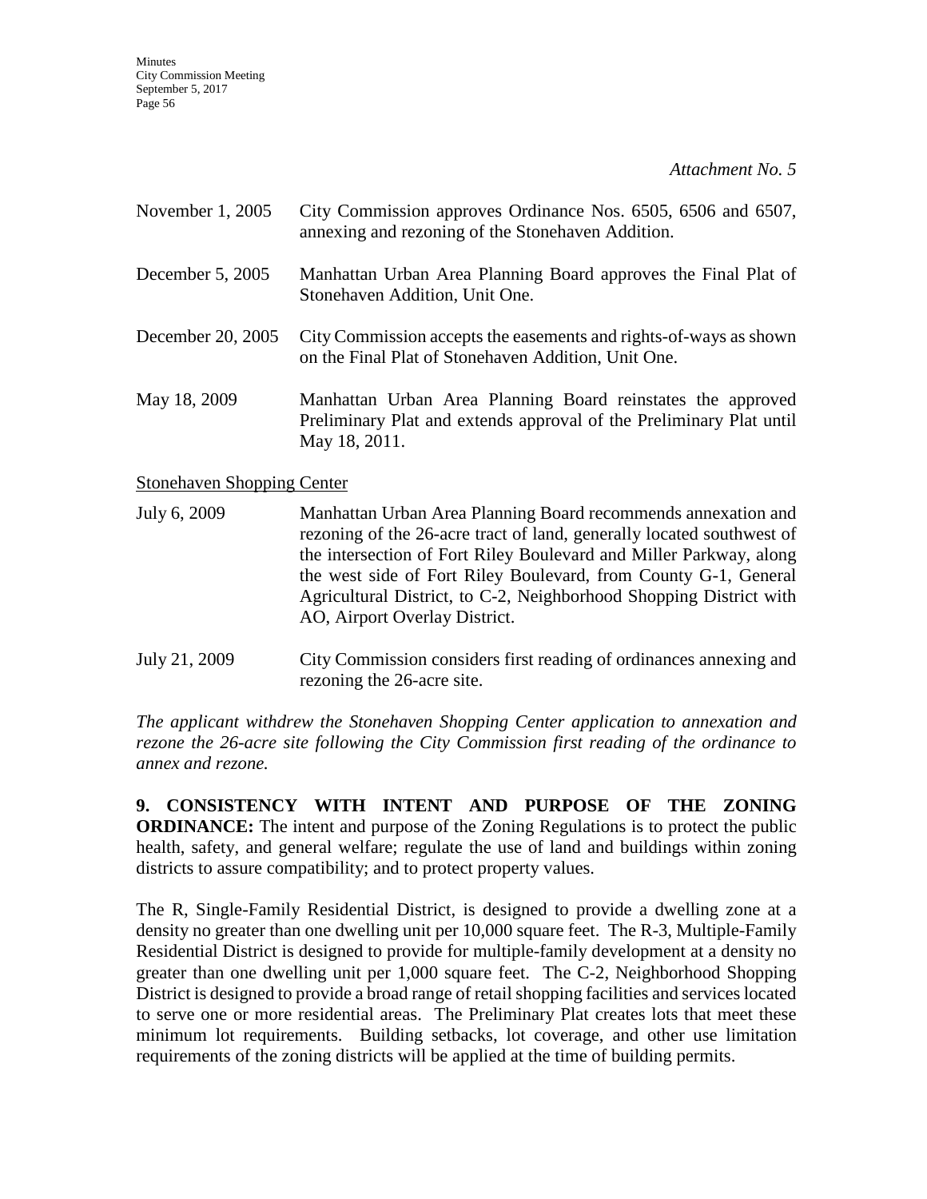*Attachment No. 5*

November 1, 2005 City Commission approves Ordinance Nos. 6505, 6506 and 6507, annexing and rezoning of the Stonehaven Addition.

December 5, 2005 Manhattan Urban Area Planning Board approves the Final Plat of Stonehaven Addition, Unit One.

December 20, 2005 City Commission accepts the easements and rights-of-ways as shown on the Final Plat of Stonehaven Addition, Unit One.

May 18, 2009 Manhattan Urban Area Planning Board reinstates the approved Preliminary Plat and extends approval of the Preliminary Plat until May 18, 2011.

<u>Stonehaven Shopping Center</u>

July 6, 2009 Manhattan Urban Area Planning Board recommends annexation and rezoning of the 26-acre tract of land, generally located southwest of the intersection of Fort Riley Boulevard and Miller Parkway, along the west side of Fort Riley Boulevard, from County G-1, General Agricultural District, to C-2, Neighborhood Shopping District with AO, Airport Overlay District.

July 21, 2009 City Commission considers first reading of ordinances annexing and rezoning the 26-acre site.

*The applicant withdrew the Stonehaven Shopping Center application to annexation and rezone the 26-acre site following the City Commission first reading of the ordinance to annex and rezone.*

**9. CONSISTENCY WITH INTENT AND PURPOSE OF THE ZONING ORDINANCE:** The intent and purpose of the Zoning Regulations is to protect the public health, safety, and general welfare; regulate the use of land and buildings within zoning districts to assure compatibility; and to protect property values.

The R, Single-Family Residential District, is designed to provide a dwelling zone at a density no greater than one dwelling unit per 10,000 square feet. The R-3, Multiple-Family Residential District is designed to provide for multiple-family development at a density no greater than one dwelling unit per 1,000 square feet. The C-2, Neighborhood Shopping District is designed to provide a broad range of retail shopping facilities and services located to serve one or more residential areas. The Preliminary Plat creates lots that meet these minimum lot requirements. Building setbacks, lot coverage, and other use limitation requirements of the zoning districts will be applied at the time of building permits.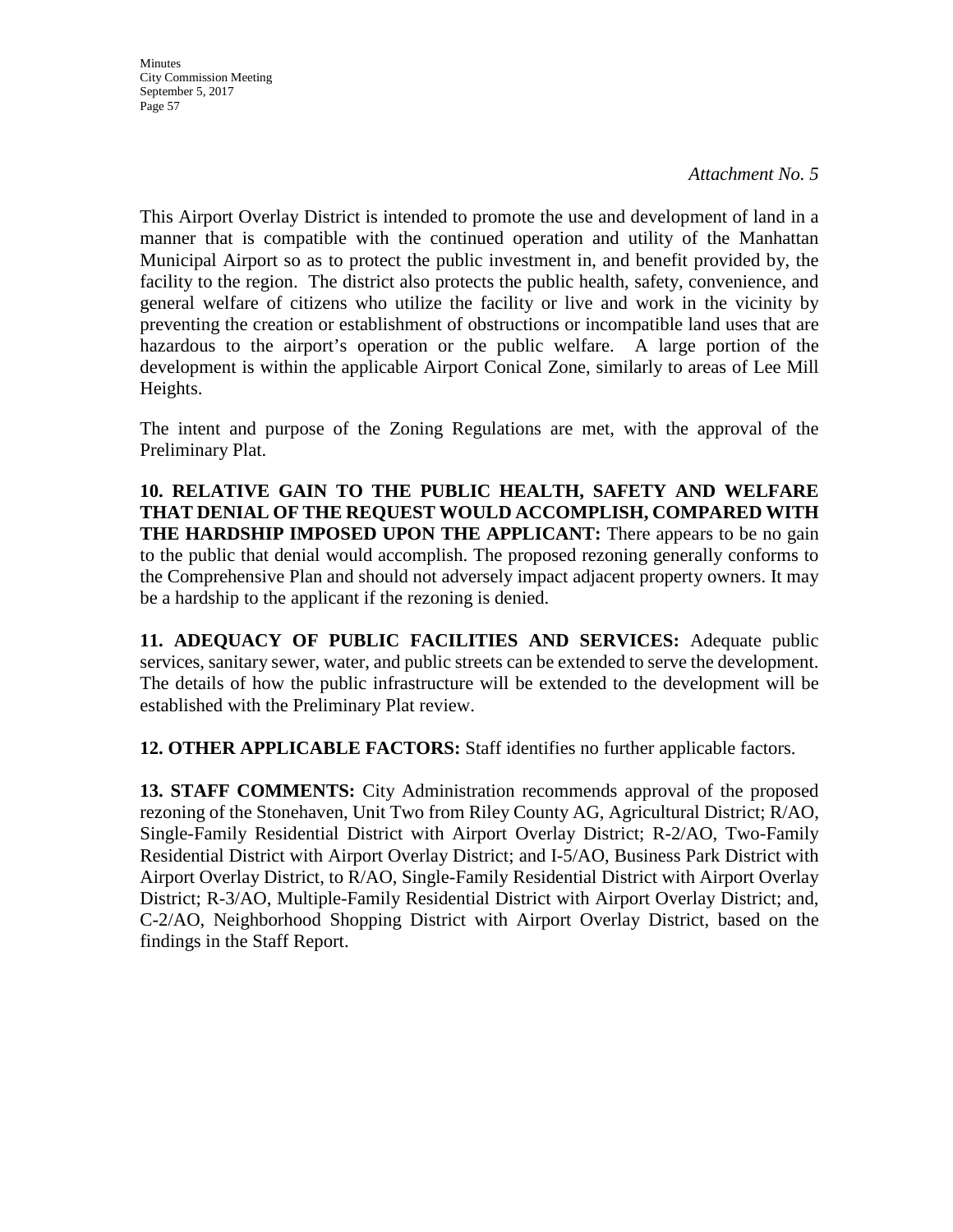*Attachment No. 5*

This Airport Overlay District is intended to promote the use and development of land in a manner that is compatible with the continued operation and utility of the Manhattan Municipal Airport so as to protect the public investment in, and benefit provided by, the facility to the region. The district also protects the public health, safety, convenience, and general welfare of citizens who utilize the facility or live and work in the vicinity by preventing the creation or establishment of obstructions or incompatible land uses that are hazardous to the airport's operation or the public welfare. A large portion of the development is within the applicable Airport Conical Zone, similarly to areas of Lee Mill Heights.

The intent and purpose of the Zoning Regulations are met, with the approval of the Preliminary Plat.

**10. RELATIVE GAIN TO THE PUBLIC HEALTH, SAFETY AND WELFARE THAT DENIAL OF THE REQUEST WOULD ACCOMPLISH, COMPARED WITH THE HARDSHIP IMPOSED UPON THE APPLICANT:** There appears to be no gain to the public that denial would accomplish. The proposed rezoning generally conforms to the Comprehensive Plan and should not adversely impact adjacent property owners. It may be a hardship to the applicant if the rezoning is denied.

**11. ADEQUACY OF PUBLIC FACILITIES AND SERVICES:** Adequate public services, sanitary sewer, water, and public streets can be extended to serve the development. The details of how the public infrastructure will be extended to the development will be established with the Preliminary Plat review.

**12. OTHER APPLICABLE FACTORS:** Staff identifies no further applicable factors.

**13. STAFF COMMENTS:** City Administration recommends approval of the proposed rezoning of the Stonehaven, Unit Two from Riley County AG, Agricultural District; R/AO, Single-Family Residential District with Airport Overlay District; R-2/AO, Two-Family Residential District with Airport Overlay District; and I-5/AO, Business Park District with Airport Overlay District, to R/AO, Single-Family Residential District with Airport Overlay District; R-3/AO, Multiple-Family Residential District with Airport Overlay District; and, C-2/AO, Neighborhood Shopping District with Airport Overlay District, based on the findings in the Staff Report.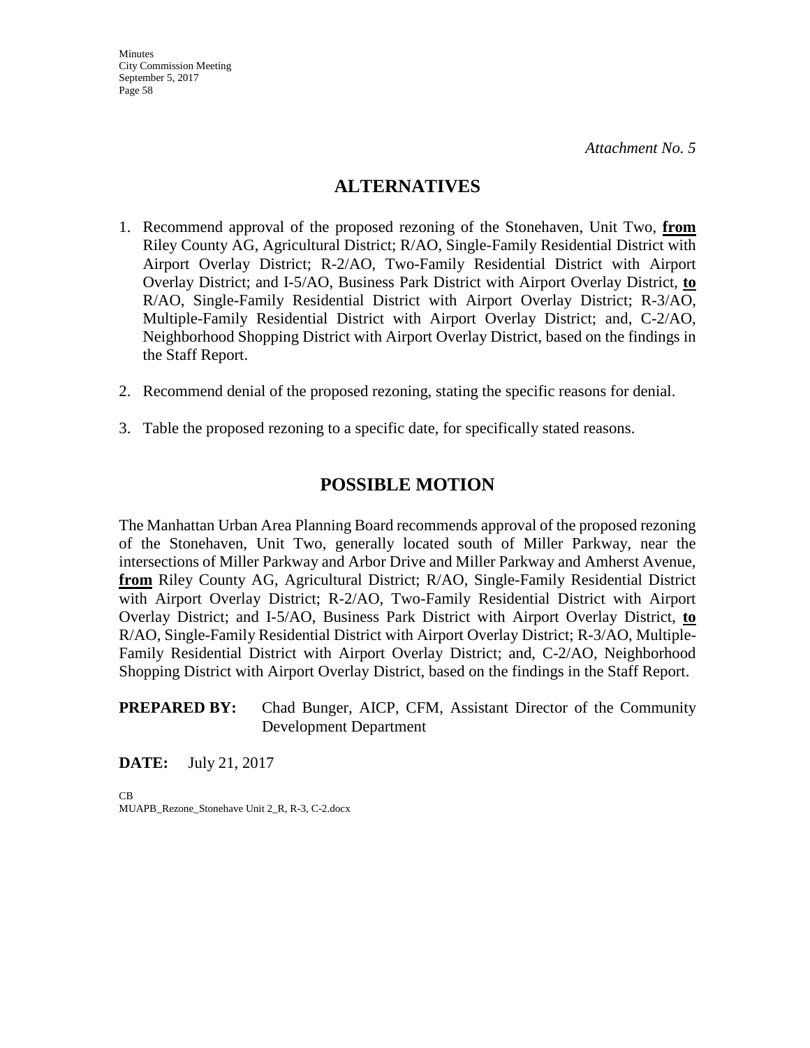*Attachment No. 5*

## ALTERNATIVES

1. Recommend approval of the proposed rezoning of the Stonehaven, Unit Two, **from** Riley County AG, Agricultural District; R/AO, Single-Family Residential District with Airport Overlay District; R-2/AO, Two-Family Residential District with Airport Overlay District; and I-5/AO, Business Park District with Airport Overlay District, **to** R/AO, Single-Family Residential District with Airport Overlay District; R-3/AO, Multiple-Family Residential District with Airport Overlay District; and, C-2/AO, Neighborhood Shopping District with Airport Overlay District, based on the findings in the Staff Report.

2. Recommend denial of the proposed rezoning, stating the specific reasons for denial.

3. Table the proposed rezoning to a specific date, for specifically stated reasons.

## POSSIBLE MOTION

The Manhattan Urban Area Planning Board recommends approval of the proposed rezoning of the Stonehaven, Unit Two, generally located south of Miller Parkway, near the intersections of Miller Parkway and Arbor Drive and Miller Parkway and Amherst Avenue, **from** Riley County AG, Agricultural District; R/AO, Single-Family Residential District with Airport Overlay District; R-2/AO, Two-Family Residential District with Airport Overlay District; and I-5/AO, Business Park District with Airport Overlay District, **to** R/AO, Single-Family Residential District with Airport Overlay District; R-3/AO, Multiple-Family Residential District with Airport Overlay District; and, C-2/AO, Neighborhood Shopping District with Airport Overlay District, based on the findings in the Staff Report.

**PREPARED BY:** Chad Bunger, AICP, CFM, Assistant Director of the Community Development Department

**DATE:** July 21, 2017

CB
MUAPB_Rezone_Stonehave Unit 2_R, R-3, C-2.docx